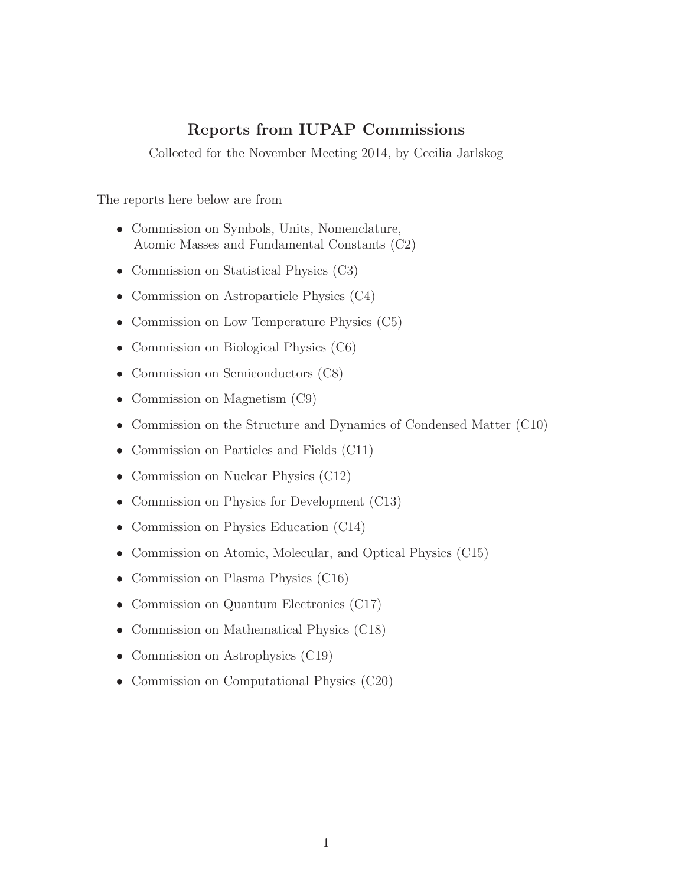# Reports from IUPAP Commissions

Collected for the November Meeting 2014, by Cecilia Jarlskog

The reports here below are from

- Commission on Symbols, Units, Nomenclature, Atomic Masses and Fundamental Constants (C2)
- Commission on Statistical Physics (C3)
- Commission on Astroparticle Physics (C4)
- Commission on Low Temperature Physics (C5)
- Commission on Biological Physics (C6)
- Commission on Semiconductors (C8)
- Commission on Magnetism (C9)
- Commission on the Structure and Dynamics of Condensed Matter (C10)
- Commission on Particles and Fields (C11)
- Commission on Nuclear Physics (C12)
- Commission on Physics for Development (C13)
- Commission on Physics Education (C14)
- Commission on Atomic, Molecular, and Optical Physics (C15)
- Commission on Plasma Physics (C16)
- Commission on Quantum Electronics (C17)
- Commission on Mathematical Physics (C18)
- Commission on Astrophysics (C19)
- Commission on Computational Physics (C20)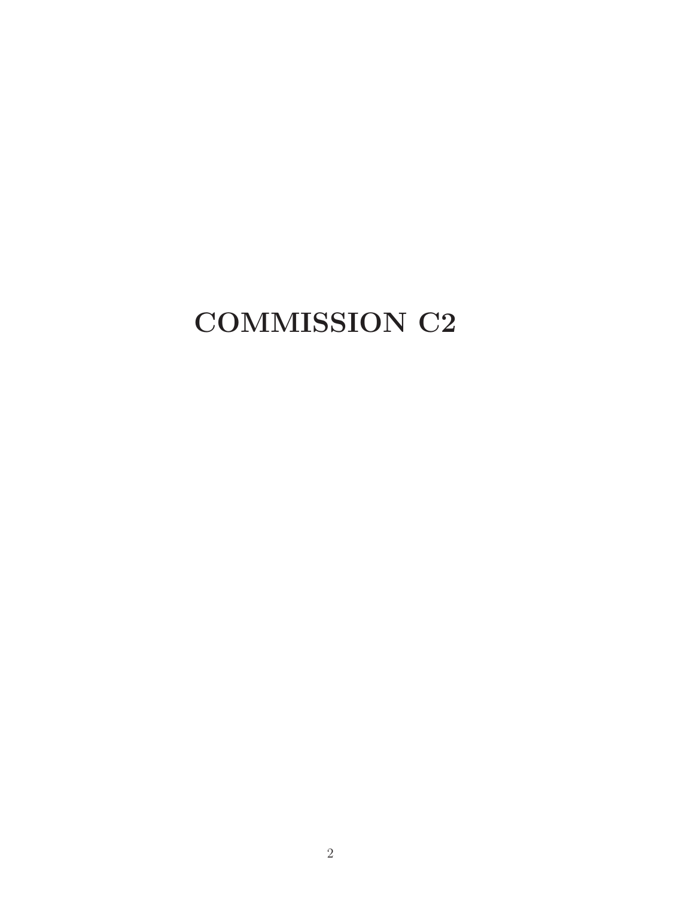# COMMISSION C2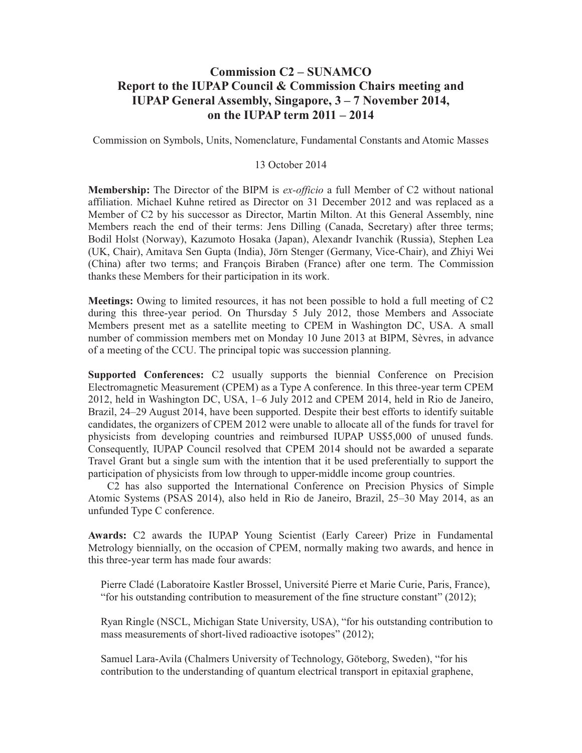# Commission C2 – SUNAMCO
# Report to the IUPAP Council & Commission Chairs meeting and IUPAP General Assembly, Singapore, 3 – 7 November 2014, on the IUPAP term 2011 – 2014

Commission on Symbols, Units, Nomenclature, Fundamental Constants and Atomic Masses

13 October 2014

**Membership:** The Director of the BIPM is *ex-officio* a full Member of C2 without national affiliation. Michael Kuhne retired as Director on 31 December 2012 and was replaced as a Member of C2 by his successor as Director, Martin Milton. At this General Assembly, nine Members reach the end of their terms: Jens Dilling (Canada, Secretary) after three terms; Bodil Holst (Norway), Kazumoto Hosaka (Japan), Alexandr Ivanchik (Russia), Stephen Lea (UK, Chair), Amitava Sen Gupta (India), Jörn Stenger (Germany, Vice-Chair), and Zhiyi Wei (China) after two terms; and François Biraben (France) after one term. The Commission thanks these Members for their participation in its work.

**Meetings:** Owing to limited resources, it has not been possible to hold a full meeting of C2 during this three-year period. On Thursday 5 July 2012, those Members and Associate Members present met as a satellite meeting to CPEM in Washington DC, USA. A small number of commission members met on Monday 10 June 2013 at BIPM, Sèvres, in advance of a meeting of the CCU. The principal topic was succession planning.

**Supported Conferences:** C2 usually supports the biennial Conference on Precision Electromagnetic Measurement (CPEM) as a Type A conference. In this three-year term CPEM 2012, held in Washington DC, USA, 1–6 July 2012 and CPEM 2014, held in Rio de Janeiro, Brazil, 24–29 August 2014, have been supported. Despite their best efforts to identify suitable candidates, the organizers of CPEM 2012 were unable to allocate all of the funds for travel for physicists from developing countries and reimbursed IUPAP US$5,000 of unused funds. Consequently, IUPAP Council resolved that CPEM 2014 should not be awarded a separate Travel Grant but a single sum with the intention that it be used preferentially to support the participation of physicists from low through to upper-middle income group countries.

C2 has also supported the International Conference on Precision Physics of Simple Atomic Systems (PSAS 2014), also held in Rio de Janeiro, Brazil, 25–30 May 2014, as an unfunded Type C conference.

**Awards:** C2 awards the IUPAP Young Scientist (Early Career) Prize in Fundamental Metrology biennially, on the occasion of CPEM, normally making two awards, and hence in this three-year term has made four awards:

Pierre Cladé (Laboratoire Kastler Brossel, Université Pierre et Marie Curie, Paris, France), "for his outstanding contribution to measurement of the fine structure constant" (2012);

Ryan Ringle (NSCL, Michigan State University, USA), "for his outstanding contribution to mass measurements of short-lived radioactive isotopes" (2012);

Samuel Lara-Avila (Chalmers University of Technology, Göteborg, Sweden), "for his contribution to the understanding of quantum electrical transport in epitaxial graphene,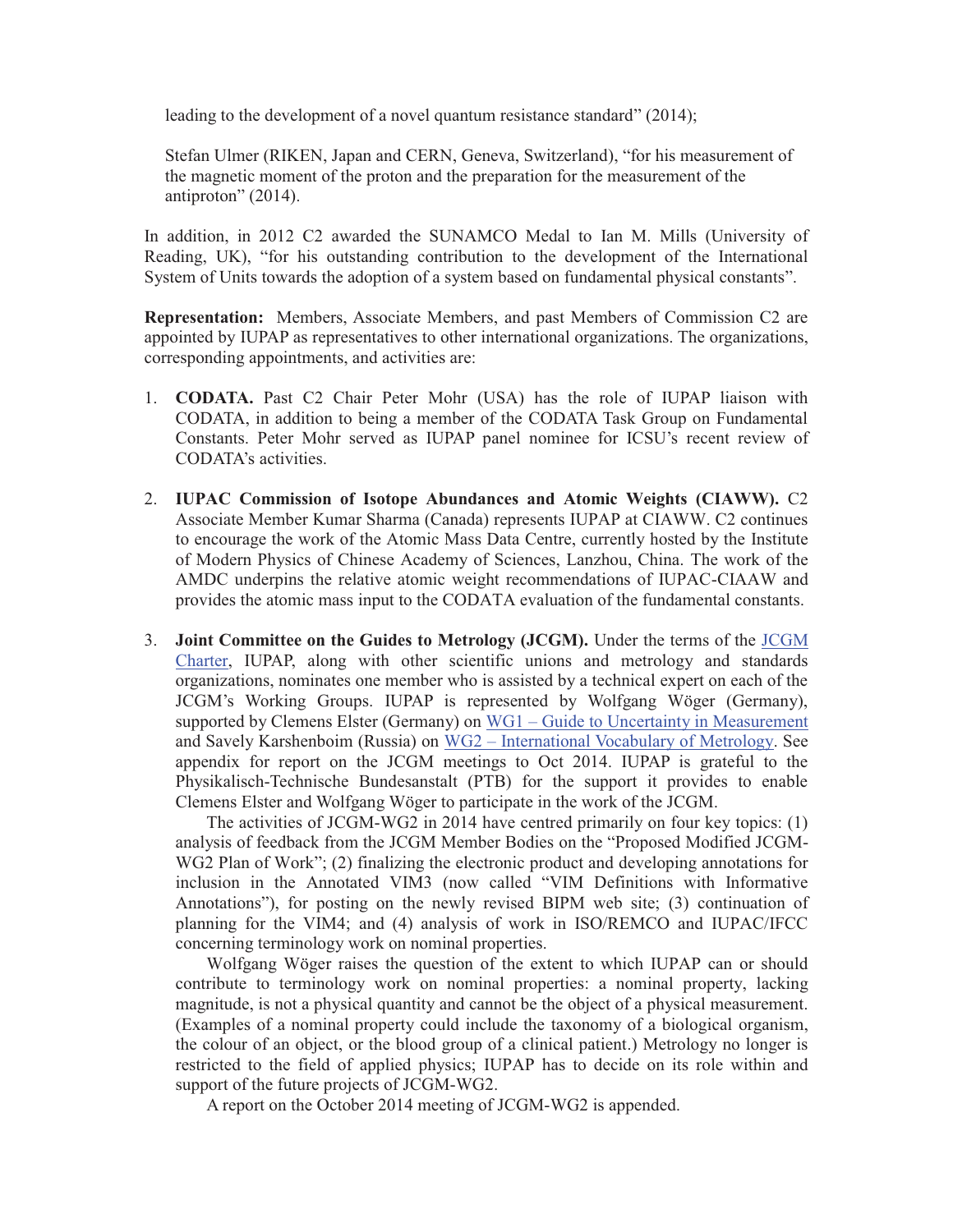leading to the development of a novel quantum resistance standard" (2014);

Stefan Ulmer (RIKEN, Japan and CERN, Geneva, Switzerland), "for his measurement of the magnetic moment of the proton and the preparation for the measurement of the antiproton" (2014).

In addition, in 2012 C2 awarded the SUNAMCO Medal to Ian M. Mills (University of Reading, UK), "for his outstanding contribution to the development of the International System of Units towards the adoption of a system based on fundamental physical constants".

**Representation:** Members, Associate Members, and past Members of Commission C2 are appointed by IUPAP as representatives to other international organizations. The organizations, corresponding appointments, and activities are:

1. **CODATA.** Past C2 Chair Peter Mohr (USA) has the role of IUPAP liaison with CODATA, in addition to being a member of the CODATA Task Group on Fundamental Constants. Peter Mohr served as IUPAP panel nominee for ICSU's recent review of CODATA's activities.

2. **IUPAC Commission of Isotope Abundances and Atomic Weights (CIAWW).** C2 Associate Member Kumar Sharma (Canada) represents IUPAP at CIAWW. C2 continues to encourage the work of the Atomic Mass Data Centre, currently hosted by the Institute of Modern Physics of Chinese Academy of Sciences, Lanzhou, China. The work of the AMDC underpins the relative atomic weight recommendations of IUPAC-CIAAW and provides the atomic mass input to the CODATA evaluation of the fundamental constants.

3. **Joint Committee on the Guides to Metrology (JCGM).** Under the terms of the JCGM Charter, IUPAP, along with other scientific unions and metrology and standards organizations, nominates one member who is assisted by a technical expert on each of the JCGM's Working Groups. IUPAP is represented by Wolfgang Wöger (Germany), supported by Clemens Elster (Germany) on WG1 – Guide to Uncertainty in Measurement and Savely Karshenboim (Russia) on WG2 – International Vocabulary of Metrology. See appendix for report on the JCGM meetings to Oct 2014. IUPAP is grateful to the Physikalisch-Technische Bundesanstalt (PTB) for the support it provides to enable Clemens Elster and Wolfgang Wöger to participate in the work of the JCGM.

   The activities of JCGM-WG2 in 2014 have centred primarily on four key topics: (1) analysis of feedback from the JCGM Member Bodies on the "Proposed Modified JCGM-WG2 Plan of Work"; (2) finalizing the electronic product and developing annotations for inclusion in the Annotated VIM3 (now called "VIM Definitions with Informative Annotations"), for posting on the newly revised BIPM web site; (3) continuation of planning for the VIM4; and (4) analysis of work in ISO/REMCO and IUPAC/IFCC concerning terminology work on nominal properties.

   Wolfgang Wöger raises the question of the extent to which IUPAP can or should contribute to terminology work on nominal properties: a nominal property, lacking magnitude, is not a physical quantity and cannot be the object of a physical measurement. (Examples of a nominal property could include the taxonomy of a biological organism, the colour of an object, or the blood group of a clinical patient.) Metrology no longer is restricted to the field of applied physics; IUPAP has to decide on its role within and support of the future projects of JCGM-WG2.

   A report on the October 2014 meeting of JCGM-WG2 is appended.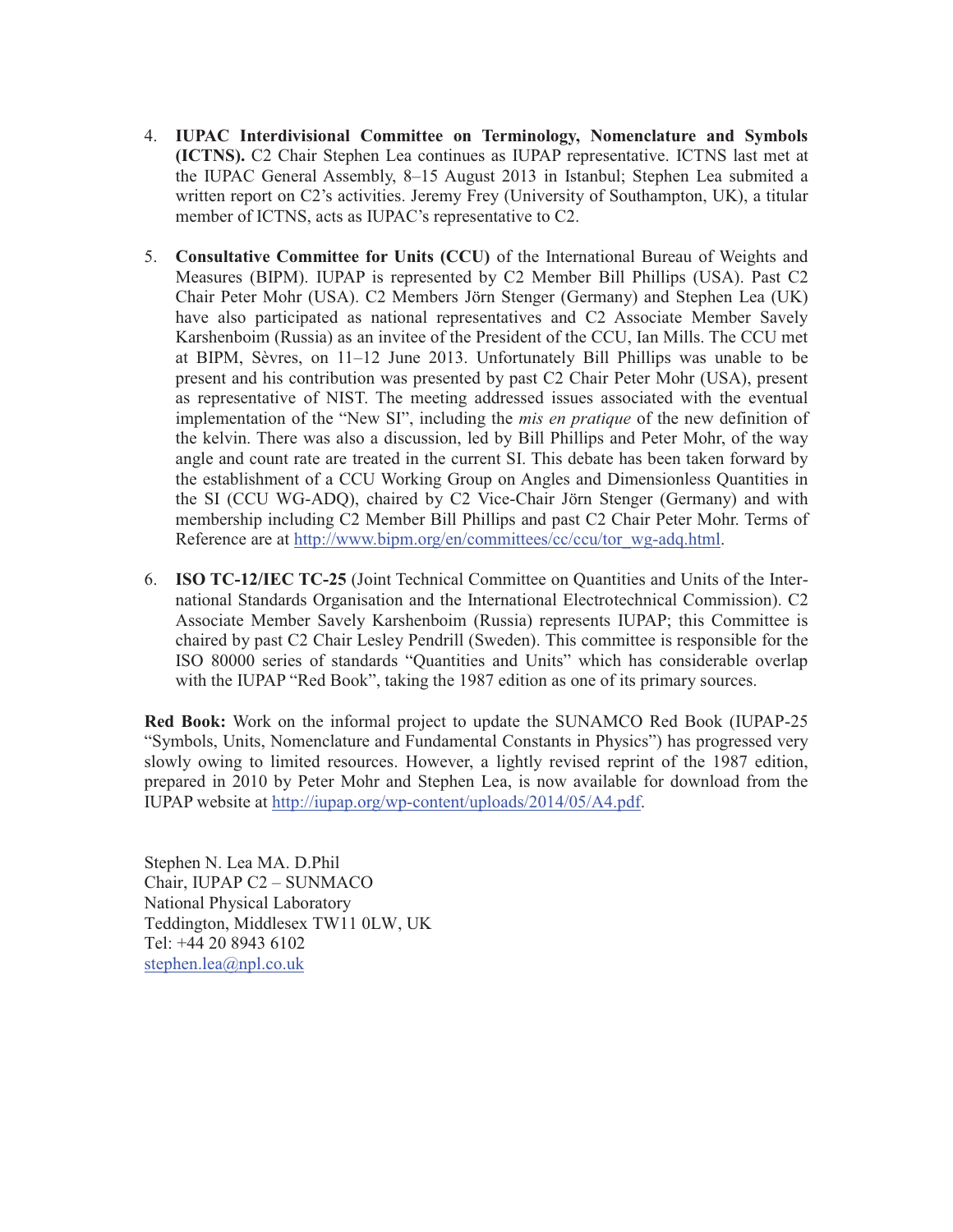4. **IUPAC Interdivisional Committee on Terminology, Nomenclature and Symbols (ICTNS).** C2 Chair Stephen Lea continues as IUPAP representative. ICTNS last met at the IUPAC General Assembly, 8–15 August 2013 in Istanbul; Stephen Lea submited a written report on C2's activities. Jeremy Frey (University of Southampton, UK), a titular member of ICTNS, acts as IUPAC's representative to C2.

5. **Consultative Committee for Units (CCU)** of the International Bureau of Weights and Measures (BIPM). IUPAP is represented by C2 Member Bill Phillips (USA). Past C2 Chair Peter Mohr (USA). C2 Members Jörn Stenger (Germany) and Stephen Lea (UK) have also participated as national representatives and C2 Associate Member Savely Karshenboim (Russia) as an invitee of the President of the CCU, Ian Mills. The CCU met at BIPM, Sèvres, on 11–12 June 2013. Unfortunately Bill Phillips was unable to be present and his contribution was presented by past C2 Chair Peter Mohr (USA), present as representative of NIST. The meeting addressed issues associated with the eventual implementation of the "New SI", including the *mis en pratique* of the new definition of the kelvin. There was also a discussion, led by Bill Phillips and Peter Mohr, of the way angle and count rate are treated in the current SI. This debate has been taken forward by the establishment of a CCU Working Group on Angles and Dimensionless Quantities in the SI (CCU WG-ADQ), chaired by C2 Vice-Chair Jörn Stenger (Germany) and with membership including C2 Member Bill Phillips and past C2 Chair Peter Mohr. Terms of Reference are at http://www.bipm.org/en/committees/cc/ccu/tor_wg-adq.html.

6. **ISO TC-12/IEC TC-25** (Joint Technical Committee on Quantities and Units of the International Standards Organisation and the International Electrotechnical Commission). C2 Associate Member Savely Karshenboim (Russia) represents IUPAP; this Committee is chaired by past C2 Chair Lesley Pendrill (Sweden). This committee is responsible for the ISO 80000 series of standards "Quantities and Units" which has considerable overlap with the IUPAP "Red Book", taking the 1987 edition as one of its primary sources.

**Red Book:** Work on the informal project to update the SUNAMCO Red Book (IUPAP-25 "Symbols, Units, Nomenclature and Fundamental Constants in Physics") has progressed very slowly owing to limited resources. However, a lightly revised reprint of the 1987 edition, prepared in 2010 by Peter Mohr and Stephen Lea, is now available for download from the IUPAP website at http://iupap.org/wp-content/uploads/2014/05/A4.pdf.

Stephen N. Lea MA. D.Phil  
Chair, IUPAP C2 – SUNMACO  
National Physical Laboratory  
Teddington, Middlesex TW11 0LW, UK  
Tel: +44 20 8943 6102  
stephen.lea@npl.co.uk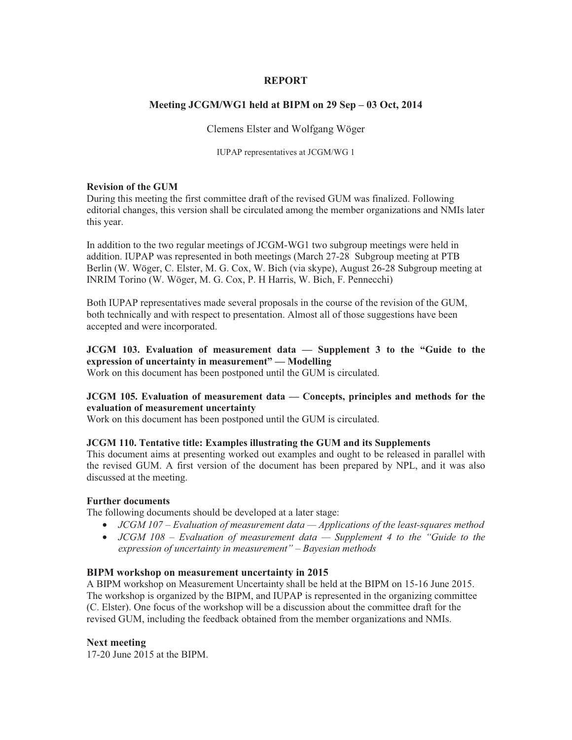# REPORT

## Meeting JCGM/WG1 held at BIPM on 29 Sep – 03 Oct, 2014

Clemens Elster and Wolfgang Wöger

IUPAP representatives at JCGM/WG 1

### Revision of the GUM

During this meeting the first committee draft of the revised GUM was finalized. Following editorial changes, this version shall be circulated among the member organizations and NMIs later this year.

In addition to the two regular meetings of JCGM-WG1 two subgroup meetings were held in addition. IUPAP was represented in both meetings (March 27-28 Subgroup meeting at PTB Berlin (W. Wöger, C. Elster, M. G. Cox, W. Bich (via skype), August 26-28 Subgroup meeting at INRIM Torino (W. Wöger, M. G. Cox, P. H Harris, W. Bich, F. Pennecchi)

Both IUPAP representatives made several proposals in the course of the revision of the GUM, both technically and with respect to presentation. Almost all of those suggestions have been accepted and were incorporated.

### JCGM 103. Evaluation of measurement data — Supplement 3 to the "Guide to the expression of uncertainty in measurement" — Modelling

Work on this document has been postponed until the GUM is circulated.

### JCGM 105. Evaluation of measurement data — Concepts, principles and methods for the evaluation of measurement uncertainty

Work on this document has been postponed until the GUM is circulated.

### JCGM 110. Tentative title: Examples illustrating the GUM and its Supplements

This document aims at presenting worked out examples and ought to be released in parallel with the revised GUM. A first version of the document has been prepared by NPL, and it was also discussed at the meeting.

### Further documents

The following documents should be developed at a later stage:

- *JCGM 107 – Evaluation of measurement data — Applications of the least-squares method*
- *JCGM 108 – Evaluation of measurement data — Supplement 4 to the "Guide to the expression of uncertainty in measurement" – Bayesian methods*

### BIPM workshop on measurement uncertainty in 2015

A BIPM workshop on Measurement Uncertainty shall be held at the BIPM on 15-16 June 2015. The workshop is organized by the BIPM, and IUPAP is represented in the organizing committee (C. Elster). One focus of the workshop will be a discussion about the committee draft for the revised GUM, including the feedback obtained from the member organizations and NMIs.

### Next meeting

17-20 June 2015 at the BIPM.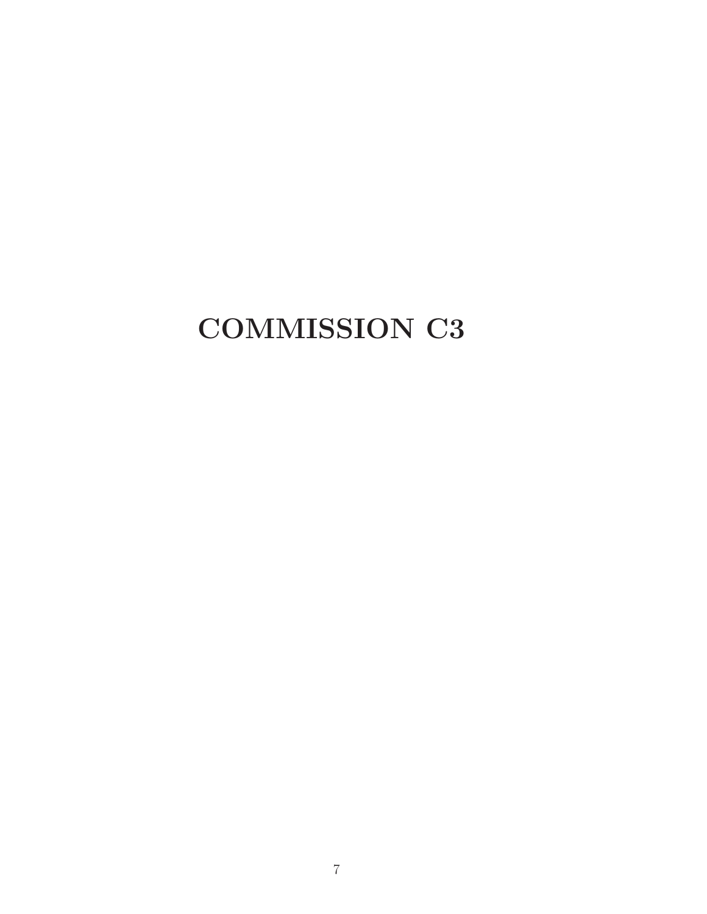# COMMISSION C3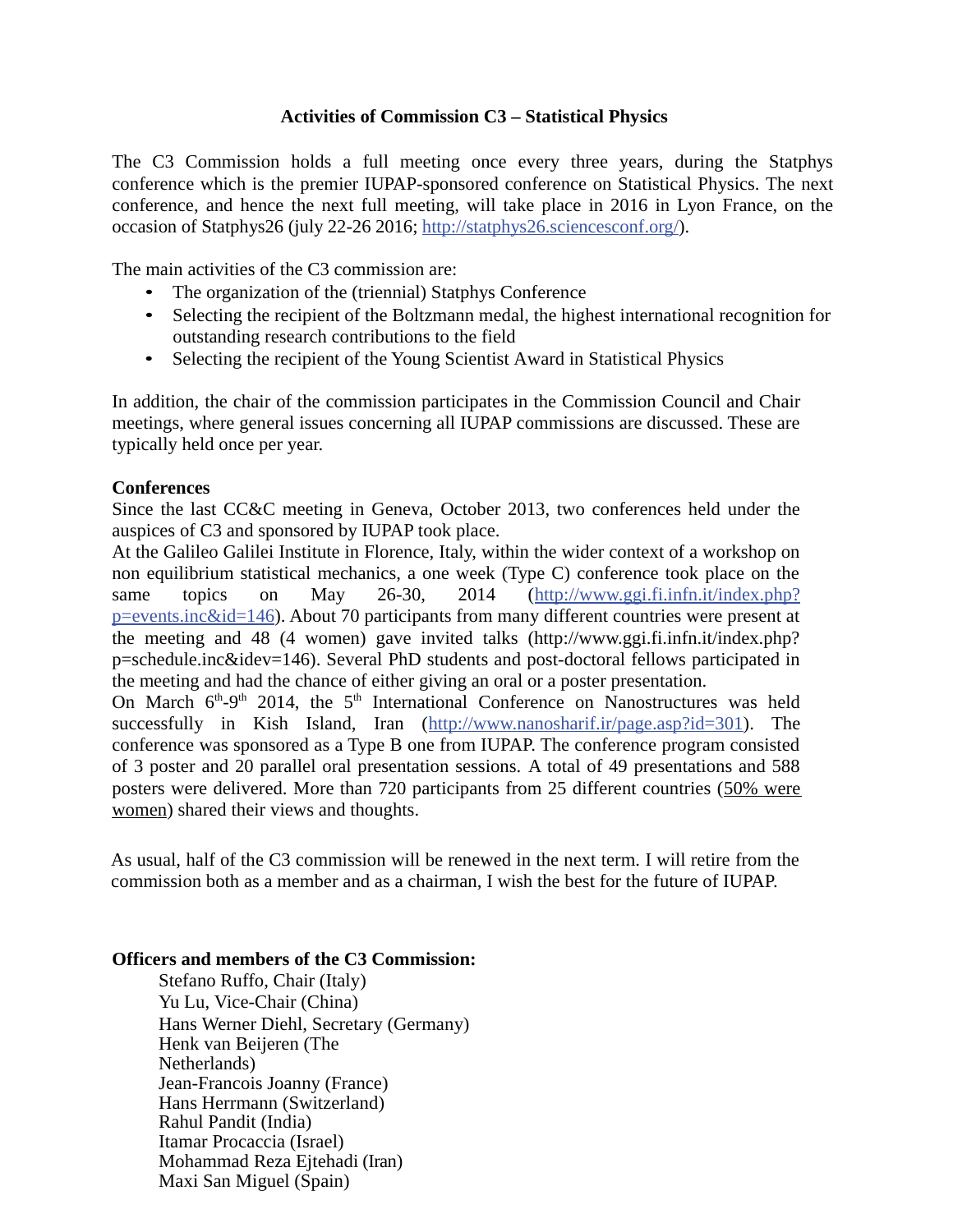# Activities of Commission C3 – Statistical Physics

The C3 Commission holds a full meeting once every three years, during the Statphys conference which is the premier IUPAP-sponsored conference on Statistical Physics. The next conference, and hence the next full meeting, will take place in 2016 in Lyon France, on the occasion of Statphys26 (july 22-26 2016; http://statphys26.sciencesconf.org/).

The main activities of the C3 commission are:

- The organization of the (triennial) Statphys Conference
- Selecting the recipient of the Boltzmann medal, the highest international recognition for outstanding research contributions to the field
- Selecting the recipient of the Young Scientist Award in Statistical Physics

In addition, the chair of the commission participates in the Commission Council and Chair meetings, where general issues concerning all IUPAP commissions are discussed. These are typically held once per year.

**Conferences**

Since the last CC&C meeting in Geneva, October 2013, two conferences held under the auspices of C3 and sponsored by IUPAP took place.

At the Galileo Galilei Institute in Florence, Italy, within the wider context of a workshop on non equilibrium statistical mechanics, a one week (Type C) conference took place on the same topics on May 26-30, 2014 (http://www.ggi.fi.infn.it/index.php?p=events.inc&id=146). About 70 participants from many different countries were present at the meeting and 48 (4 women) gave invited talks (http://www.ggi.fi.infn.it/index.php?p=schedule.inc&idev=146). Several PhD students and post-doctoral fellows participated in the meeting and had the chance of either giving an oral or a poster presentation.

On March 6th-9th 2014, the 5th International Conference on Nanostructures was held successfully in Kish Island, Iran (http://www.nanosharif.ir/page.asp?id=301). The conference was sponsored as a Type B one from IUPAP. The conference program consisted of 3 poster and 20 parallel oral presentation sessions. A total of 49 presentations and 588 posters were delivered. More than 720 participants from 25 different countries (50% were women) shared their views and thoughts.

As usual, half of the C3 commission will be renewed in the next term. I will retire from the commission both as a member and as a chairman, I wish the best for the future of IUPAP.

**Officers and members of the C3 Commission:**

Stefano Ruffo, Chair (Italy)
Yu Lu, Vice-Chair (China)
Hans Werner Diehl, Secretary (Germany)
Henk van Beijeren (The Netherlands)
Jean-Francois Joanny (France)
Hans Herrmann (Switzerland)
Rahul Pandit (India)
Itamar Procaccia (Israel)
Mohammad Reza Ejtehadi (Iran)
Maxi San Miguel (Spain)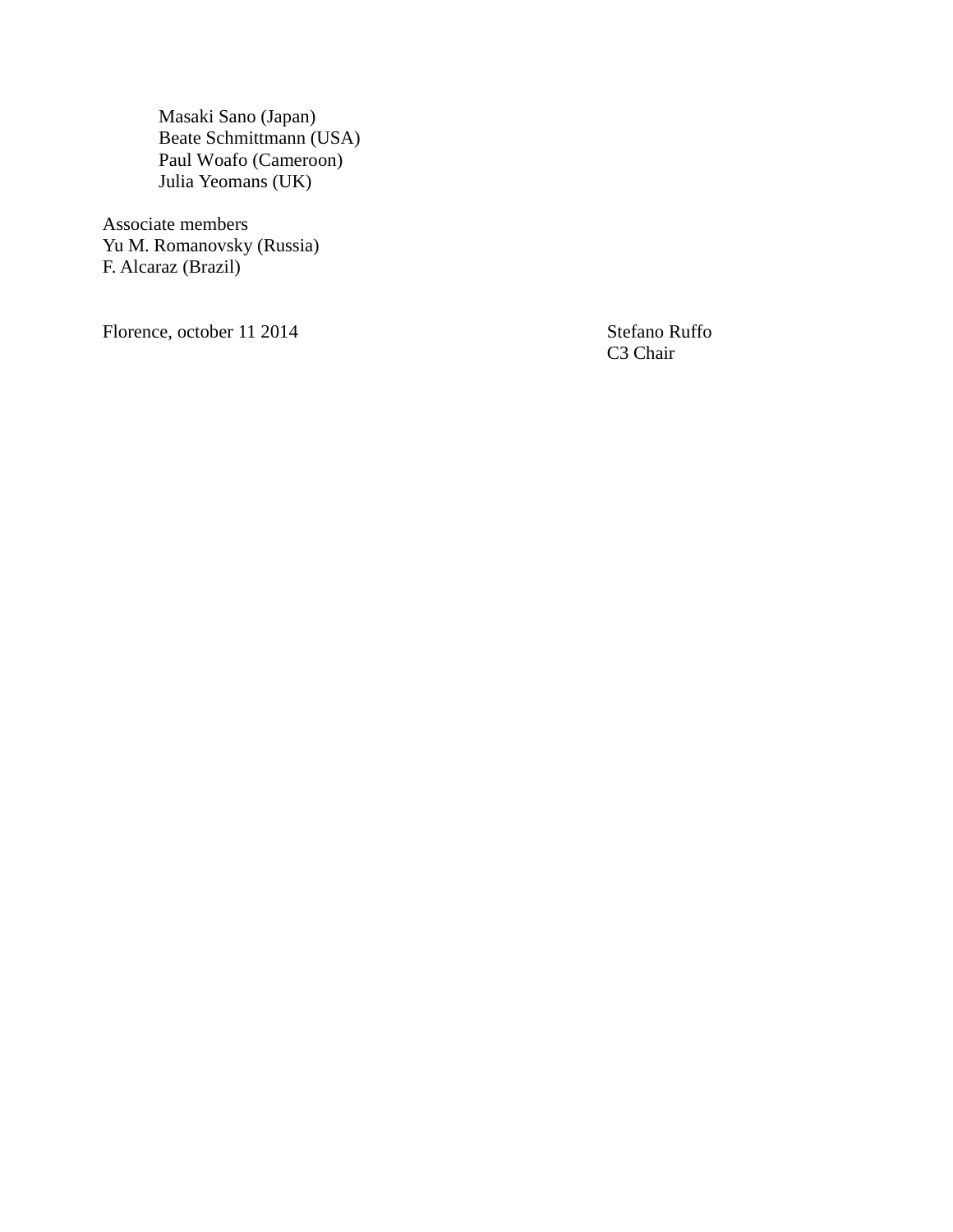Masaki Sano (Japan)
Beate Schmittmann (USA)
Paul Woafo (Cameroon)
Julia Yeomans (UK)

Associate members
Yu M. Romanovsky (Russia)
F. Alcaraz (Brazil)

Florence, october 11 2014

Stefano Ruffo
C3 Chair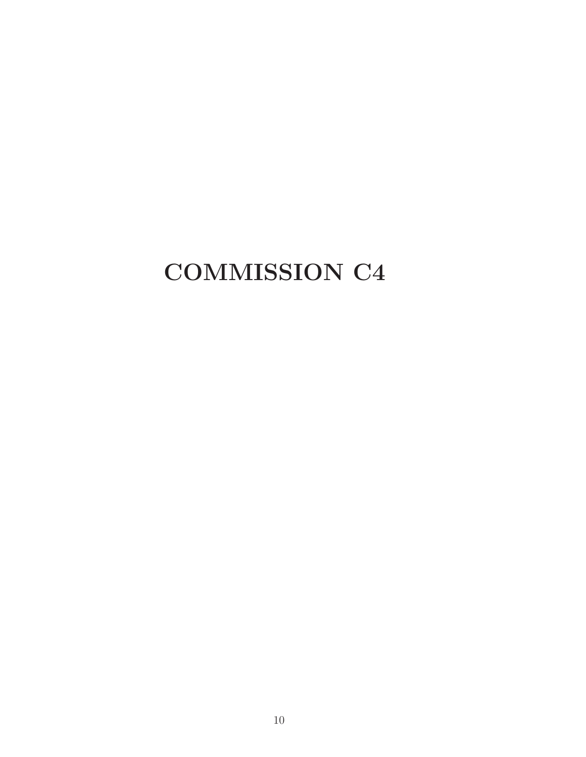# COMMISSION C4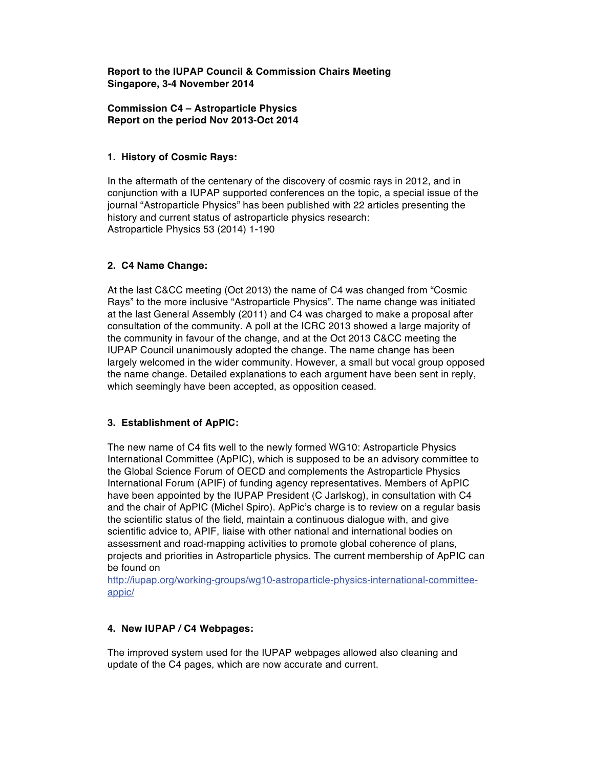**Report to the IUPAP Council & Commission Chairs Meeting**
**Singapore, 3-4 November 2014**

**Commission C4 – Astroparticle Physics**
**Report on the period Nov 2013-Oct 2014**

## 1. History of Cosmic Rays:

In the aftermath of the centenary of the discovery of cosmic rays in 2012, and in conjunction with a IUPAP supported conferences on the topic, a special issue of the journal "Astroparticle Physics" has been published with 22 articles presenting the history and current status of astroparticle physics research:
Astroparticle Physics 53 (2014) 1-190

## 2. C4 Name Change:

At the last C&CC meeting (Oct 2013) the name of C4 was changed from "Cosmic Rays" to the more inclusive "Astroparticle Physics". The name change was initiated at the last General Assembly (2011) and C4 was charged to make a proposal after consultation of the community. A poll at the ICRC 2013 showed a large majority of the community in favour of the change, and at the Oct 2013 C&CC meeting the IUPAP Council unanimously adopted the change. The name change has been largely welcomed in the wider community. However, a small but vocal group opposed the name change. Detailed explanations to each argument have been sent in reply, which seemingly have been accepted, as opposition ceased.

## 3. Establishment of ApPIC:

The new name of C4 fits well to the newly formed WG10: Astroparticle Physics International Committee (ApPIC), which is supposed to be an advisory committee to the Global Science Forum of OECD and complements the Astroparticle Physics International Forum (APIF) of funding agency representatives. Members of ApPIC have been appointed by the IUPAP President (C Jarlskog), in consultation with C4 and the chair of ApPIC (Michel Spiro). ApPic's charge is to review on a regular basis the scientific status of the field, maintain a continuous dialogue with, and give scientific advice to, APIF, liaise with other national and international bodies on assessment and road-mapping activities to promote global coherence of plans, projects and priorities in Astroparticle physics. The current membership of ApPIC can be found on
http://iupap.org/working-groups/wg10-astroparticle-physics-international-committee-appic/

## 4. New IUPAP / C4 Webpages:

The improved system used for the IUPAP webpages allowed also cleaning and update of the C4 pages, which are now accurate and current.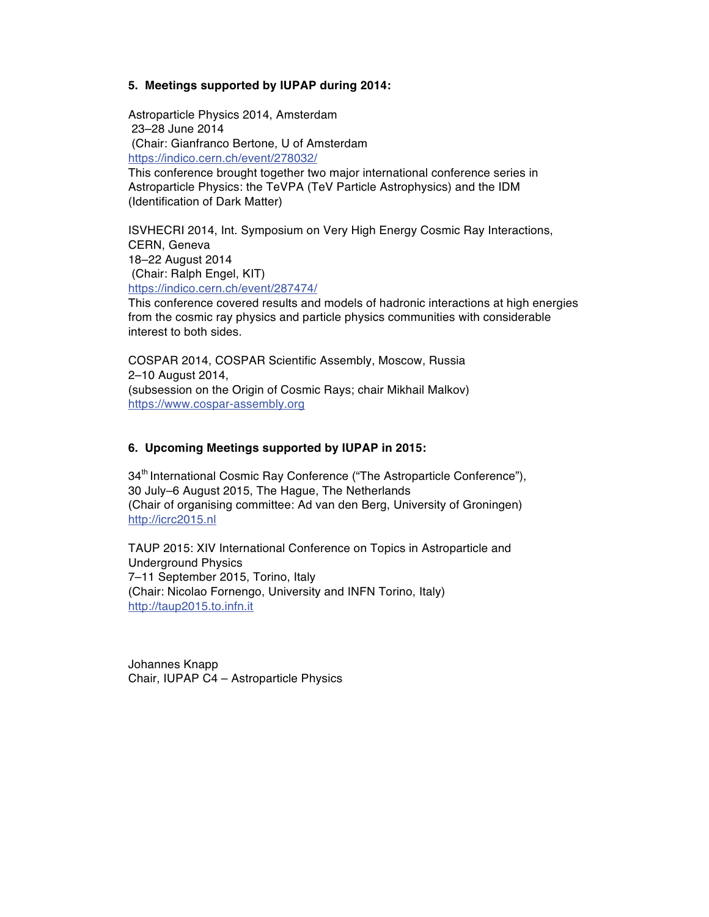### 5. Meetings supported by IUPAP during 2014:

Astroparticle Physics 2014, Amsterdam
23–28 June 2014
(Chair: Gianfranco Bertone, U of Amsterdam
https://indico.cern.ch/event/278032/
This conference brought together two major international conference series in Astroparticle Physics: the TeVPA (TeV Particle Astrophysics) and the IDM (Identification of Dark Matter)

ISVHECRI 2014, Int. Symposium on Very High Energy Cosmic Ray Interactions, CERN, Geneva
18–22 August 2014
(Chair: Ralph Engel, KIT)
https://indico.cern.ch/event/287474/
This conference covered results and models of hadronic interactions at high energies from the cosmic ray physics and particle physics communities with considerable interest to both sides.

COSPAR 2014, COSPAR Scientific Assembly, Moscow, Russia
2–10 August 2014,
(subsession on the Origin of Cosmic Rays; chair Mikhail Malkov)
https://www.cospar-assembly.org

### 6. Upcoming Meetings supported by IUPAP in 2015:

34th International Cosmic Ray Conference ("The Astroparticle Conference"),
30 July–6 August 2015, The Hague, The Netherlands
(Chair of organising committee: Ad van den Berg, University of Groningen)
http://icrc2015.nl

TAUP 2015: XIV International Conference on Topics in Astroparticle and Underground Physics
7–11 September 2015, Torino, Italy
(Chair: Nicolao Fornengo, University and INFN Torino, Italy)
http://taup2015.to.infn.it

Johannes Knapp
Chair, IUPAP C4 – Astroparticle Physics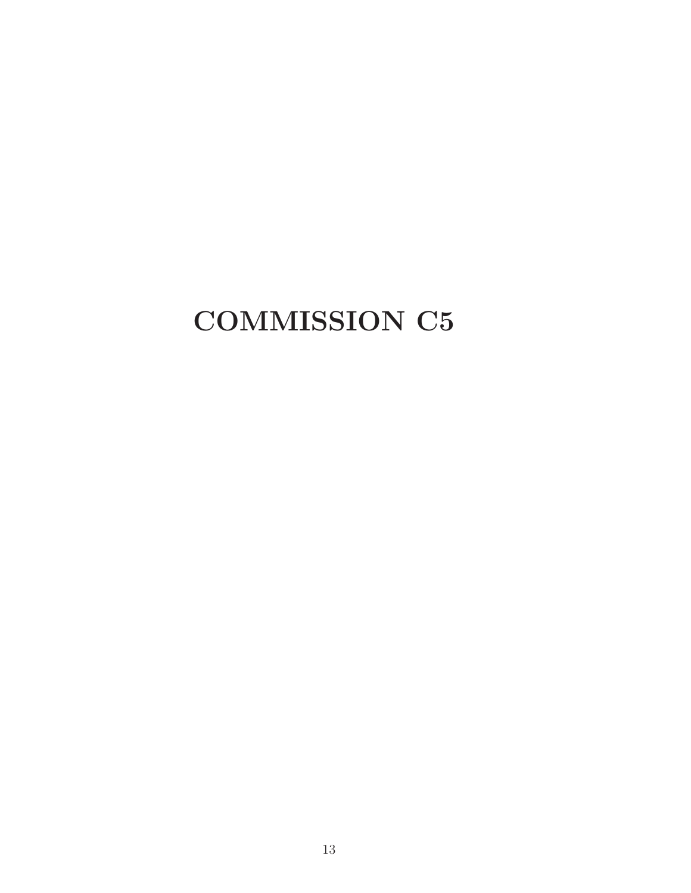# COMMISSION C5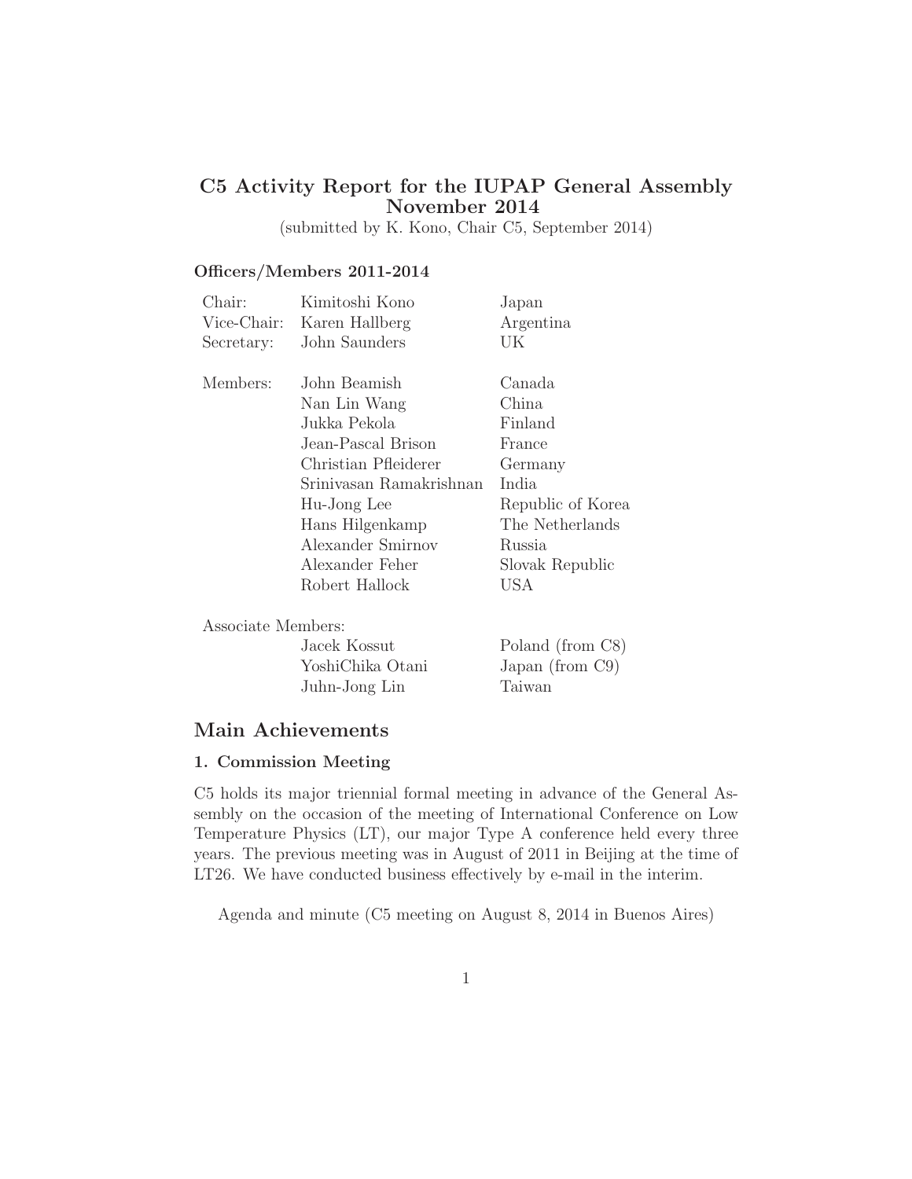# C5 Activity Report for the IUPAP General Assembly November 2014

(submitted by K. Kono, Chair C5, September 2014)

### Officers/Members 2011-2014

| | | |
|---|---|---|
| Chair: | Kimitoshi Kono | Japan |
| Vice-Chair: | Karen Hallberg | Argentina |
| Secretary: | John Saunders | UK |
| | | |
| Members: | John Beamish | Canada |
| | Nan Lin Wang | China |
| | Jukka Pekola | Finland |
| | Jean-Pascal Brison | France |
| | Christian Pfleiderer | Germany |
| | Srinivasan Ramakrishnan | India |
| | Hu-Jong Lee | Republic of Korea |
| | Hans Hilgenkamp | The Netherlands |
| | Alexander Smirnov | Russia |
| | Alexander Feher | Slovak Republic |
| | Robert Hallock | USA |

Associate Members:

| | |
|---|---|
| Jacek Kossut | Poland (from C8) |
| YoshiChika Otani | Japan (from C9) |
| Juhn-Jong Lin | Taiwan |

## Main Achievements

### 1. Commission Meeting

C5 holds its major triennial formal meeting in advance of the General Assembly on the occasion of the meeting of International Conference on Low Temperature Physics (LT), our major Type A conference held every three years. The previous meeting was in August of 2011 in Beijing at the time of LT26. We have conducted business effectively by e-mail in the interim.

Agenda and minute (C5 meeting on August 8, 2014 in Buenos Aires)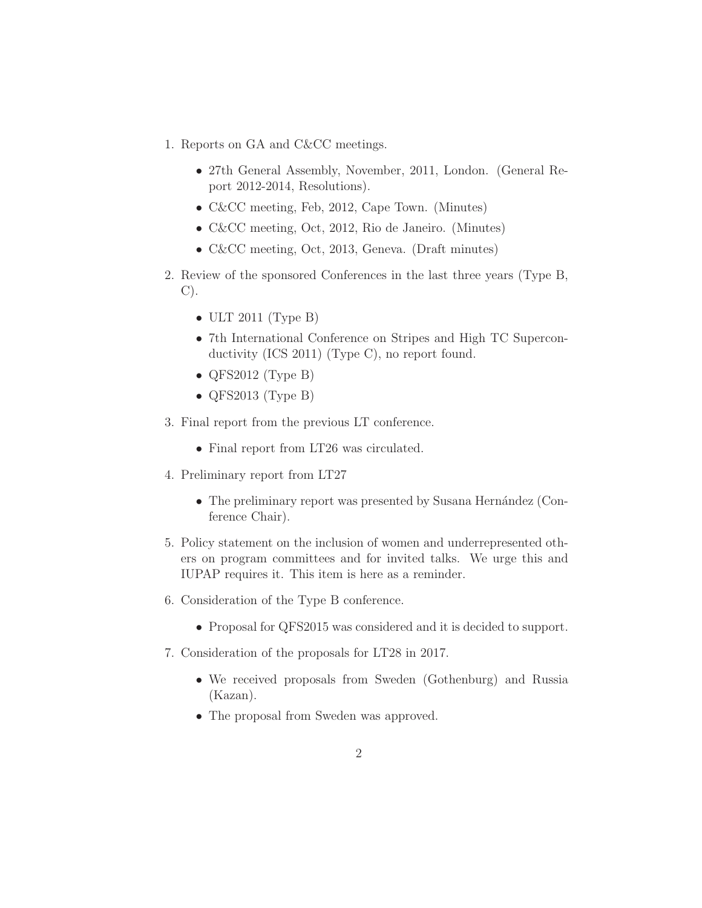1. Reports on GA and C&CC meetings.
   - 27th General Assembly, November, 2011, London. (General Report 2012-2014, Resolutions).
   - C&CC meeting, Feb, 2012, Cape Town. (Minutes)
   - C&CC meeting, Oct, 2012, Rio de Janeiro. (Minutes)
   - C&CC meeting, Oct, 2013, Geneva. (Draft minutes)
2. Review of the sponsored Conferences in the last three years (Type B, C).
   - ULT 2011 (Type B)
   - 7th International Conference on Stripes and High TC Superconductivity (ICS 2011) (Type C), no report found.
   - QFS2012 (Type B)
   - QFS2013 (Type B)
3. Final report from the previous LT conference.
   - Final report from LT26 was circulated.
4. Preliminary report from LT27
   - The preliminary report was presented by Susana Hernández (Conference Chair).
5. Policy statement on the inclusion of women and underrepresented others on program committees and for invited talks. We urge this and IUPAP requires it. This item is here as a reminder.
6. Consideration of the Type B conference.
   - Proposal for QFS2015 was considered and it is decided to support.
7. Consideration of the proposals for LT28 in 2017.
   - We received proposals from Sweden (Gothenburg) and Russia (Kazan).
   - The proposal from Sweden was approved.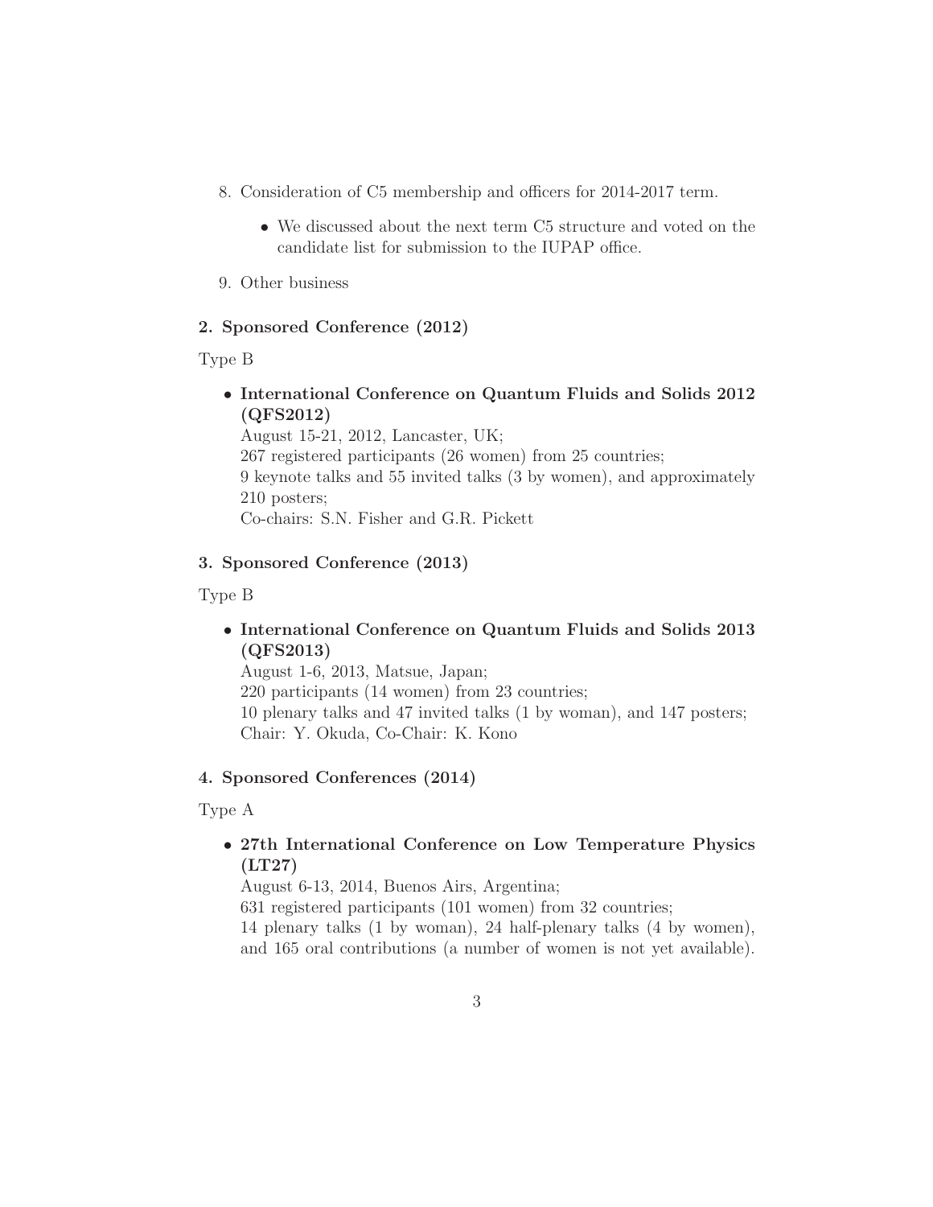8. Consideration of C5 membership and officers for 2014-2017 term.

   - We discussed about the next term C5 structure and voted on the candidate list for submission to the IUPAP office.

9. Other business

**2. Sponsored Conference (2012)**

Type B

- **International Conference on Quantum Fluids and Solids 2012 (QFS2012)**
  August 15-21, 2012, Lancaster, UK;
  267 registered participants (26 women) from 25 countries;
  9 keynote talks and 55 invited talks (3 by women), and approximately 210 posters;
  Co-chairs: S.N. Fisher and G.R. Pickett

**3. Sponsored Conference (2013)**

Type B

- **International Conference on Quantum Fluids and Solids 2013 (QFS2013)**
  August 1-6, 2013, Matsue, Japan;
  220 participants (14 women) from 23 countries;
  10 plenary talks and 47 invited talks (1 by woman), and 147 posters;
  Chair: Y. Okuda, Co-Chair: K. Kono

**4. Sponsored Conferences (2014)**

Type A

- **27th International Conference on Low Temperature Physics (LT27)**
  August 6-13, 2014, Buenos Airs, Argentina;
  631 registered participants (101 women) from 32 countries;
  14 plenary talks (1 by woman), 24 half-plenary talks (4 by women), and 165 oral contributions (a number of women is not yet available).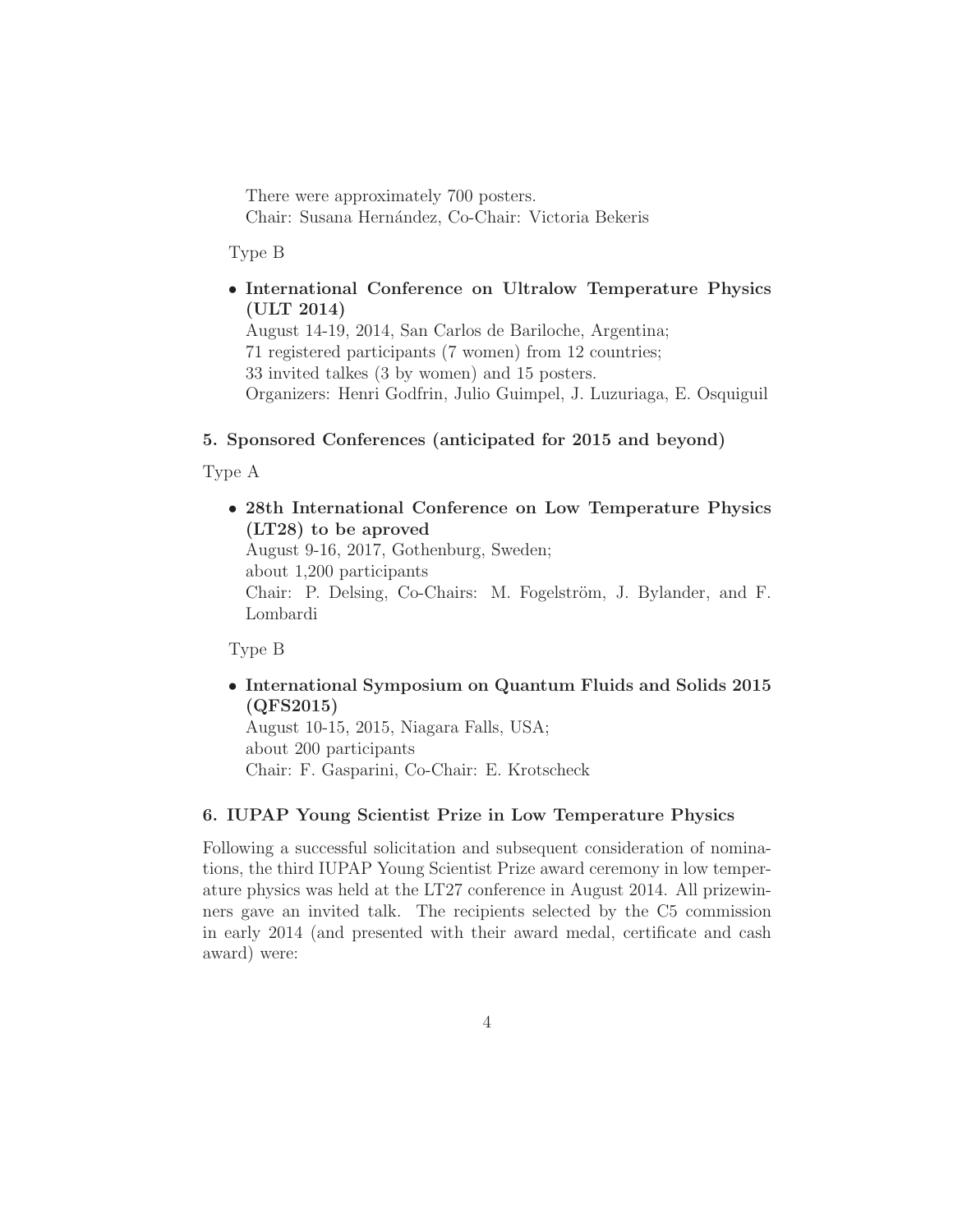There were approximately 700 posters.
Chair: Susana Hernández, Co-Chair: Victoria Bekeris

Type B

- **International Conference on Ultralow Temperature Physics (ULT 2014)**
  August 14-19, 2014, San Carlos de Bariloche, Argentina;
  71 registered participants (7 women) from 12 countries;
  33 invited talkes (3 by women) and 15 posters.
  Organizers: Henri Godfrin, Julio Guimpel, J. Luzuriaga, E. Osquiguil

### 5. Sponsored Conferences (anticipated for 2015 and beyond)

Type A

- **28th International Conference on Low Temperature Physics (LT28) to be aproved**
  August 9-16, 2017, Gothenburg, Sweden;
  about 1,200 participants
  Chair: P. Delsing, Co-Chairs: M. Fogelström, J. Bylander, and F. Lombardi

Type B

- **International Symposium on Quantum Fluids and Solids 2015 (QFS2015)**
  August 10-15, 2015, Niagara Falls, USA;
  about 200 participants
  Chair: F. Gasparini, Co-Chair: E. Krotscheck

### 6. IUPAP Young Scientist Prize in Low Temperature Physics

Following a successful solicitation and subsequent consideration of nominations, the third IUPAP Young Scientist Prize award ceremony in low temperature physics was held at the LT27 conference in August 2014. All prizewinners gave an invited talk. The recipients selected by the C5 commission in early 2014 (and presented with their award medal, certificate and cash award) were: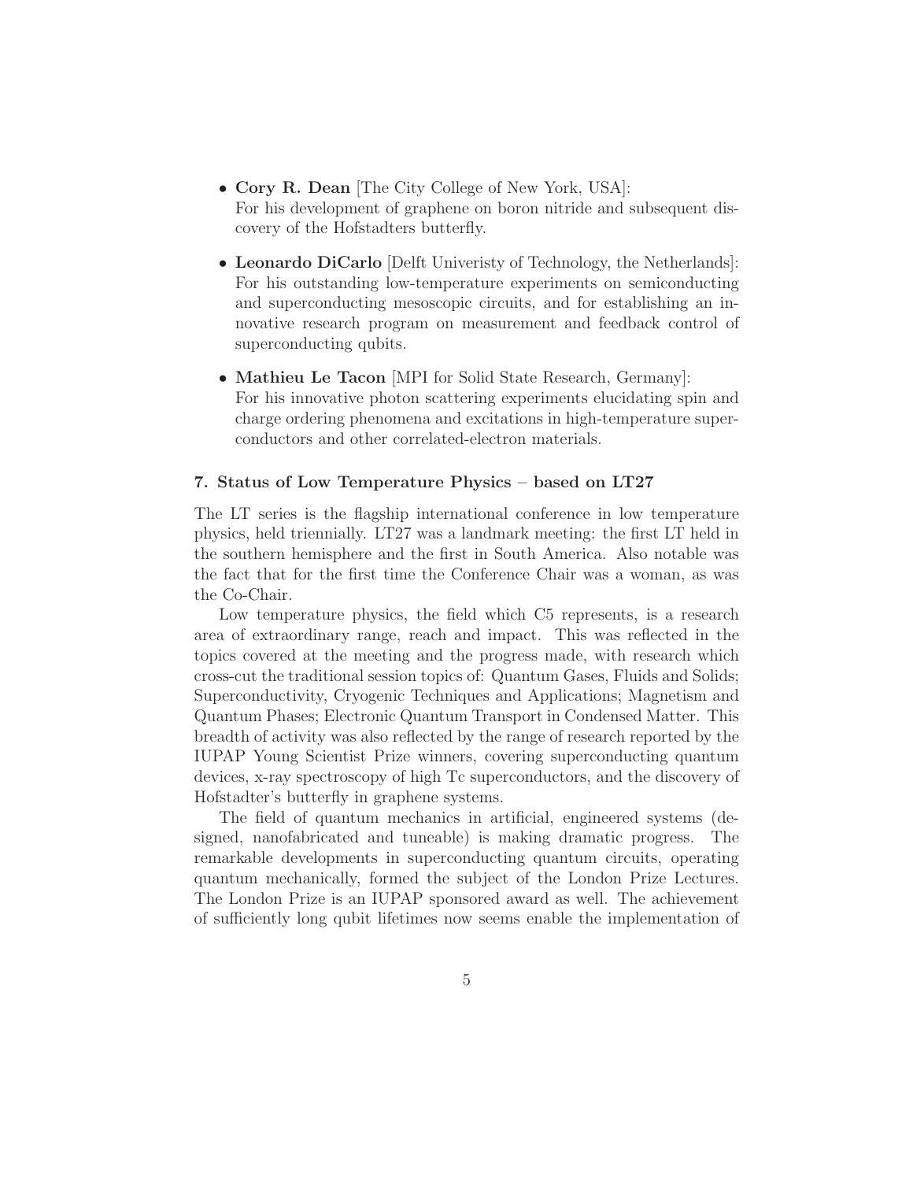- **Cory R. Dean** [The City College of New York, USA]:
  For his development of graphene on boron nitride and subsequent discovery of the Hofstadters butterfly.

- **Leonardo DiCarlo** [Delft Univeristy of Technology, the Netherlands]:
  For his outstanding low-temperature experiments on semiconducting and superconducting mesoscopic circuits, and for establishing an innovative research program on measurement and feedback control of superconducting qubits.

- **Mathieu Le Tacon** [MPI for Solid State Research, Germany]:
  For his innovative photon scattering experiments elucidating spin and charge ordering phenomena and excitations in high-temperature superconductors and other correlated-electron materials.

### 7. Status of Low Temperature Physics – based on LT27

The LT series is the flagship international conference in low temperature physics, held triennially. LT27 was a landmark meeting: the first LT held in the southern hemisphere and the first in South America. Also notable was the fact that for the first time the Conference Chair was a woman, as was the Co-Chair.

Low temperature physics, the field which C5 represents, is a research area of extraordinary range, reach and impact. This was reflected in the topics covered at the meeting and the progress made, with research which cross-cut the traditional session topics of: Quantum Gases, Fluids and Solids; Superconductivity, Cryogenic Techniques and Applications; Magnetism and Quantum Phases; Electronic Quantum Transport in Condensed Matter. This breadth of activity was also reflected by the range of research reported by the IUPAP Young Scientist Prize winners, covering superconducting quantum devices, x-ray spectroscopy of high Tc superconductors, and the discovery of Hofstadter's butterfly in graphene systems.

The field of quantum mechanics in artificial, engineered systems (designed, nanofabricated and tuneable) is making dramatic progress. The remarkable developments in superconducting quantum circuits, operating quantum mechanically, formed the subject of the London Prize Lectures. The London Prize is an IUPAP sponsored award as well. The achievement of sufficiently long qubit lifetimes now seems enable the implementation of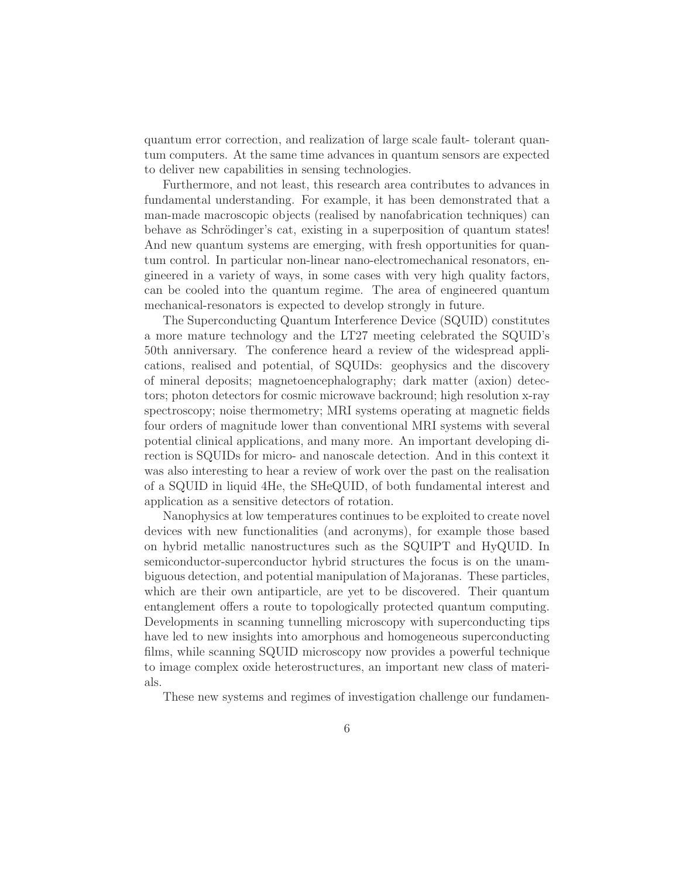quantum error correction, and realization of large scale fault- tolerant quantum computers. At the same time advances in quantum sensors are expected to deliver new capabilities in sensing technologies.

Furthermore, and not least, this research area contributes to advances in fundamental understanding. For example, it has been demonstrated that a man-made macroscopic objects (realised by nanofabrication techniques) can behave as Schrödinger's cat, existing in a superposition of quantum states! And new quantum systems are emerging, with fresh opportunities for quantum control. In particular non-linear nano-electromechanical resonators, engineered in a variety of ways, in some cases with very high quality factors, can be cooled into the quantum regime. The area of engineered quantum mechanical-resonators is expected to develop strongly in future.

The Superconducting Quantum Interference Device (SQUID) constitutes a more mature technology and the LT27 meeting celebrated the SQUID's 50th anniversary. The conference heard a review of the widespread applications, realised and potential, of SQUIDs: geophysics and the discovery of mineral deposits; magnetoencephalography; dark matter (axion) detectors; photon detectors for cosmic microwave backround; high resolution x-ray spectroscopy; noise thermometry; MRI systems operating at magnetic fields four orders of magnitude lower than conventional MRI systems with several potential clinical applications, and many more. An important developing direction is SQUIDs for micro- and nanoscale detection. And in this context it was also interesting to hear a review of work over the past on the realisation of a SQUID in liquid 4He, the SHeQUID, of both fundamental interest and application as a sensitive detectors of rotation.

Nanophysics at low temperatures continues to be exploited to create novel devices with new functionalities (and acronyms), for example those based on hybrid metallic nanostructures such as the SQUIPT and HyQUID. In semiconductor-superconductor hybrid structures the focus is on the unambiguous detection, and potential manipulation of Majoranas. These particles, which are their own antiparticle, are yet to be discovered. Their quantum entanglement offers a route to topologically protected quantum computing. Developments in scanning tunnelling microscopy with superconducting tips have led to new insights into amorphous and homogeneous superconducting films, while scanning SQUID microscopy now provides a powerful technique to image complex oxide heterostructures, an important new class of materials.

These new systems and regimes of investigation challenge our fundamen-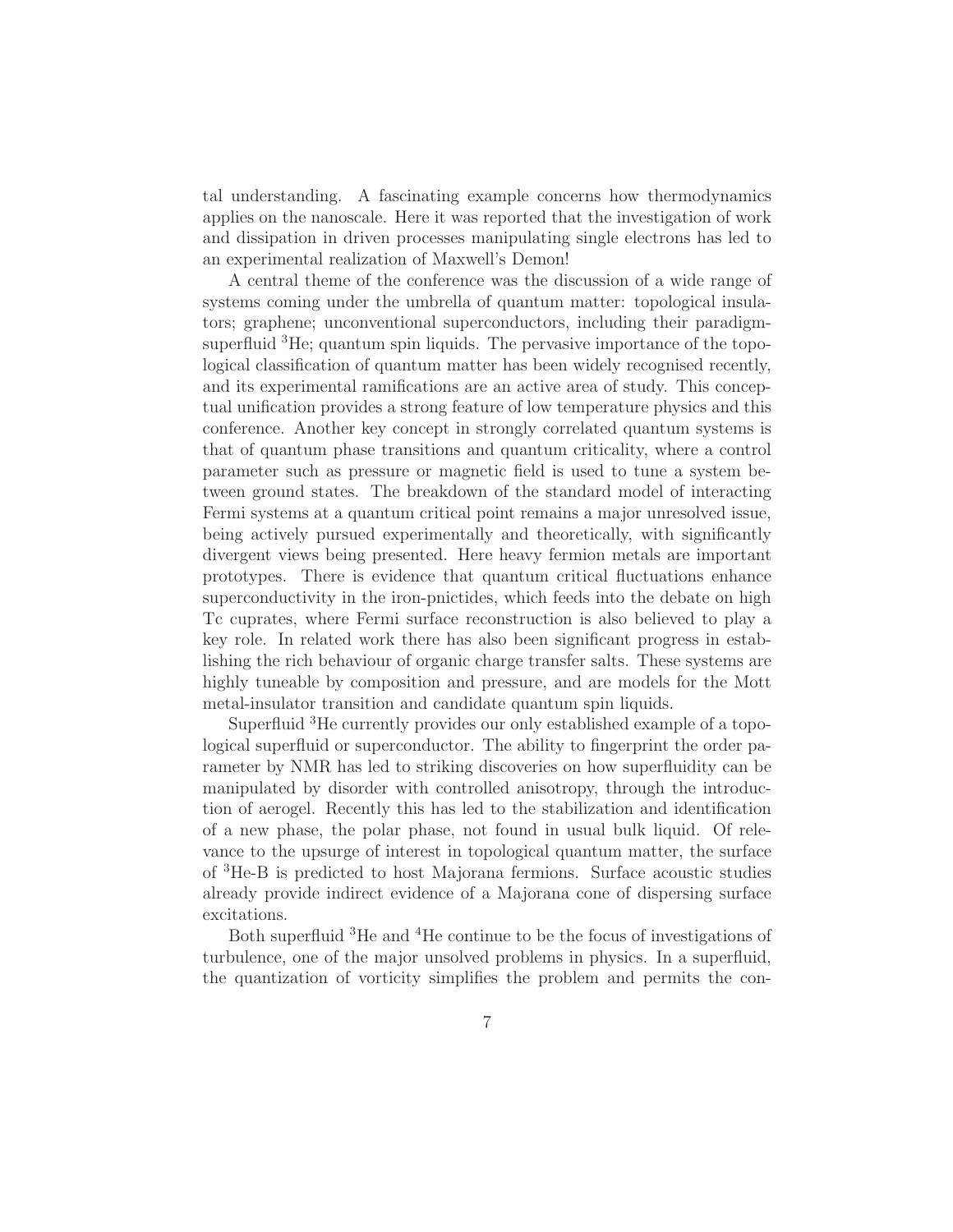tal understanding. A fascinating example concerns how thermodynamics applies on the nanoscale. Here it was reported that the investigation of work and dissipation in driven processes manipulating single electrons has led to an experimental realization of Maxwell's Demon!

A central theme of the conference was the discussion of a wide range of systems coming under the umbrella of quantum matter: topological insulators; graphene; unconventional superconductors, including their paradigm-superfluid $^3$He; quantum spin liquids. The pervasive importance of the topological classification of quantum matter has been widely recognised recently, and its experimental ramifications are an active area of study. This conceptual unification provides a strong feature of low temperature physics and this conference. Another key concept in strongly correlated quantum systems is that of quantum phase transitions and quantum criticality, where a control parameter such as pressure or magnetic field is used to tune a system between ground states. The breakdown of the standard model of interacting Fermi systems at a quantum critical point remains a major unresolved issue, being actively pursued experimentally and theoretically, with significantly divergent views being presented. Here heavy fermion metals are important prototypes. There is evidence that quantum critical fluctuations enhance superconductivity in the iron-pnictides, which feeds into the debate on high Tc cuprates, where Fermi surface reconstruction is also believed to play a key role. In related work there has also been significant progress in establishing the rich behaviour of organic charge transfer salts. These systems are highly tuneable by composition and pressure, and are models for the Mott metal-insulator transition and candidate quantum spin liquids.

Superfluid $^3$He currently provides our only established example of a topological superfluid or superconductor. The ability to fingerprint the order parameter by NMR has led to striking discoveries on how superfluidity can be manipulated by disorder with controlled anisotropy, through the introduction of aerogel. Recently this has led to the stabilization and identification of a new phase, the polar phase, not found in usual bulk liquid. Of relevance to the upsurge of interest in topological quantum matter, the surface of $^3$He-B is predicted to host Majorana fermions. Surface acoustic studies already provide indirect evidence of a Majorana cone of dispersing surface excitations.

Both superfluid $^3$He and $^4$He continue to be the focus of investigations of turbulence, one of the major unsolved problems in physics. In a superfluid, the quantization of vorticity simplifies the problem and permits the con-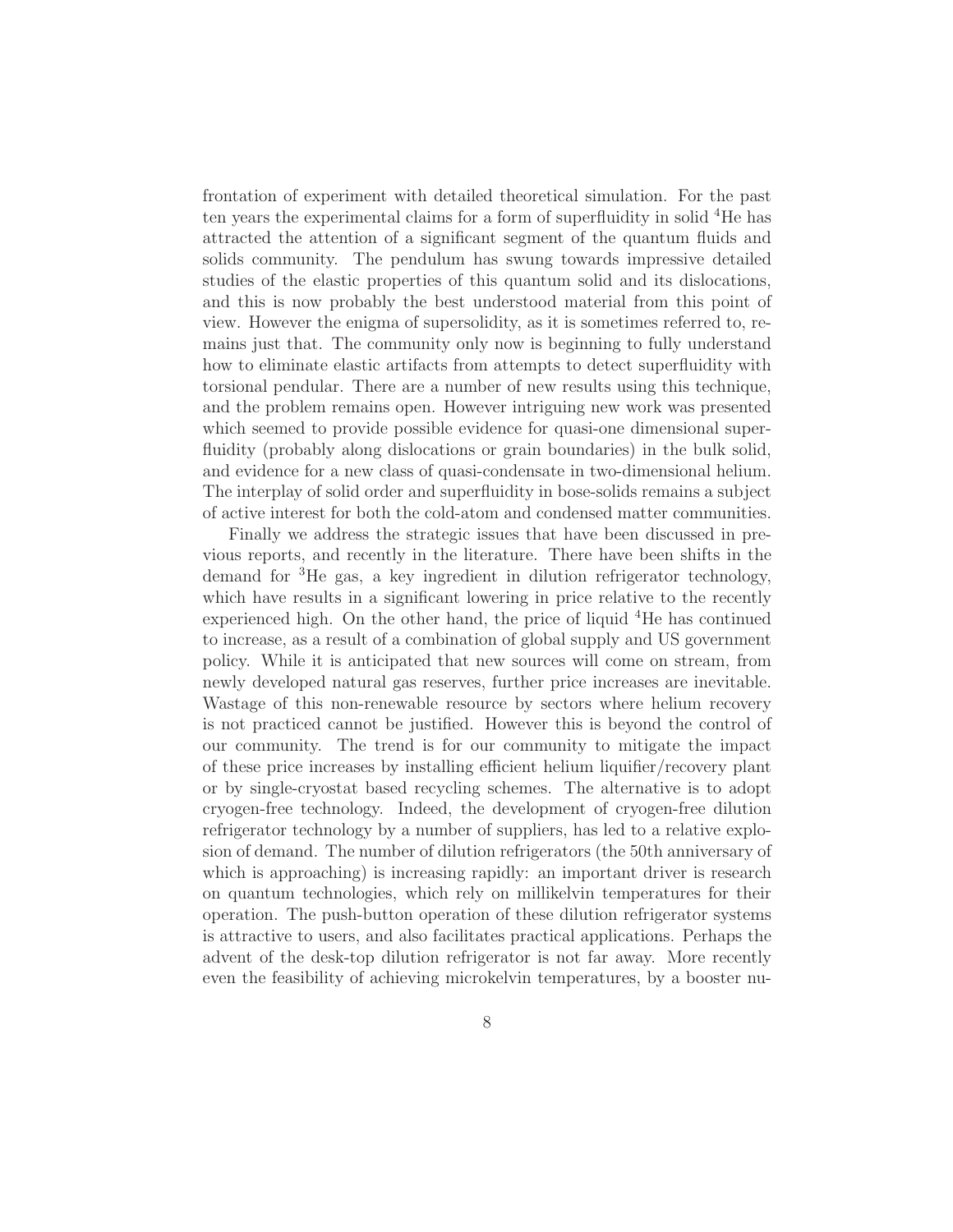frontation of experiment with detailed theoretical simulation. For the past ten years the experimental claims for a form of superfluidity in solid $^4$He has attracted the attention of a significant segment of the quantum fluids and solids community. The pendulum has swung towards impressive detailed studies of the elastic properties of this quantum solid and its dislocations, and this is now probably the best understood material from this point of view. However the enigma of supersolidity, as it is sometimes referred to, remains just that. The community only now is beginning to fully understand how to eliminate elastic artifacts from attempts to detect superfluidity with torsional pendular. There are a number of new results using this technique, and the problem remains open. However intriguing new work was presented which seemed to provide possible evidence for quasi-one dimensional superfluidity (probably along dislocations or grain boundaries) in the bulk solid, and evidence for a new class of quasi-condensate in two-dimensional helium. The interplay of solid order and superfluidity in bose-solids remains a subject of active interest for both the cold-atom and condensed matter communities.

Finally we address the strategic issues that have been discussed in previous reports, and recently in the literature. There have been shifts in the demand for $^3$He gas, a key ingredient in dilution refrigerator technology, which have results in a significant lowering in price relative to the recently experienced high. On the other hand, the price of liquid $^4$He has continued to increase, as a result of a combination of global supply and US government policy. While it is anticipated that new sources will come on stream, from newly developed natural gas reserves, further price increases are inevitable. Wastage of this non-renewable resource by sectors where helium recovery is not practiced cannot be justified. However this is beyond the control of our community. The trend is for our community to mitigate the impact of these price increases by installing efficient helium liquifier/recovery plant or by single-cryostat based recycling schemes. The alternative is to adopt cryogen-free technology. Indeed, the development of cryogen-free dilution refrigerator technology by a number of suppliers, has led to a relative explosion of demand. The number of dilution refrigerators (the 50th anniversary of which is approaching) is increasing rapidly: an important driver is research on quantum technologies, which rely on millikelvin temperatures for their operation. The push-button operation of these dilution refrigerator systems is attractive to users, and also facilitates practical applications. Perhaps the advent of the desk-top dilution refrigerator is not far away. More recently even the feasibility of achieving microkelvin temperatures, by a booster nu-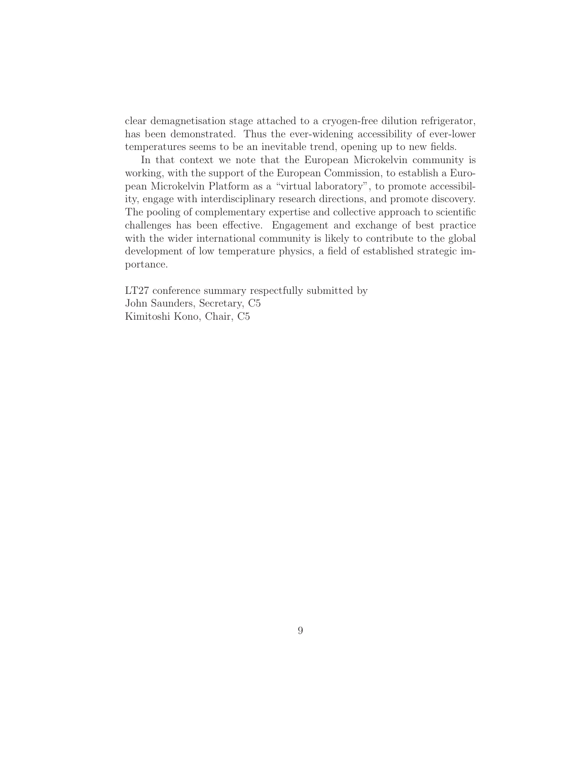clear demagnetisation stage attached to a cryogen-free dilution refrigerator, has been demonstrated. Thus the ever-widening accessibility of ever-lower temperatures seems to be an inevitable trend, opening up to new fields.

In that context we note that the European Microkelvin community is working, with the support of the European Commission, to establish a European Microkelvin Platform as a "virtual laboratory", to promote accessibility, engage with interdisciplinary research directions, and promote discovery. The pooling of complementary expertise and collective approach to scientific challenges has been effective. Engagement and exchange of best practice with the wider international community is likely to contribute to the global development of low temperature physics, a field of established strategic importance.

LT27 conference summary respectfully submitted by
John Saunders, Secretary, C5
Kimitoshi Kono, Chair, C5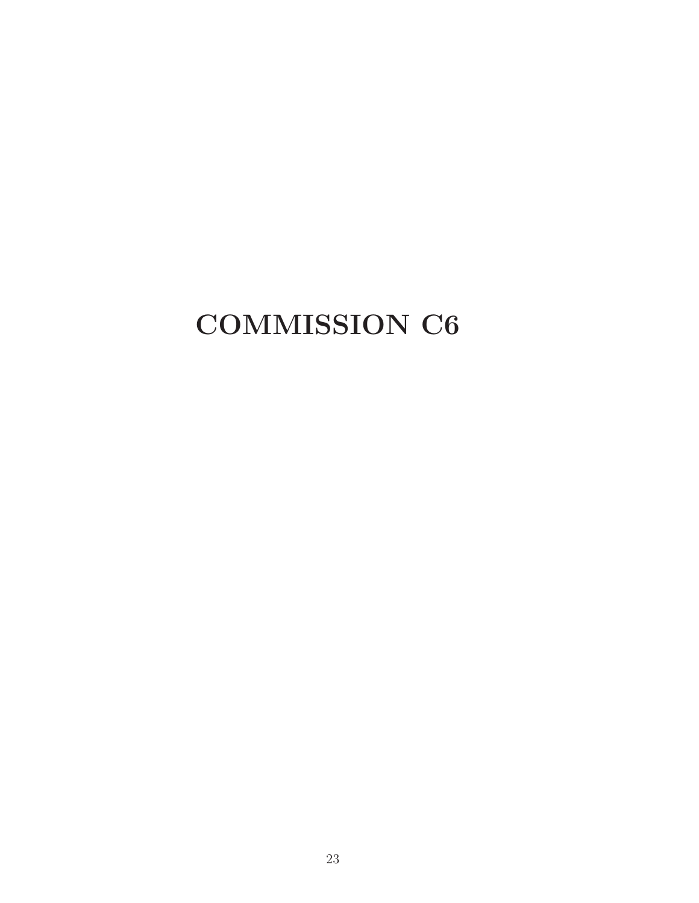# COMMISSION C6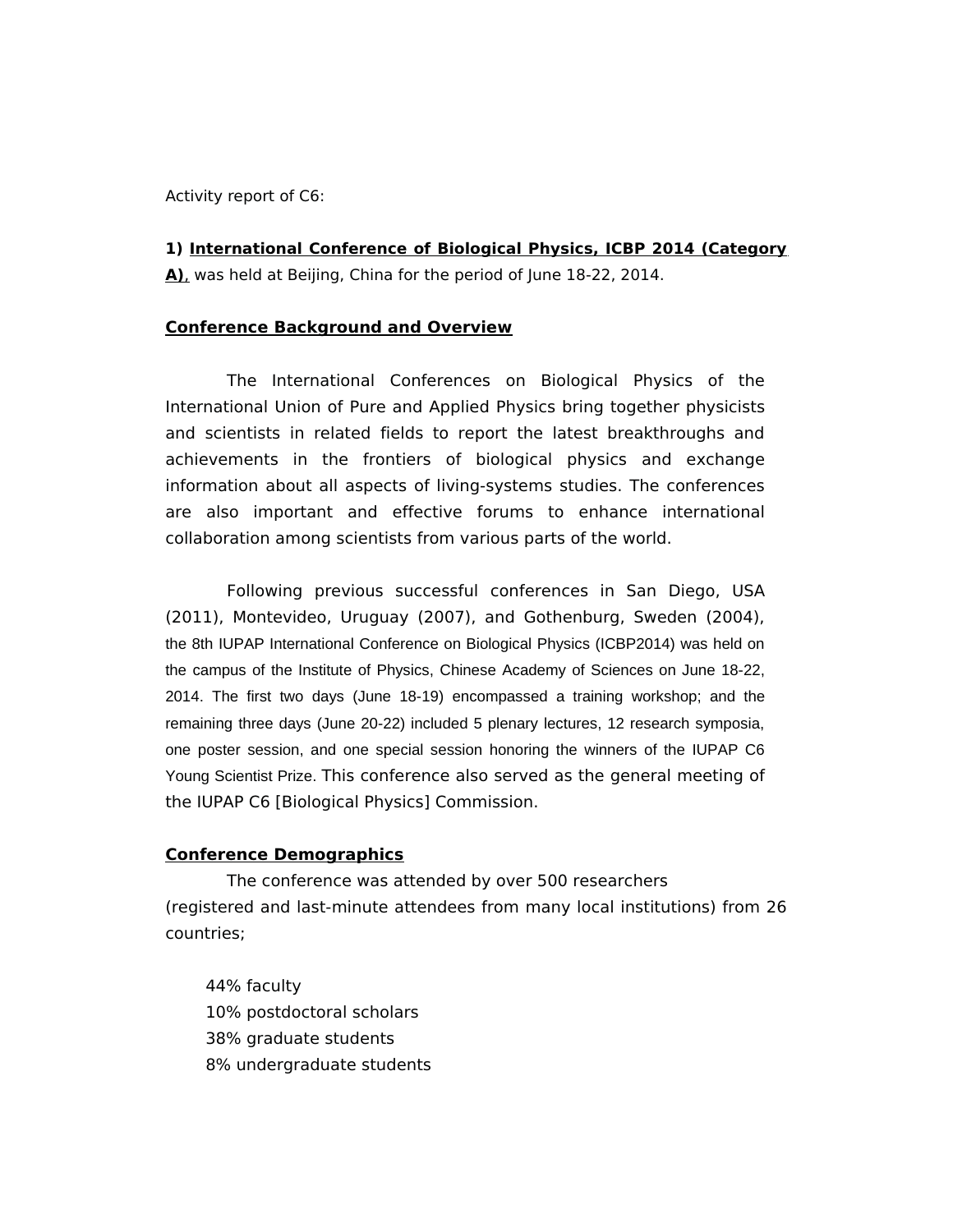Activity report of C6:

**1) <u>International Conference of Biological Physics, ICBP 2014 (Category A)</u>,** was held at Beijing, China for the period of June 18-22, 2014.

**<u>Conference Background and Overview</u>**

The International Conferences on Biological Physics of the International Union of Pure and Applied Physics bring together physicists and scientists in related fields to report the latest breakthroughs and achievements in the frontiers of biological physics and exchange information about all aspects of living-systems studies. The conferences are also important and effective forums to enhance international collaboration among scientists from various parts of the world.

Following previous successful conferences in San Diego, USA (2011), Montevideo, Uruguay (2007), and Gothenburg, Sweden (2004), the 8th IUPAP International Conference on Biological Physics (ICBP2014) was held on the campus of the Institute of Physics, Chinese Academy of Sciences on June 18-22, 2014. The first two days (June 18-19) encompassed a training workshop; and the remaining three days (June 20-22) included 5 plenary lectures, 12 research symposia, one poster session, and one special session honoring the winners of the IUPAP C6 Young Scientist Prize. This conference also served as the general meeting of the IUPAP C6 [Biological Physics] Commission.

**<u>Conference Demographics</u>**

The conference was attended by over 500 researchers (registered and last-minute attendees from many local institutions) from 26 countries;

- 44% faculty
- 10% postdoctoral scholars
- 38% graduate students
- 8% undergraduate students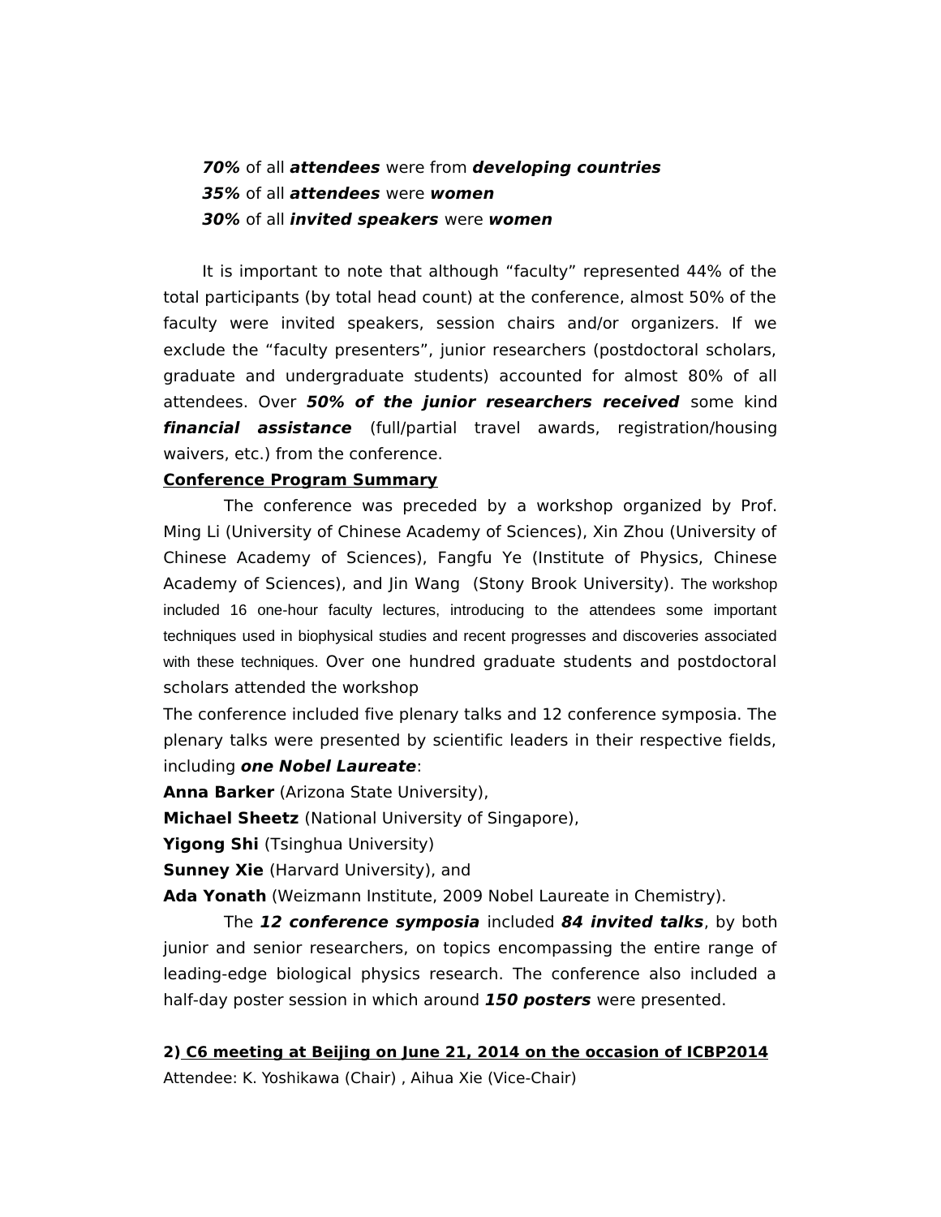***70%*** of all ***attendees*** were from ***developing countries***
***35%*** of all ***attendees*** were ***women***
***30%*** of all ***invited speakers*** were ***women***

It is important to note that although "faculty" represented 44% of the total participants (by total head count) at the conference, almost 50% of the faculty were invited speakers, session chairs and/or organizers. If we exclude the "faculty presenters", junior researchers (postdoctoral scholars, graduate and undergraduate students) accounted for almost 80% of all attendees. Over ***50% of the junior researchers received*** some kind ***financial assistance*** (full/partial travel awards, registration/housing waivers, etc.) from the conference.

**Conference Program Summary**

The conference was preceded by a workshop organized by Prof. Ming Li (University of Chinese Academy of Sciences), Xin Zhou (University of Chinese Academy of Sciences), Fangfu Ye (Institute of Physics, Chinese Academy of Sciences), and Jin Wang (Stony Brook University). The workshop included 16 one-hour faculty lectures, introducing to the attendees some important techniques used in biophysical studies and recent progresses and discoveries associated with these techniques. Over one hundred graduate students and postdoctoral scholars attended the workshop

The conference included five plenary talks and 12 conference symposia. The plenary talks were presented by scientific leaders in their respective fields, including ***one Nobel Laureate***:

**Anna Barker** (Arizona State University),
**Michael Sheetz** (National University of Singapore),
**Yigong Shi** (Tsinghua University)
**Sunney Xie** (Harvard University), and
**Ada Yonath** (Weizmann Institute, 2009 Nobel Laureate in Chemistry).

The ***12 conference symposia*** included ***84 invited talks***, by both junior and senior researchers, on topics encompassing the entire range of leading-edge biological physics research. The conference also included a half-day poster session in which around ***150 posters*** were presented.

**2) C6 meeting at Beijing on June 21, 2014 on the occasion of ICBP2014**

Attendee: K. Yoshikawa (Chair) , Aihua Xie (Vice-Chair)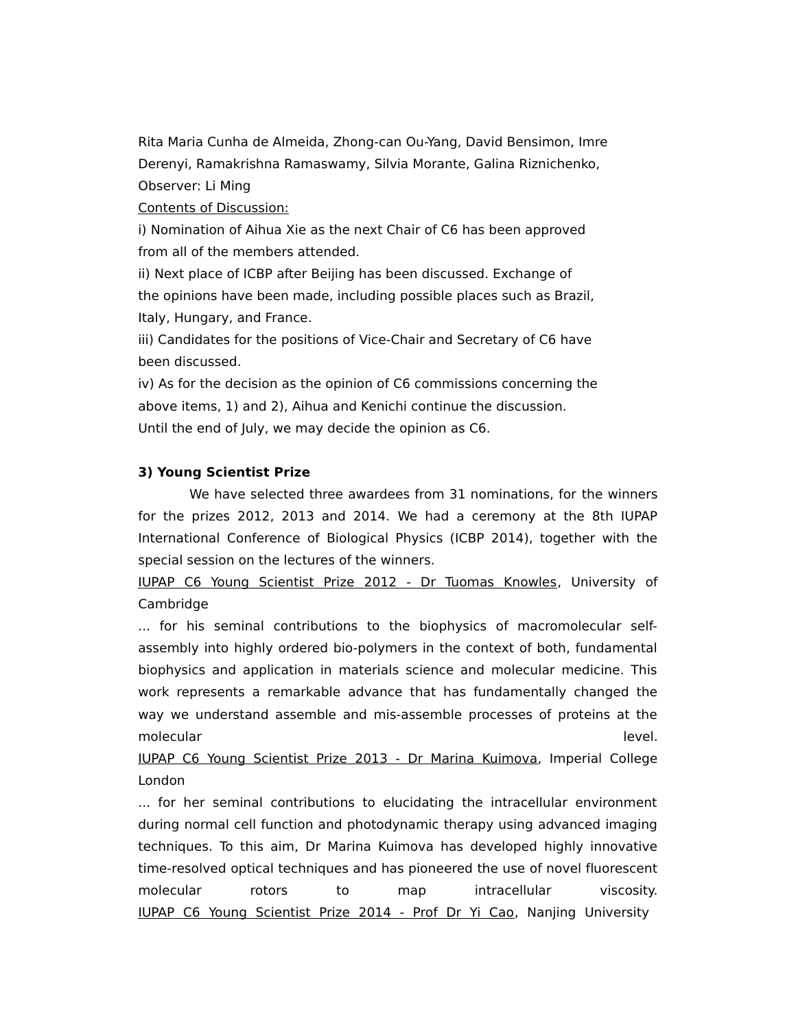Rita Maria Cunha de Almeida, Zhong-can Ou-Yang, David Bensimon, Imre Derenyi, Ramakrishna Ramaswamy, Silvia Morante, Galina Riznichenko,
Observer: Li Ming

Contents of Discussion:

i) Nomination of Aihua Xie as the next Chair of C6 has been approved from all of the members attended.

ii) Next place of ICBP after Beijing has been discussed. Exchange of the opinions have been made, including possible places such as Brazil, Italy, Hungary, and France.

iii) Candidates for the positions of Vice-Chair and Secretary of C6 have been discussed.

iv) As for the decision as the opinion of C6 commissions concerning the above items, 1) and 2), Aihua and Kenichi continue the discussion. Until the end of July, we may decide the opinion as C6.

**3) Young Scientist Prize**

We have selected three awardees from 31 nominations, for the winners for the prizes 2012, 2013 and 2014. We had a ceremony at the 8th IUPAP International Conference of Biological Physics (ICBP 2014), together with the special session on the lectures of the winners.

IUPAP C6 Young Scientist Prize 2012 - Dr Tuomas Knowles, University of Cambridge

... for his seminal contributions to the biophysics of macromolecular self-assembly into highly ordered bio-polymers in the context of both, fundamental biophysics and application in materials science and molecular medicine. This work represents a remarkable advance that has fundamentally changed the way we understand assemble and mis-assemble processes of proteins at the molecular level.

IUPAP C6 Young Scientist Prize 2013 - Dr Marina Kuimova, Imperial College London

... for her seminal contributions to elucidating the intracellular environment during normal cell function and photodynamic therapy using advanced imaging techniques. To this aim, Dr Marina Kuimova has developed highly innovative time-resolved optical techniques and has pioneered the use of novel fluorescent molecular rotors to map intracellular viscosity.

IUPAP C6 Young Scientist Prize 2014 - Prof Dr Yi Cao, Nanjing University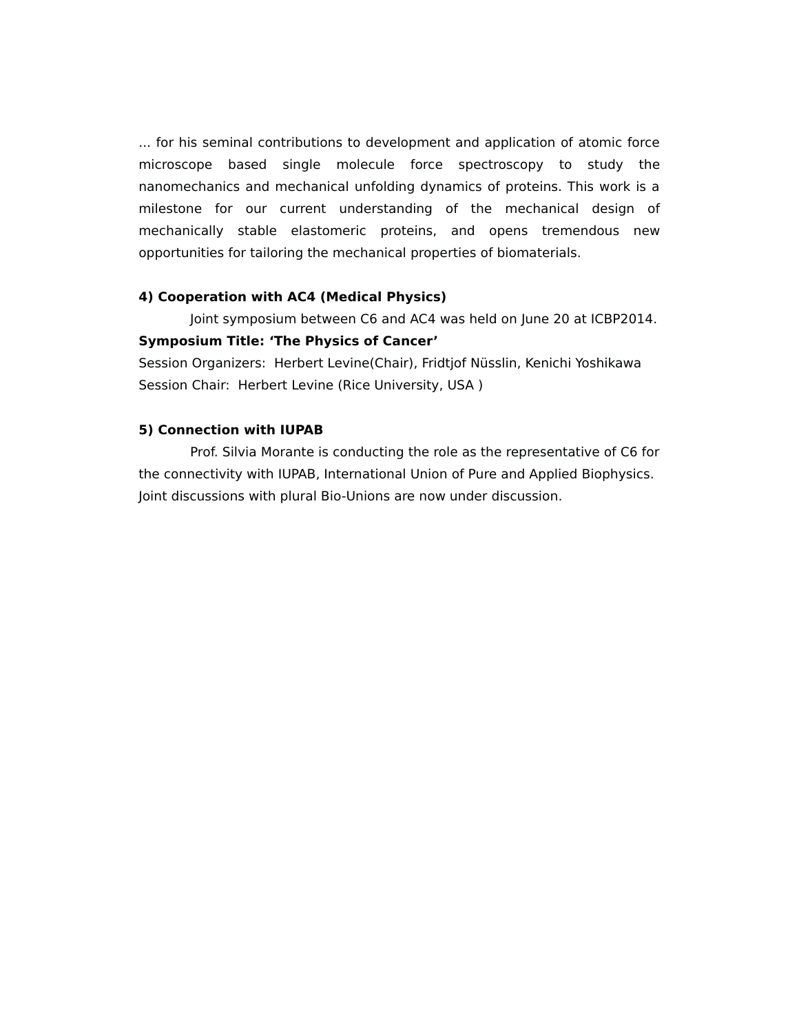… for his seminal contributions to development and application of atomic force microscope based single molecule force spectroscopy to study the nanomechanics and mechanical unfolding dynamics of proteins. This work is a milestone for our current understanding of the mechanical design of mechanically stable elastomeric proteins, and opens tremendous new opportunities for tailoring the mechanical properties of biomaterials.

**4) Cooperation with AC4 (Medical Physics)**

Joint symposium between C6 and AC4 was held on June 20 at ICBP2014.

**Symposium Title: 'The Physics of Cancer'**

Session Organizers: Herbert Levine(Chair), Fridtjof Nüsslin, Kenichi Yoshikawa

Session Chair: Herbert Levine (Rice University, USA )

**5) Connection with IUPAB**

Prof. Silvia Morante is conducting the role as the representative of C6 for the connectivity with IUPAB, International Union of Pure and Applied Biophysics. Joint discussions with plural Bio-Unions are now under discussion.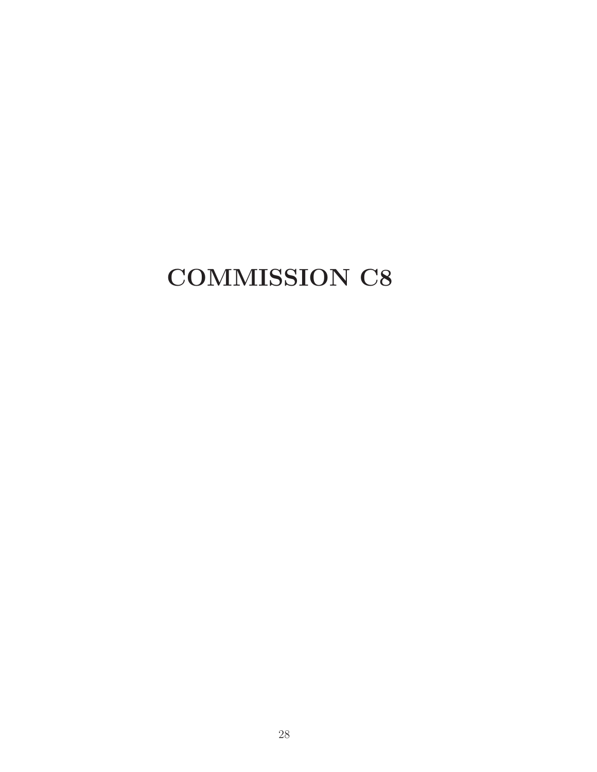# COMMISSION C8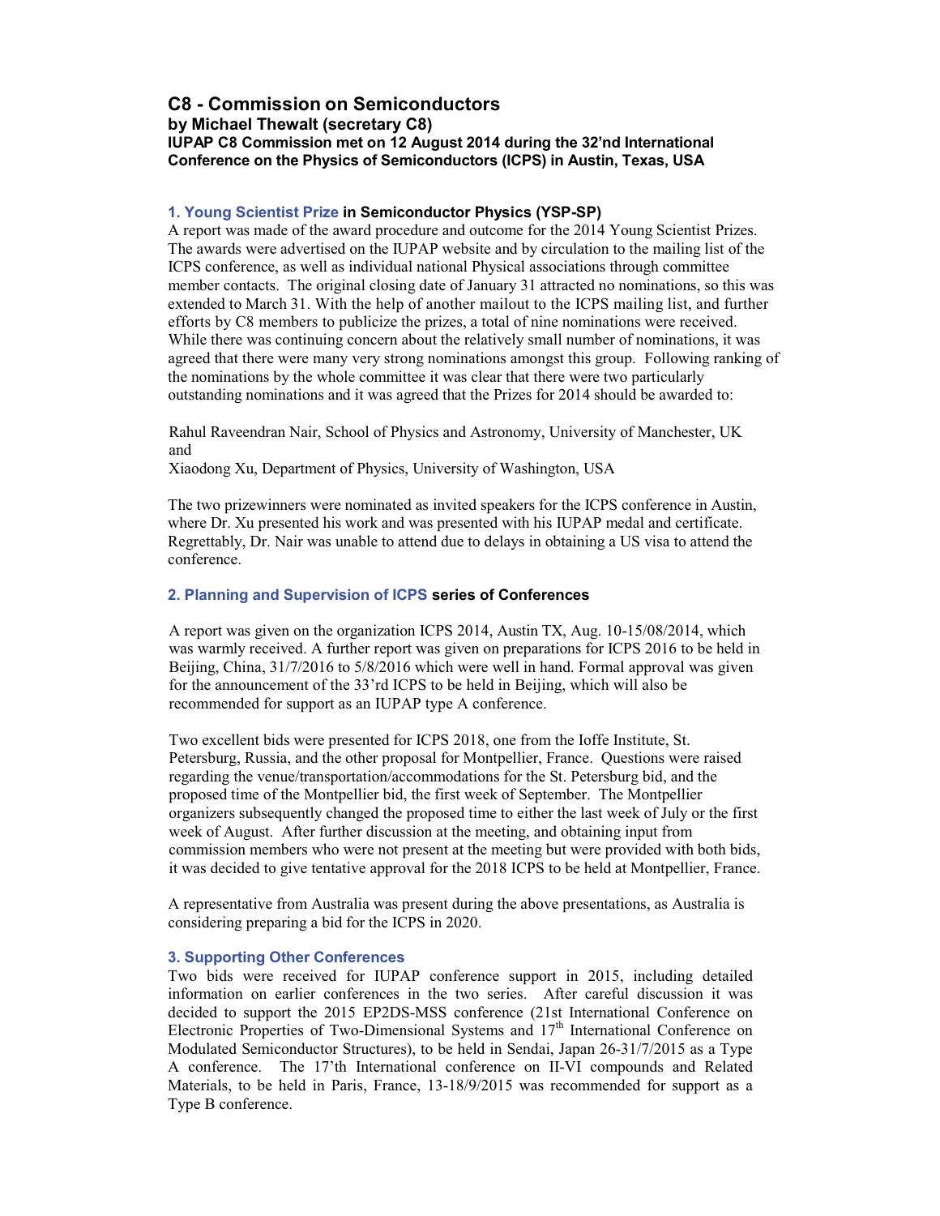## C8 - Commission on Semiconductors

**by Michael Thewalt (secretary C8)**

**IUPAP C8 Commission met on 12 August 2014 during the 32'nd International Conference on the Physics of Semiconductors (ICPS) in Austin, Texas, USA**

### 1. Young Scientist Prize in Semiconductor Physics (YSP-SP)

A report was made of the award procedure and outcome for the 2014 Young Scientist Prizes. The awards were advertised on the IUPAP website and by circulation to the mailing list of the ICPS conference, as well as individual national Physical associations through committee member contacts. The original closing date of January 31 attracted no nominations, so this was extended to March 31. With the help of another mailout to the ICPS mailing list, and further efforts by C8 members to publicize the prizes, a total of nine nominations were received. While there was continuing concern about the relatively small number of nominations, it was agreed that there were many very strong nominations amongst this group. Following ranking of the nominations by the whole committee it was clear that there were two particularly outstanding nominations and it was agreed that the Prizes for 2014 should be awarded to:

Rahul Raveendran Nair, School of Physics and Astronomy, University of Manchester, UK
and
Xiaodong Xu, Department of Physics, University of Washington, USA

The two prizewinners were nominated as invited speakers for the ICPS conference in Austin, where Dr. Xu presented his work and was presented with his IUPAP medal and certificate. Regrettably, Dr. Nair was unable to attend due to delays in obtaining a US visa to attend the conference.

### 2. Planning and Supervision of ICPS series of Conferences

A report was given on the organization ICPS 2014, Austin TX, Aug. 10-15/08/2014, which was warmly received. A further report was given on preparations for ICPS 2016 to be held in Beijing, China, 31/7/2016 to 5/8/2016 which were well in hand. Formal approval was given for the announcement of the 33'rd ICPS to be held in Beijing, which will also be recommended for support as an IUPAP type A conference.

Two excellent bids were presented for ICPS 2018, one from the Ioffe Institute, St. Petersburg, Russia, and the other proposal for Montpellier, France. Questions were raised regarding the venue/transportation/accommodations for the St. Petersburg bid, and the proposed time of the Montpellier bid, the first week of September. The Montpellier organizers subsequently changed the proposed time to either the last week of July or the first week of August. After further discussion at the meeting, and obtaining input from commission members who were not present at the meeting but were provided with both bids, it was decided to give tentative approval for the 2018 ICPS to be held at Montpellier, France.

A representative from Australia was present during the above presentations, as Australia is considering preparing a bid for the ICPS in 2020.

### 3. Supporting Other Conferences

Two bids were received for IUPAP conference support in 2015, including detailed information on earlier conferences in the two series. After careful discussion it was decided to support the 2015 EP2DS-MSS conference (21st International Conference on Electronic Properties of Two-Dimensional Systems and 17$^{th}$ International Conference on Modulated Semiconductor Structures), to be held in Sendai, Japan 26-31/7/2015 as a Type A conference. The 17'th International conference on II-VI compounds and Related Materials, to be held in Paris, France, 13-18/9/2015 was recommended for support as a Type B conference.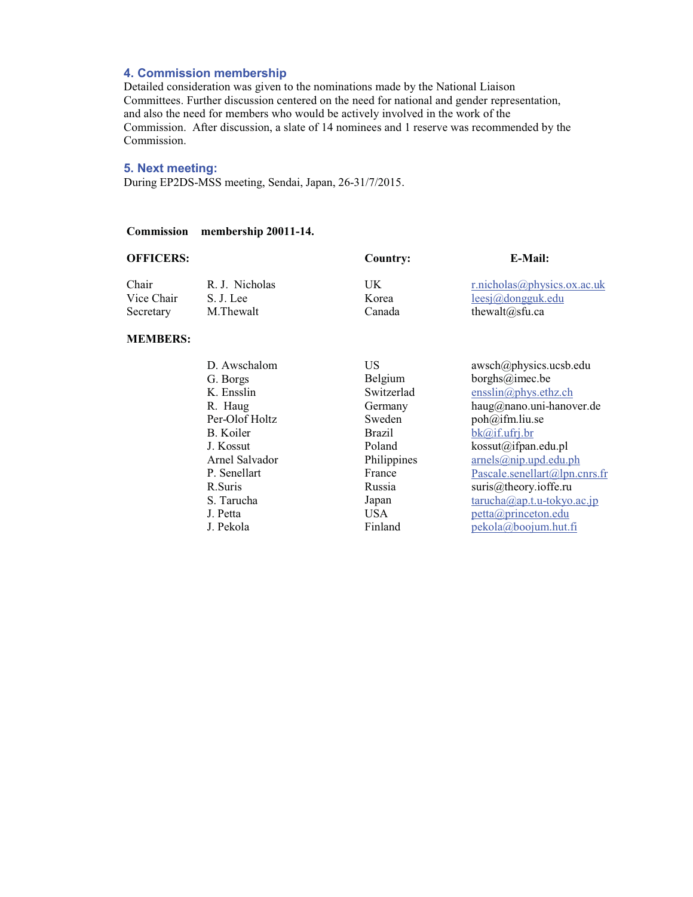### 4. Commission membership

Detailed consideration was given to the nominations made by the National Liaison Committees. Further discussion centered on the need for national and gender representation, and also the need for members who would be actively involved in the work of the Commission. After discussion, a slate of 14 nominees and 1 reserve was recommended by the Commission.

### 5. Next meeting:

During EP2DS-MSS meeting, Sendai, Japan, 26-31/7/2015.

**Commission membership 20011-14.**

| **OFFICERS:** | | **Country:** | **E-Mail:** |
|---|---|---|---|
| Chair | R. J. Nicholas | UK | r.nicholas@physics.ox.ac.uk |
| Vice Chair | S. J. Lee | Korea | leesj@dongguk.edu |
| Secretary | M.Thewalt | Canada | thewalt@sfu.ca |
| **MEMBERS:** | | | |
| | D. Awschalom | US | awsch@physics.ucsb.edu |
| | G. Borgs | Belgium | borghs@imec.be |
| | K. Ensslin | Switzerlad | ensslin@phys.ethz.ch |
| | R. Haug | Germany | haug@nano.uni-hanover.de |
| | Per-Olof Holtz | Sweden | poh@ifm.liu.se |
| | B. Koiler | Brazil | bk@if.ufrj.br |
| | J. Kossut | Poland | kossut@ifpan.edu.pl |
| | Arnel Salvador | Philippines | arnels@nip.upd.edu.ph |
| | P. Senellart | France | Pascale.senellart@lpn.cnrs.fr |
| | R.Suris | Russia | suris@theory.ioffe.ru |
| | S. Tarucha | Japan | tarucha@ap.t.u-tokyo.ac.jp |
| | J. Petta | USA | petta@princeton.edu |
| | J. Pekola | Finland | pekola@boojum.hut.fi |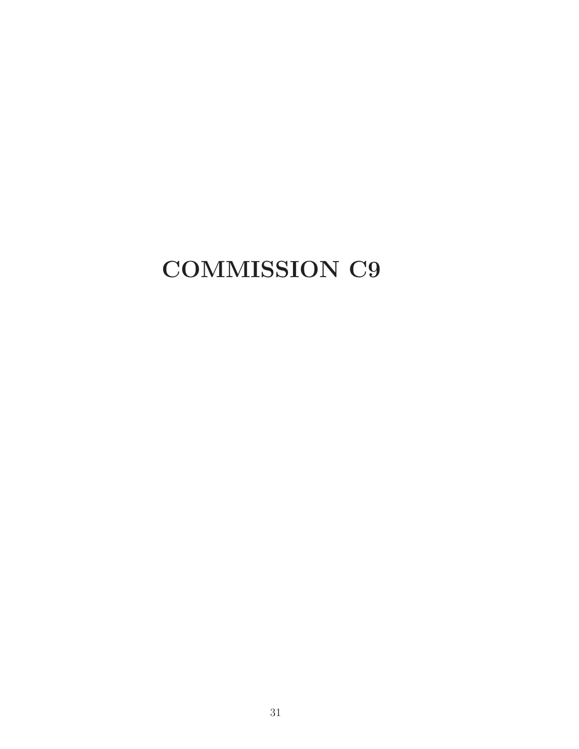# COMMISSION C9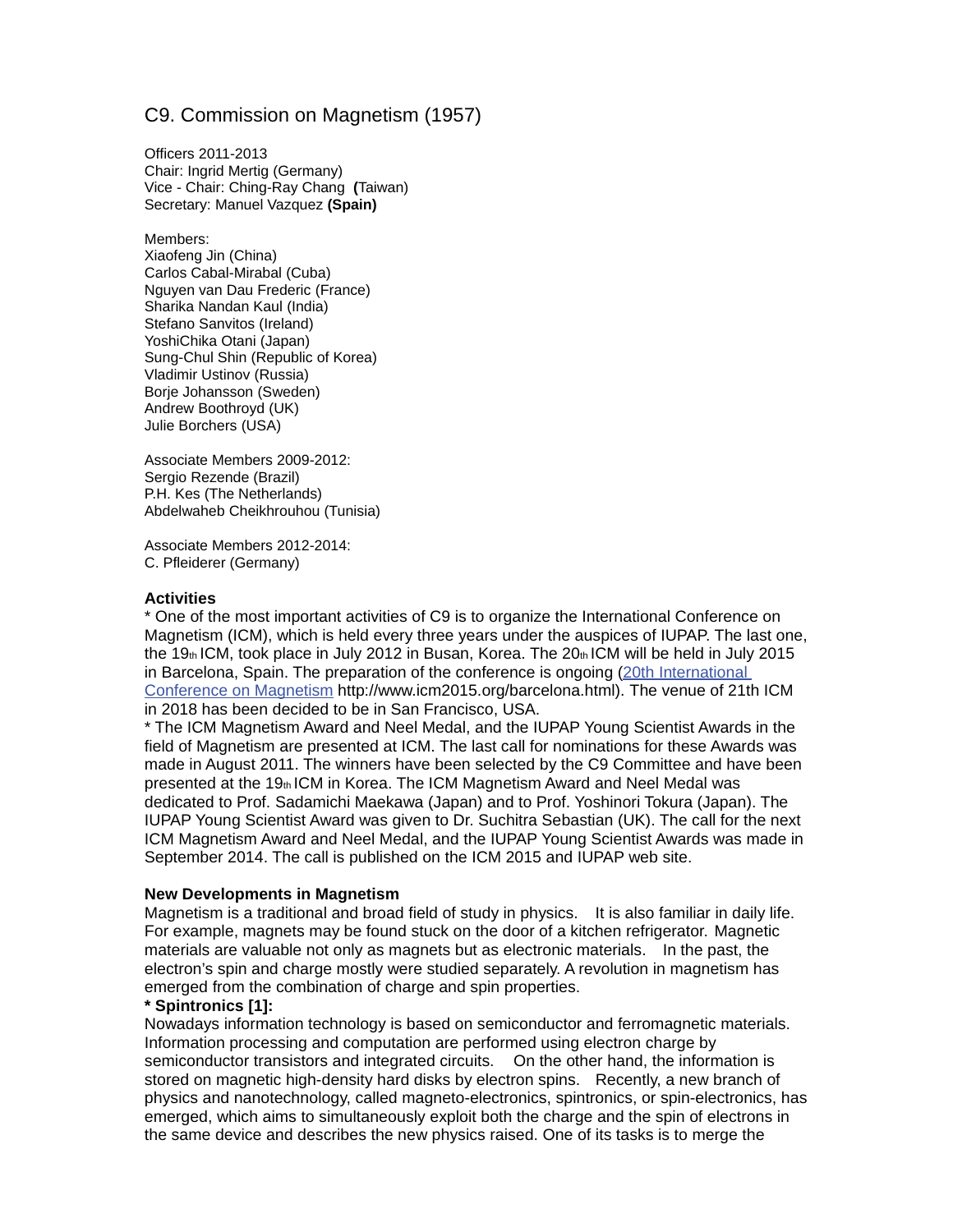# C9. Commission on Magnetism (1957)

Officers 2011-2013
Chair: Ingrid Mertig (Germany)
Vice - Chair: Ching-Ray Chang **(**Taiwan)
Secretary: Manuel Vazquez **(Spain)**

Members:
Xiaofeng Jin (China)
Carlos Cabal-Mirabal (Cuba)
Nguyen van Dau Frederic (France)
Sharika Nandan Kaul (India)
Stefano Sanvitos (Ireland)
YoshiChika Otani (Japan)
Sung-Chul Shin (Republic of Korea)
Vladimir Ustinov (Russia)
Borje Johansson (Sweden)
Andrew Boothroyd (UK)
Julie Borchers (USA)

Associate Members 2009-2012:
Sergio Rezende (Brazil)
P.H. Kes (The Netherlands)
Abdelwaheb Cheikhrouhou (Tunisia)

Associate Members 2012-2014:
C. Pfleiderer (Germany)

**Activities**

* One of the most important activities of C9 is to organize the International Conference on Magnetism (ICM), which is held every three years under the auspices of IUPAP. The last one, the 19th ICM, took place in July 2012 in Busan, Korea. The 20th ICM will be held in July 2015 in Barcelona, Spain. The preparation of the conference is ongoing (20th International Conference on Magnetism http://www.icm2015.org/barcelona.html). The venue of 21th ICM in 2018 has been decided to be in San Francisco, USA.

* The ICM Magnetism Award and Neel Medal, and the IUPAP Young Scientist Awards in the field of Magnetism are presented at ICM. The last call for nominations for these Awards was made in August 2011. The winners have been selected by the C9 Committee and have been presented at the 19th ICM in Korea. The ICM Magnetism Award and Neel Medal was dedicated to Prof. Sadamichi Maekawa (Japan) and to Prof. Yoshinori Tokura (Japan). The IUPAP Young Scientist Award was given to Dr. Suchitra Sebastian (UK). The call for the next ICM Magnetism Award and Neel Medal, and the IUPAP Young Scientist Awards was made in September 2014. The call is published on the ICM 2015 and IUPAP web site.

**New Developments in Magnetism**

Magnetism is a traditional and broad field of study in physics. It is also familiar in daily life. For example, magnets may be found stuck on the door of a kitchen refrigerator. Magnetic materials are valuable not only as magnets but as electronic materials. In the past, the electron's spin and charge mostly were studied separately. A revolution in magnetism has emerged from the combination of charge and spin properties.

**\* Spintronics [1]:**

Nowadays information technology is based on semiconductor and ferromagnetic materials. Information processing and computation are performed using electron charge by semiconductor transistors and integrated circuits. On the other hand, the information is stored on magnetic high-density hard disks by electron spins. Recently, a new branch of physics and nanotechnology, called magneto-electronics, spintronics, or spin-electronics, has emerged, which aims to simultaneously exploit both the charge and the spin of electrons in the same device and describes the new physics raised. One of its tasks is to merge the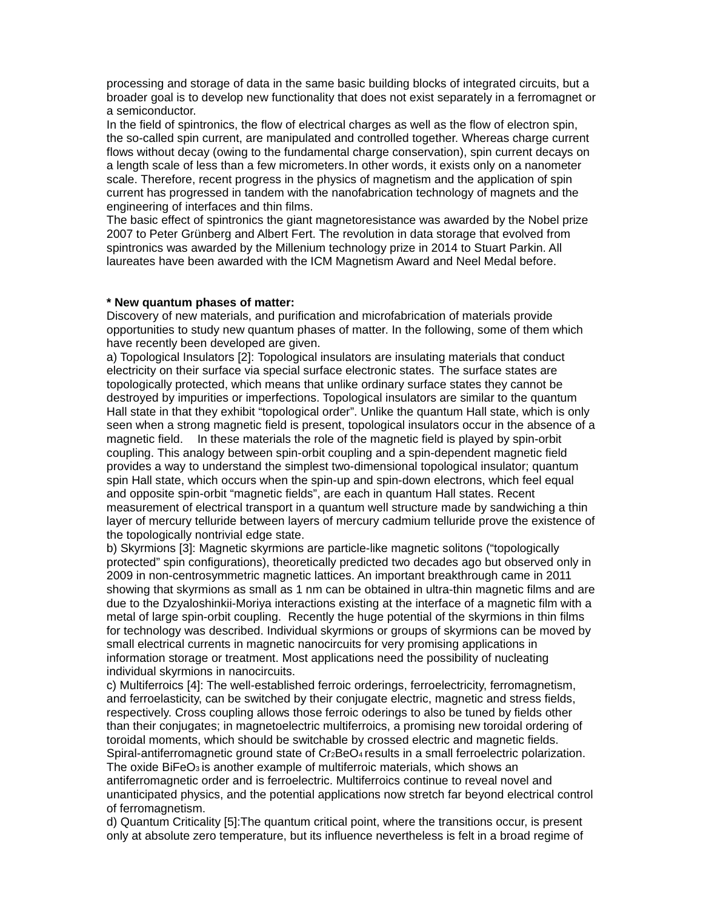processing and storage of data in the same basic building blocks of integrated circuits, but a broader goal is to develop new functionality that does not exist separately in a ferromagnet or a semiconductor.

In the field of spintronics, the flow of electrical charges as well as the flow of electron spin, the so-called spin current, are manipulated and controlled together. Whereas charge current flows without decay (owing to the fundamental charge conservation), spin current decays on a length scale of less than a few micrometers. In other words, it exists only on a nanometer scale. Therefore, recent progress in the physics of magnetism and the application of spin current has progressed in tandem with the nanofabrication technology of magnets and the engineering of interfaces and thin films.

The basic effect of spintronics the giant magnetoresistance was awarded by the Nobel prize 2007 to Peter Grünberg and Albert Fert. The revolution in data storage that evolved from spintronics was awarded by the Millenium technology prize in 2014 to Stuart Parkin. All laureates have been awarded with the ICM Magnetism Award and Neel Medal before.

**\* New quantum phases of matter:**

Discovery of new materials, and purification and microfabrication of materials provide opportunities to study new quantum phases of matter. In the following, some of them which have recently been developed are given.

a) Topological Insulators [2]: Topological insulators are insulating materials that conduct electricity on their surface via special surface electronic states. The surface states are topologically protected, which means that unlike ordinary surface states they cannot be destroyed by impurities or imperfections. Topological insulators are similar to the quantum Hall state in that they exhibit "topological order". Unlike the quantum Hall state, which is only seen when a strong magnetic field is present, topological insulators occur in the absence of a magnetic field. In these materials the role of the magnetic field is played by spin-orbit coupling. This analogy between spin-orbit coupling and a spin-dependent magnetic field provides a way to understand the simplest two-dimensional topological insulator; quantum spin Hall state, which occurs when the spin-up and spin-down electrons, which feel equal and opposite spin-orbit "magnetic fields", are each in quantum Hall states. Recent measurement of electrical transport in a quantum well structure made by sandwiching a thin layer of mercury telluride between layers of mercury cadmium telluride prove the existence of the topologically nontrivial edge state.

b) Skyrmions [3]: Magnetic skyrmions are particle-like magnetic solitons ("topologically protected" spin configurations), theoretically predicted two decades ago but observed only in 2009 in non-centrosymmetric magnetic lattices. An important breakthrough came in 2011 showing that skyrmions as small as 1 nm can be obtained in ultra-thin magnetic films and are due to the Dzyaloshinkii-Moriya interactions existing at the interface of a magnetic film with a metal of large spin-orbit coupling. Recently the huge potential of the skyrmions in thin films for technology was described. Individual skyrmions or groups of skyrmions can be moved by small electrical currents in magnetic nanocircuits for very promising applications in information storage or treatment. Most applications need the possibility of nucleating individual skyrmions in nanocircuits.

c) Multiferroics [4]: The well-established ferroic orderings, ferroelectricity, ferromagnetism, and ferroelasticity, can be switched by their conjugate electric, magnetic and stress fields, respectively. Cross coupling allows those ferroic oderings to also be tuned by fields other than their conjugates; in magnetoelectric multiferroics, a promising new toroidal ordering of toroidal moments, which should be switchable by crossed electric and magnetic fields. Spiral-antiferromagnetic ground state of $Cr_2BeO_4$ results in a small ferroelectric polarization. The oxide $BiFeO_3$ is another example of multiferroic materials, which shows an antiferromagnetic order and is ferroelectric. Multiferroics continue to reveal novel and unanticipated physics, and the potential applications now stretch far beyond electrical control of ferromagnetism.

d) Quantum Criticality [5]:The quantum critical point, where the transitions occur, is present only at absolute zero temperature, but its influence nevertheless is felt in a broad regime of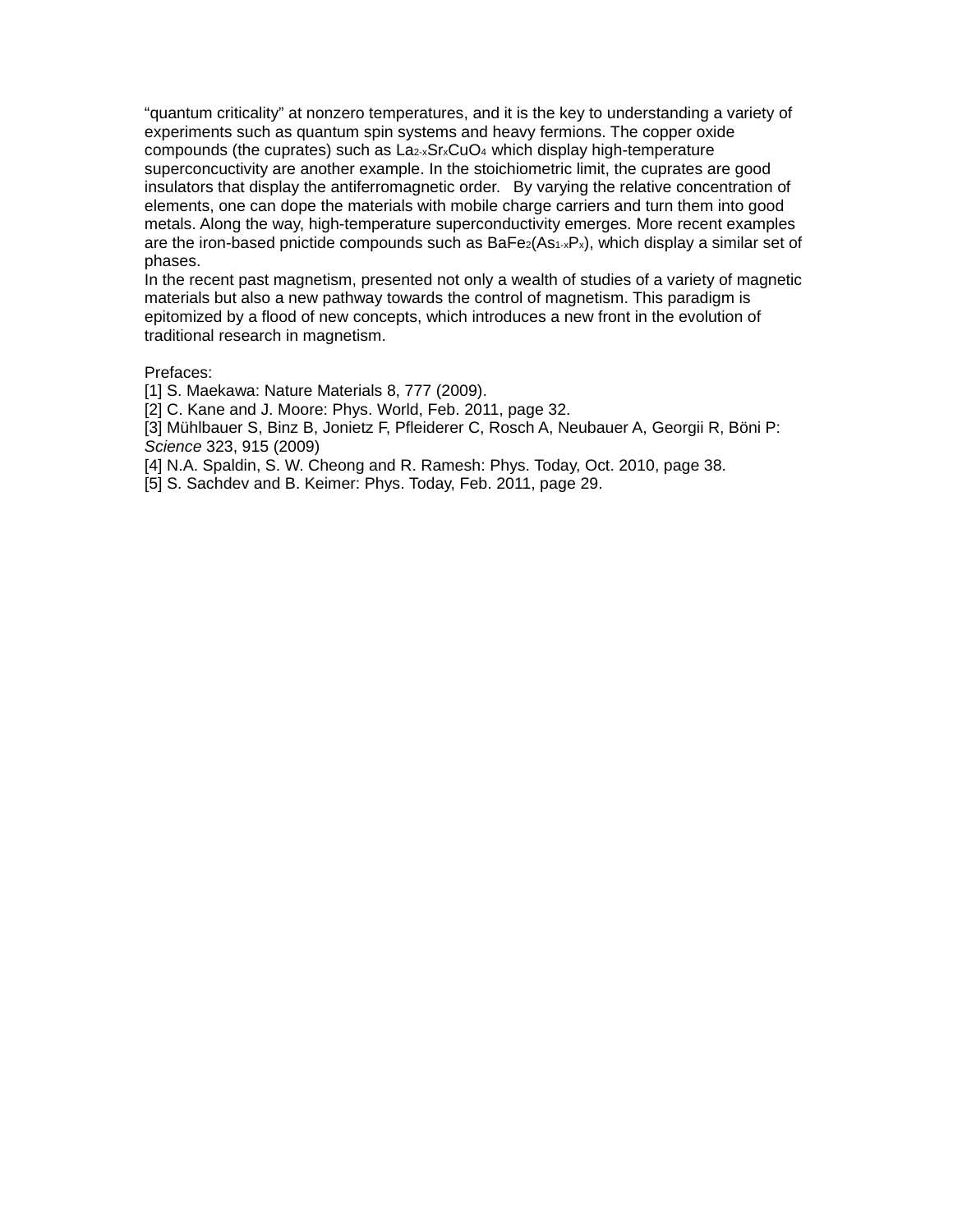"quantum criticality" at nonzero temperatures, and it is the key to understanding a variety of experiments such as quantum spin systems and heavy fermions. The copper oxide compounds (the cuprates) such as $La_{2-x}Sr_xCuO_4$ which display high-temperature superconcuctivity are another example. In the stoichiometric limit, the cuprates are good insulators that display the antiferromagnetic order. By varying the relative concentration of elements, one can dope the materials with mobile charge carriers and turn them into good metals. Along the way, high-temperature superconductivity emerges. More recent examples are the iron-based pnictide compounds such as $BaFe_2(As_{1-x}P_x)$, which display a similar set of phases.

In the recent past magnetism, presented not only a wealth of studies of a variety of magnetic materials but also a new pathway towards the control of magnetism. This paradigm is epitomized by a flood of new concepts, which introduces a new front in the evolution of traditional research in magnetism.

Prefaces:

[1] S. Maekawa: Nature Materials 8, 777 (2009).

[2] C. Kane and J. Moore: Phys. World, Feb. 2011, page 32.

[3] Mühlbauer S, Binz B, Jonietz F, Pfleiderer C, Rosch A, Neubauer A, Georgii R, Böni P: *Science* 323, 915 (2009)

[4] N.A. Spaldin, S. W. Cheong and R. Ramesh: Phys. Today, Oct. 2010, page 38.

[5] S. Sachdev and B. Keimer: Phys. Today, Feb. 2011, page 29.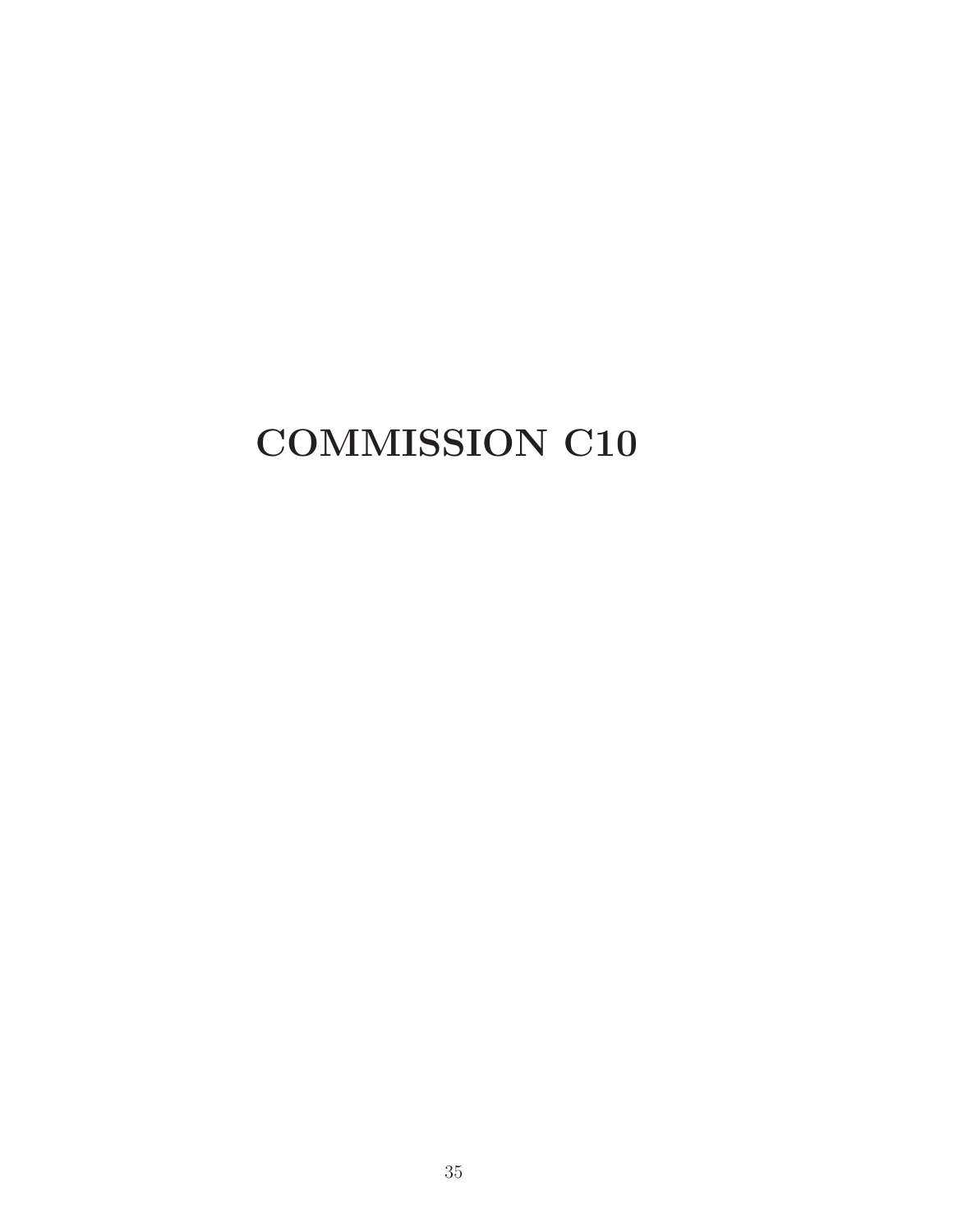# COMMISSION C10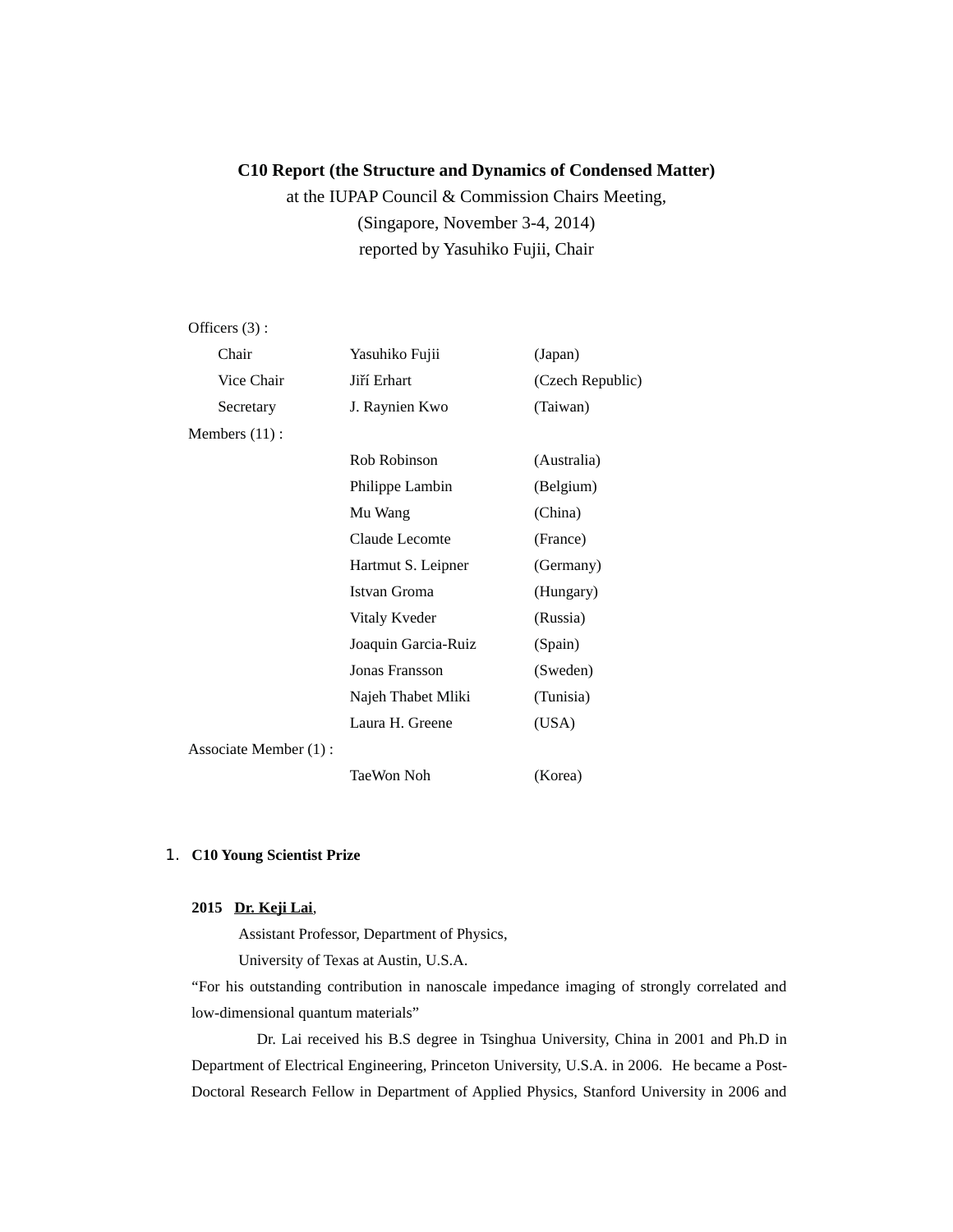# C10 Report (the Structure and Dynamics of Condensed Matter)

at the IUPAP Council & Commission Chairs Meeting,

(Singapore, November 3-4, 2014)

reported by Yasuhiko Fujii, Chair

Officers (3) :

| | | |
|---|---|---|
| Chair | Yasuhiko Fujii | (Japan) |
| Vice Chair | Jiří Erhart | (Czech Republic) |
| Secretary | J. Raynien Kwo | (Taiwan) |

Members (11) :

| | |
|---|---|
| Rob Robinson | (Australia) |
| Philippe Lambin | (Belgium) |
| Mu Wang | (China) |
| Claude Lecomte | (France) |
| Hartmut S. Leipner | (Germany) |
| Istvan Groma | (Hungary) |
| Vitaly Kveder | (Russia) |
| Joaquin Garcia-Ruiz | (Spain) |
| Jonas Fransson | (Sweden) |
| Najeh Thabet Mliki | (Tunisia) |
| Laura H. Greene | (USA) |

Associate Member (1) :

| | |
|---|---|
| TaeWon Noh | (Korea) |

## 1. C10 Young Scientist Prize

**2015 <u>Dr. Keji Lai</u>**,

Assistant Professor, Department of Physics,

University of Texas at Austin, U.S.A.

"For his outstanding contribution in nanoscale impedance imaging of strongly correlated and low-dimensional quantum materials"

Dr. Lai received his B.S degree in Tsinghua University, China in 2001 and Ph.D in Department of Electrical Engineering, Princeton University, U.S.A. in 2006. He became a Post-Doctoral Research Fellow in Department of Applied Physics, Stanford University in 2006 and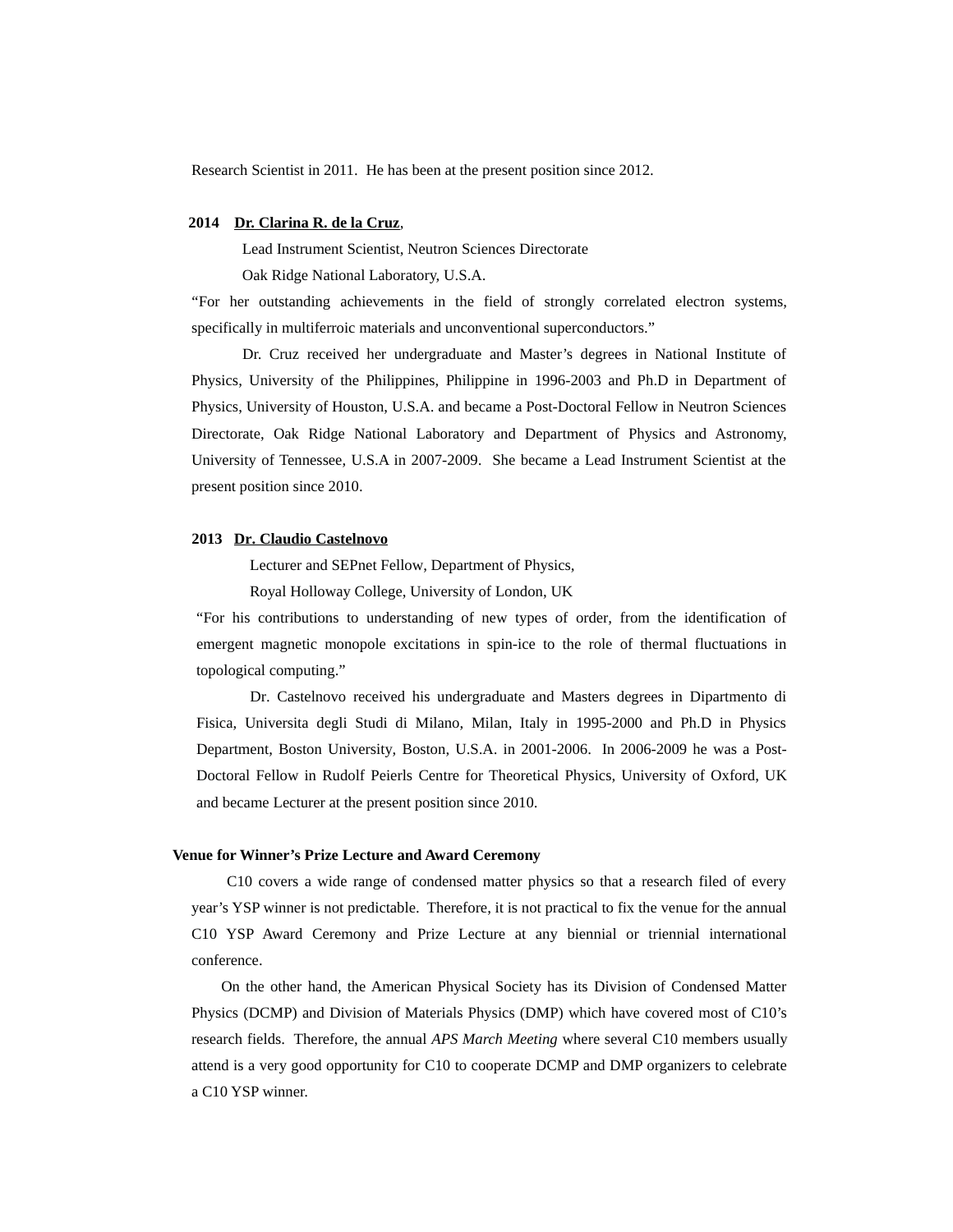Research Scientist in 2011. He has been at the present position since 2012.

**2014** **Dr. Clarina R. de la Cruz**,

Lead Instrument Scientist, Neutron Sciences Directorate

Oak Ridge National Laboratory, U.S.A.

"For her outstanding achievements in the field of strongly correlated electron systems, specifically in multiferroic materials and unconventional superconductors."

Dr. Cruz received her undergraduate and Master's degrees in National Institute of Physics, University of the Philippines, Philippine in 1996-2003 and Ph.D in Department of Physics, University of Houston, U.S.A. and became a Post-Doctoral Fellow in Neutron Sciences Directorate, Oak Ridge National Laboratory and Department of Physics and Astronomy, University of Tennessee, U.S.A in 2007-2009. She became a Lead Instrument Scientist at the present position since 2010.

**2013** **Dr. Claudio Castelnovo**

Lecturer and SEPnet Fellow, Department of Physics,

Royal Holloway College, University of London, UK

"For his contributions to understanding of new types of order, from the identification of emergent magnetic monopole excitations in spin-ice to the role of thermal fluctuations in topological computing."

Dr. Castelnovo received his undergraduate and Masters degrees in Dipartmento di Fisica, Universita degli Studi di Milano, Milan, Italy in 1995-2000 and Ph.D in Physics Department, Boston University, Boston, U.S.A. in 2001-2006. In 2006-2009 he was a Post-Doctoral Fellow in Rudolf Peierls Centre for Theoretical Physics, University of Oxford, UK and became Lecturer at the present position since 2010.

**Venue for Winner's Prize Lecture and Award Ceremony**

C10 covers a wide range of condensed matter physics so that a research filed of every year's YSP winner is not predictable. Therefore, it is not practical to fix the venue for the annual C10 YSP Award Ceremony and Prize Lecture at any biennial or triennial international conference.

On the other hand, the American Physical Society has its Division of Condensed Matter Physics (DCMP) and Division of Materials Physics (DMP) which have covered most of C10's research fields. Therefore, the annual *APS March Meeting* where several C10 members usually attend is a very good opportunity for C10 to cooperate DCMP and DMP organizers to celebrate a C10 YSP winner.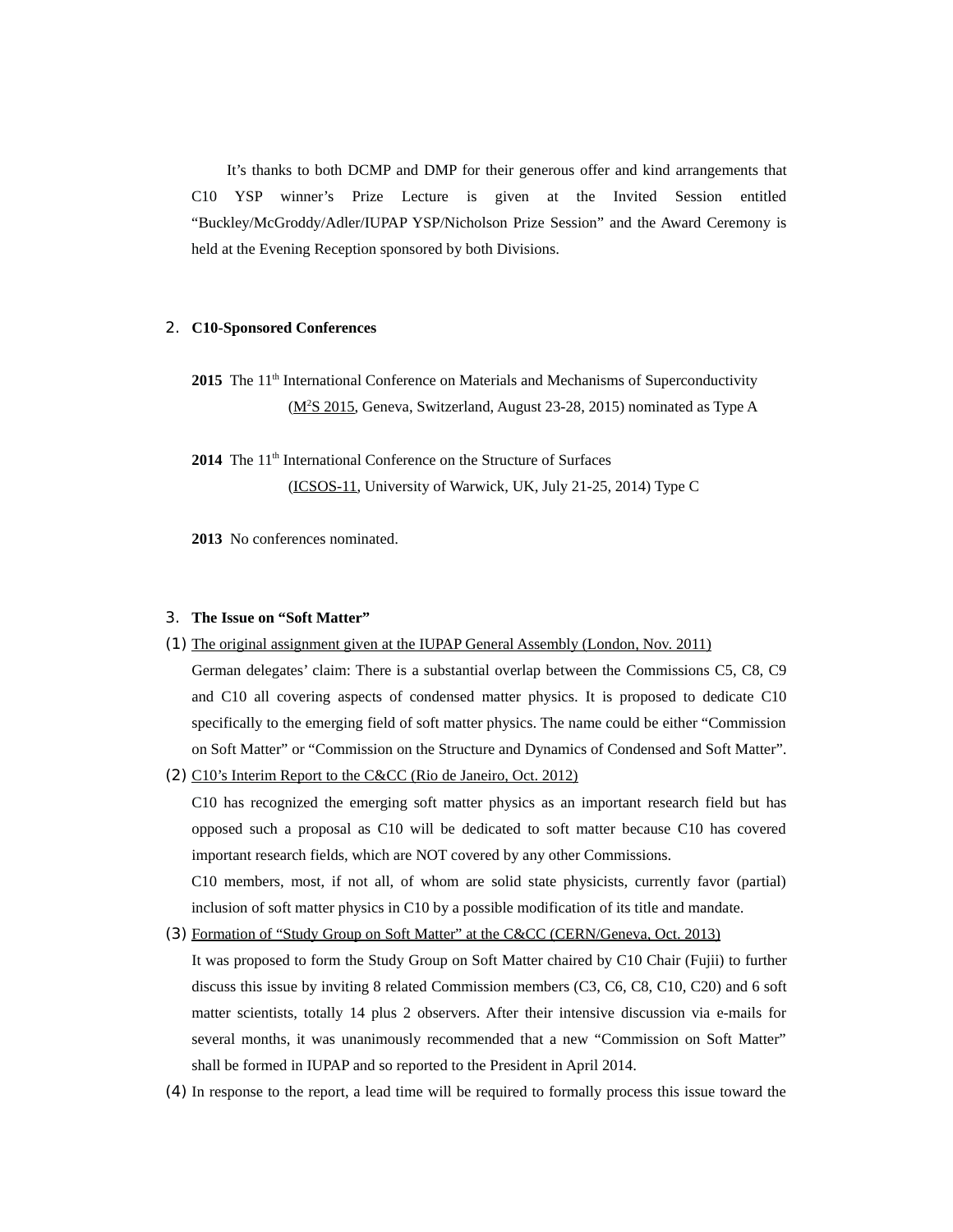It's thanks to both DCMP and DMP for their generous offer and kind arrangements that C10 YSP winner's Prize Lecture is given at the Invited Session entitled "Buckley/McGroddy/Adler/IUPAP YSP/Nicholson Prize Session" and the Award Ceremony is held at the Evening Reception sponsored by both Divisions.

## 2. C10-Sponsored Conferences

**2015** The 11th International Conference on Materials and Mechanisms of Superconductivity (M2S 2015, Geneva, Switzerland, August 23-28, 2015) nominated as Type A

**2014** The 11th International Conference on the Structure of Surfaces (ICSOS-11, University of Warwick, UK, July 21-25, 2014) Type C

**2013** No conferences nominated.

## 3. The Issue on "Soft Matter"

(1) The original assignment given at the IUPAP General Assembly (London, Nov. 2011)
German delegates' claim: There is a substantial overlap between the Commissions C5, C8, C9 and C10 all covering aspects of condensed matter physics. It is proposed to dedicate C10 specifically to the emerging field of soft matter physics. The name could be either "Commission on Soft Matter" or "Commission on the Structure and Dynamics of Condensed and Soft Matter".

(2) C10's Interim Report to the C&CC (Rio de Janeiro, Oct. 2012)
C10 has recognized the emerging soft matter physics as an important research field but has opposed such a proposal as C10 will be dedicated to soft matter because C10 has covered important research fields, which are NOT covered by any other Commissions.
C10 members, most, if not all, of whom are solid state physicists, currently favor (partial) inclusion of soft matter physics in C10 by a possible modification of its title and mandate.

(3) Formation of "Study Group on Soft Matter" at the C&CC (CERN/Geneva, Oct. 2013)
It was proposed to form the Study Group on Soft Matter chaired by C10 Chair (Fujii) to further discuss this issue by inviting 8 related Commission members (C3, C6, C8, C10, C20) and 6 soft matter scientists, totally 14 plus 2 observers. After their intensive discussion via e-mails for several months, it was unanimously recommended that a new "Commission on Soft Matter" shall be formed in IUPAP and so reported to the President in April 2014.

(4) In response to the report, a lead time will be required to formally process this issue toward the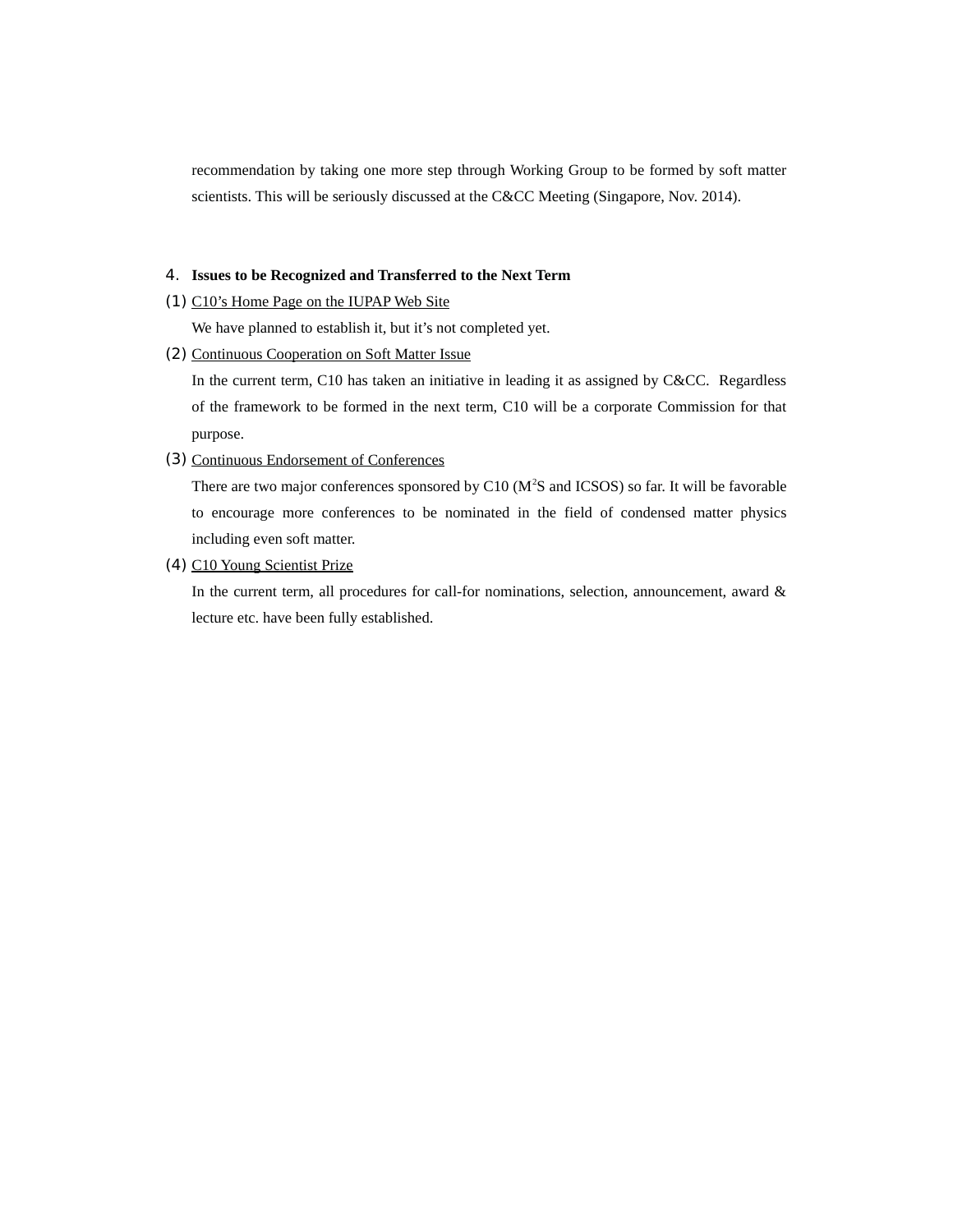recommendation by taking one more step through Working Group to be formed by soft matter scientists. This will be seriously discussed at the C&CC Meeting (Singapore, Nov. 2014).

4. **Issues to be Recognized and Transferred to the Next Term**

(1) C10's Home Page on the IUPAP Web Site

We have planned to establish it, but it's not completed yet.

(2) Continuous Cooperation on Soft Matter Issue

In the current term, C10 has taken an initiative in leading it as assigned by C&CC. Regardless of the framework to be formed in the next term, C10 will be a corporate Commission for that purpose.

(3) Continuous Endorsement of Conferences

There are two major conferences sponsored by C10 ($M^2S$ and ICSOS) so far. It will be favorable to encourage more conferences to be nominated in the field of condensed matter physics including even soft matter.

(4) C10 Young Scientist Prize

In the current term, all procedures for call-for nominations, selection, announcement, award & lecture etc. have been fully established.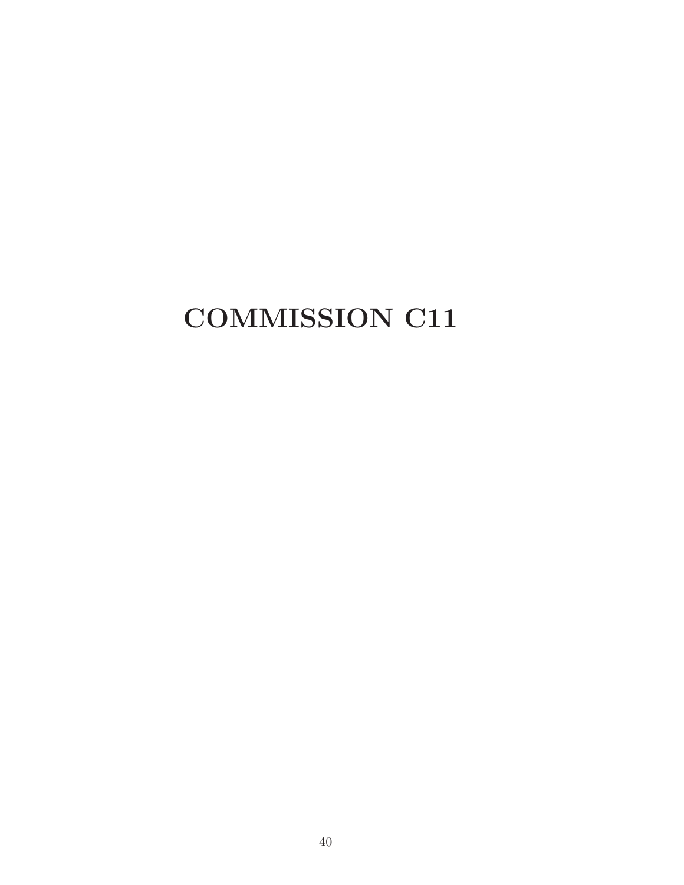# COMMISSION C11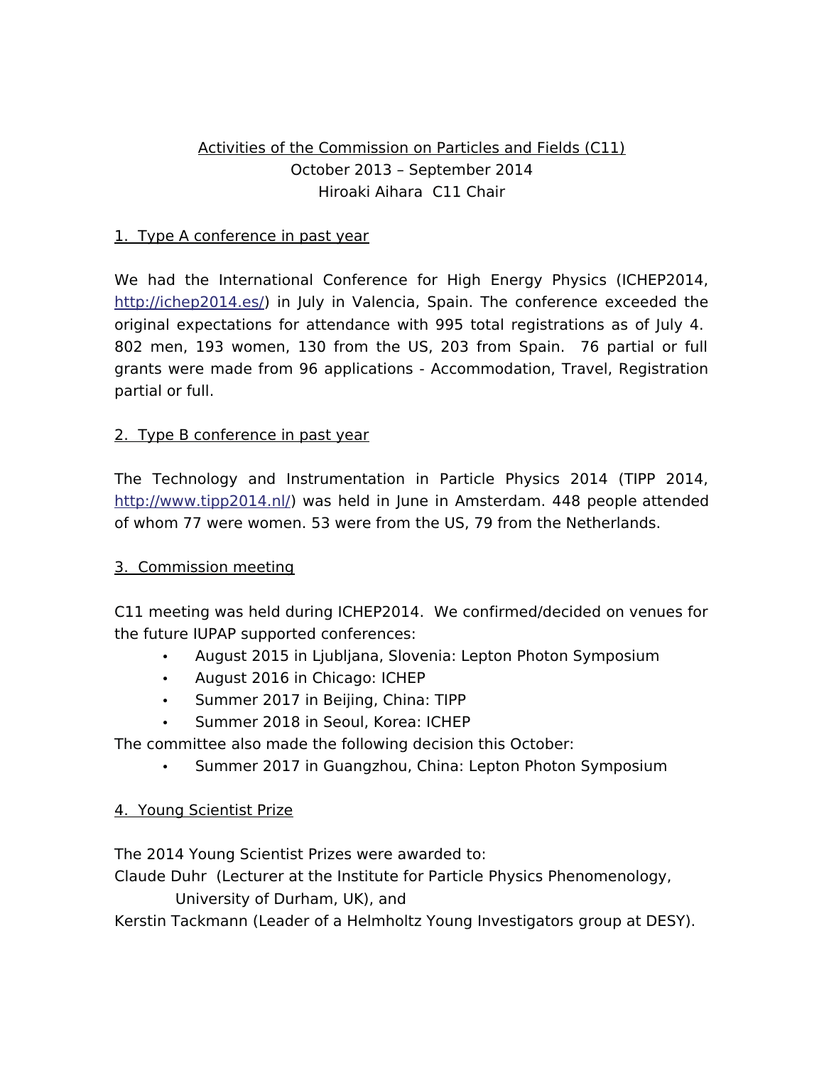# Activities of the Commission on Particles and Fields (C11)

October 2013 – September 2014

Hiroaki Aihara C11 Chair

## 1. Type A conference in past year

We had the International Conference for High Energy Physics (ICHEP2014, http://ichep2014.es/) in July in Valencia, Spain. The conference exceeded the original expectations for attendance with 995 total registrations as of July 4. 802 men, 193 women, 130 from the US, 203 from Spain. 76 partial or full grants were made from 96 applications - Accommodation, Travel, Registration partial or full.

## 2. Type B conference in past year

The Technology and Instrumentation in Particle Physics 2014 (TIPP 2014, http://www.tipp2014.nl/) was held in June in Amsterdam. 448 people attended of whom 77 were women. 53 were from the US, 79 from the Netherlands.

## 3. Commission meeting

C11 meeting was held during ICHEP2014. We confirmed/decided on venues for the future IUPAP supported conferences:

- August 2015 in Ljubljana, Slovenia: Lepton Photon Symposium
- August 2016 in Chicago: ICHEP
- Summer 2017 in Beijing, China: TIPP
- Summer 2018 in Seoul, Korea: ICHEP

The committee also made the following decision this October:

- Summer 2017 in Guangzhou, China: Lepton Photon Symposium

## 4. Young Scientist Prize

The 2014 Young Scientist Prizes were awarded to:

Claude Duhr (Lecturer at the Institute for Particle Physics Phenomenology, University of Durham, UK), and

Kerstin Tackmann (Leader of a Helmholtz Young Investigators group at DESY).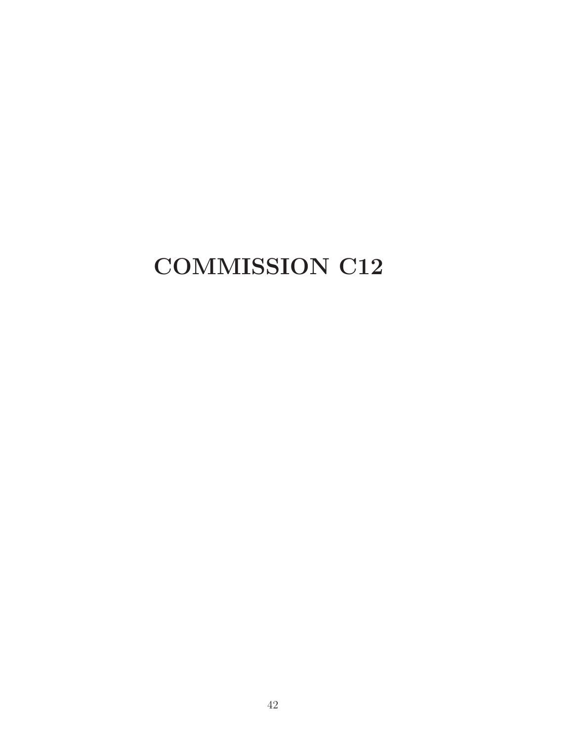# COMMISSION C12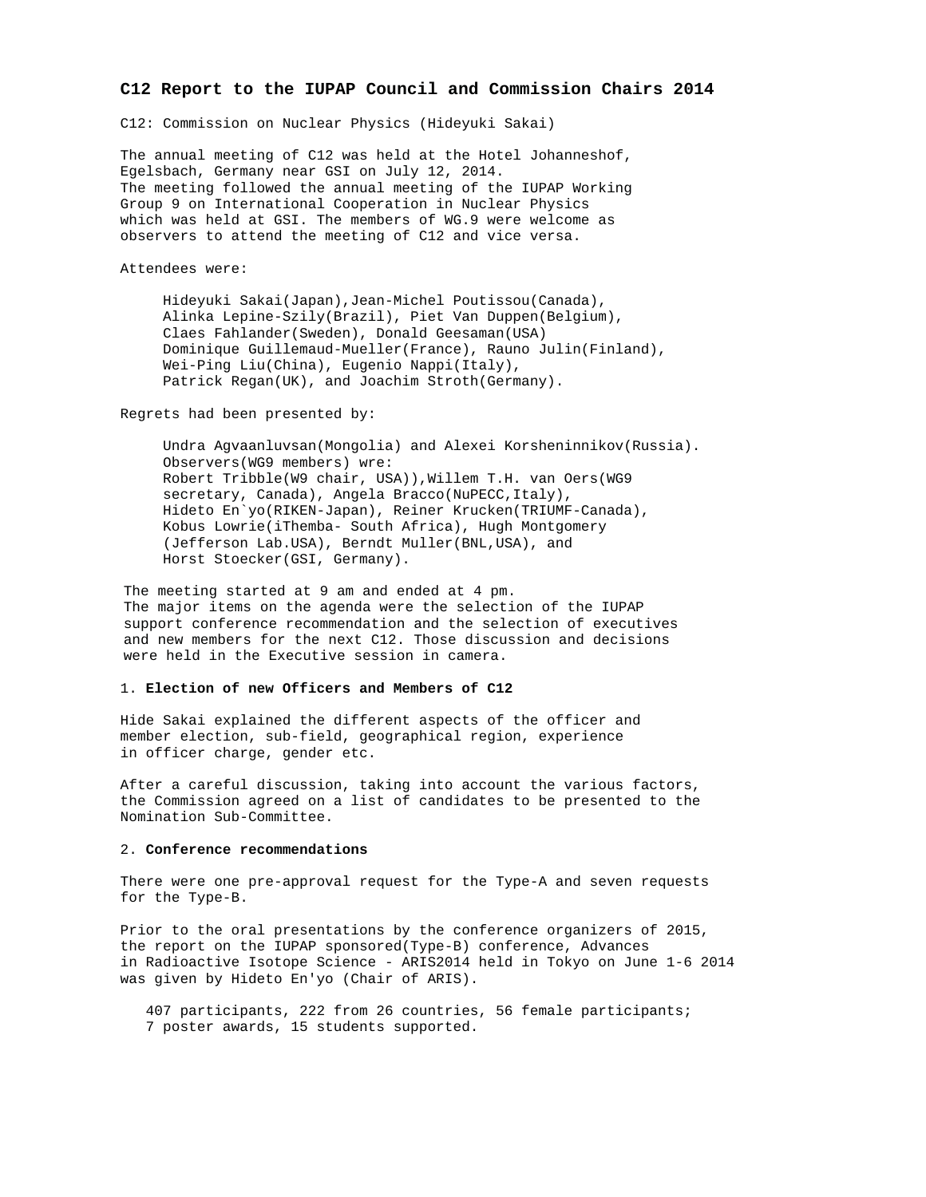**C12 Report to the IUPAP Council and Commission Chairs 2014**

C12: Commission on Nuclear Physics (Hideyuki Sakai)

The annual meeting of C12 was held at the Hotel Johanneshof, Egelsbach, Germany near GSI on July 12, 2014. The meeting followed the annual meeting of the IUPAP Working Group 9 on International Cooperation in Nuclear Physics which was held at GSI. The members of WG.9 were welcome as observers to attend the meeting of C12 and vice versa.

Attendees were:

Hideyuki Sakai(Japan),Jean-Michel Poutissou(Canada), Alinka Lepine-Szily(Brazil), Piet Van Duppen(Belgium), Claes Fahlander(Sweden), Donald Geesaman(USA) Dominique Guillemaud-Mueller(France), Rauno Julin(Finland), Wei-Ping Liu(China), Eugenio Nappi(Italy), Patrick Regan(UK), and Joachim Stroth(Germany).

Regrets had been presented by:

Undra Agvaanluvsan(Mongolia) and Alexei Korsheninnikov(Russia). Observers(WG9 members) wre: Robert Tribble(W9 chair, USA)),Willem T.H. van Oers(WG9 secretary, Canada), Angela Bracco(NuPECC,Italy), Hideto En`yo(RIKEN-Japan), Reiner Krucken(TRIUMF-Canada), Kobus Lowrie(iThemba- South Africa), Hugh Montgomery (Jefferson Lab.USA), Berndt Muller(BNL,USA), and Horst Stoecker(GSI, Germany).

The meeting started at 9 am and ended at 4 pm. The major items on the agenda were the selection of the IUPAP support conference recommendation and the selection of executives and new members for the next C12. Those discussion and decisions were held in the Executive session in camera.

1. **Election of new Officers and Members of C12**

Hide Sakai explained the different aspects of the officer and member election, sub-field, geographical region, experience in officer charge, gender etc.

After a careful discussion, taking into account the various factors, the Commission agreed on a list of candidates to be presented to the Nomination Sub-Committee.

2. **Conference recommendations**

There were one pre-approval request for the Type-A and seven requests for the Type-B.

Prior to the oral presentations by the conference organizers of 2015, the report on the IUPAP sponsored(Type-B) conference, Advances in Radioactive Isotope Science - ARIS2014 held in Tokyo on June 1-6 2014 was given by Hideto En'yo (Chair of ARIS).

407 participants, 222 from 26 countries, 56 female participants; 7 poster awards, 15 students supported.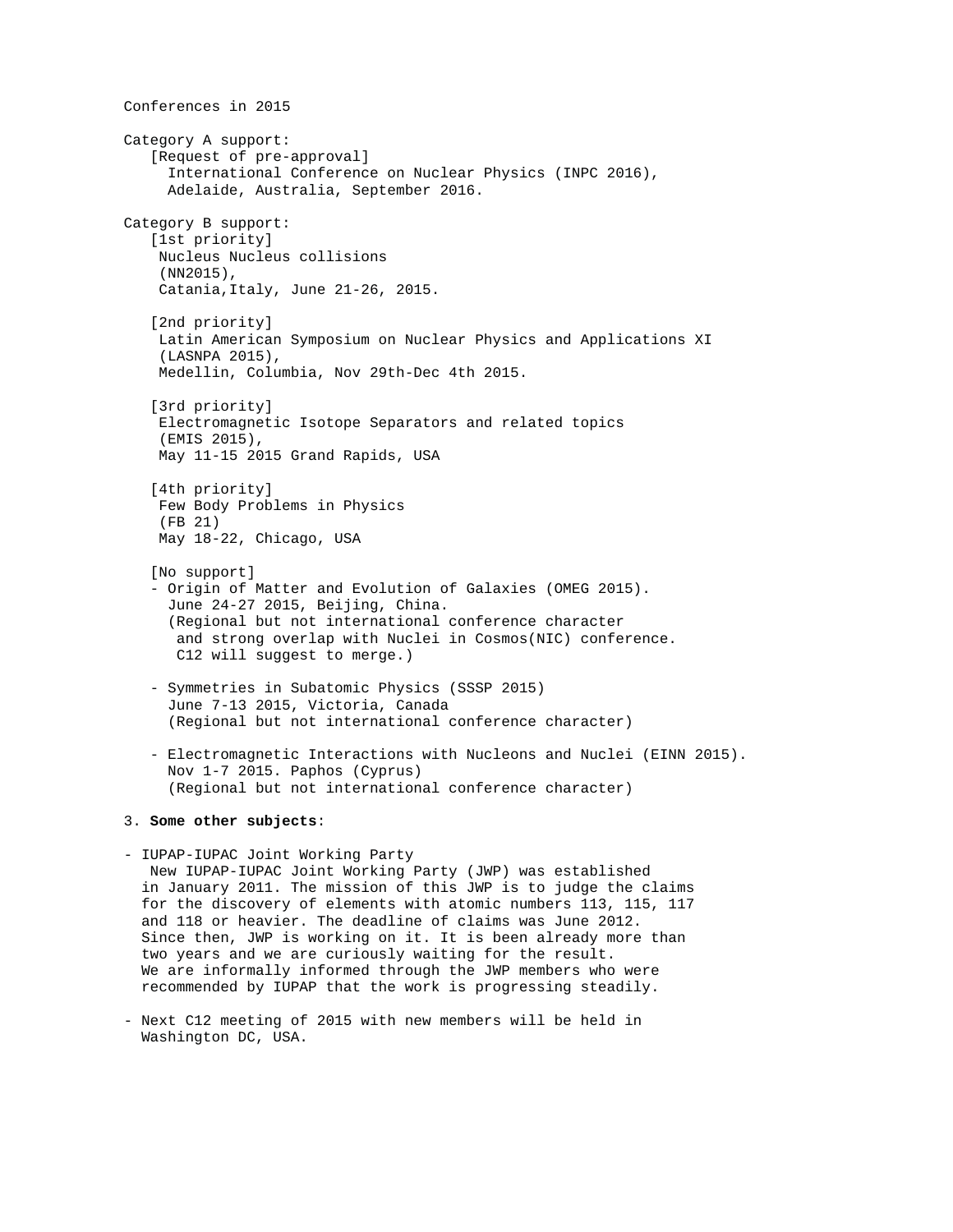Conferences in 2015

Category A support:

[Request of pre-approval]
International Conference on Nuclear Physics (INPC 2016),
Adelaide, Australia, September 2016.

Category B support:

[1st priority]
Nucleus Nucleus collisions
(NN2015),
Catania,Italy, June 21-26, 2015.

[2nd priority]
Latin American Symposium on Nuclear Physics and Applications XI
(LASNPA 2015),
Medellin, Columbia, Nov 29th-Dec 4th 2015.

[3rd priority]
Electromagnetic Isotope Separators and related topics
(EMIS 2015),
May 11-15 2015 Grand Rapids, USA

[4th priority]
Few Body Problems in Physics
(FB 21)
May 18-22, Chicago, USA

[No support]

- Origin of Matter and Evolution of Galaxies (OMEG 2015).
  June 24-27 2015, Beijing, China.
  (Regional but not international conference character
  and strong overlap with Nuclei in Cosmos(NIC) conference.
  C12 will suggest to merge.)

- Symmetries in Subatomic Physics (SSSP 2015)
  June 7-13 2015, Victoria, Canada
  (Regional but not international conference character)

- Electromagnetic Interactions with Nucleons and Nuclei (EINN 2015).
  Nov 1-7 2015. Paphos (Cyprus)
  (Regional but not international conference character)

3. **Some other subjects**:

- IUPAP-IUPAC Joint Working Party
  New IUPAP-IUPAC Joint Working Party (JWP) was established in January 2011. The mission of this JWP is to judge the claims for the discovery of elements with atomic numbers 113, 115, 117 and 118 or heavier. The deadline of claims was June 2012. Since then, JWP is working on it. It is been already more than two years and we are curiously waiting for the result. We are informally informed through the JWP members who were recommended by IUPAP that the work is progressing steadily.

- Next C12 meeting of 2015 with new members will be held in Washington DC, USA.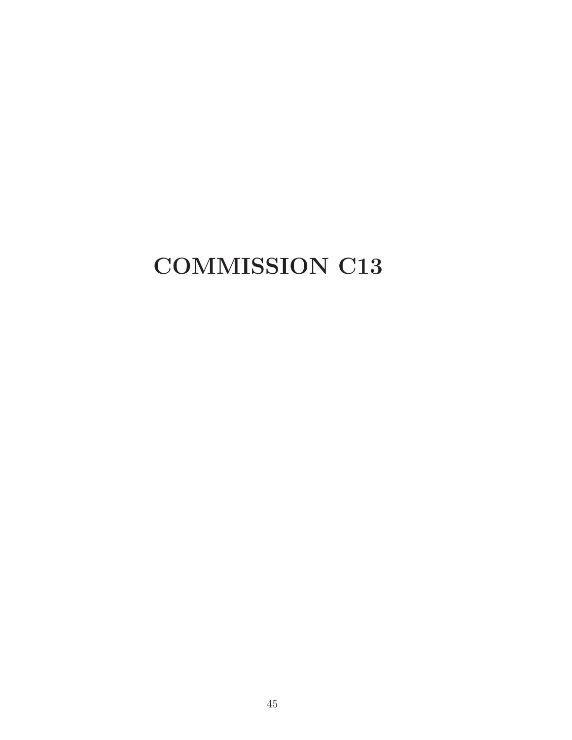# COMMISSION C13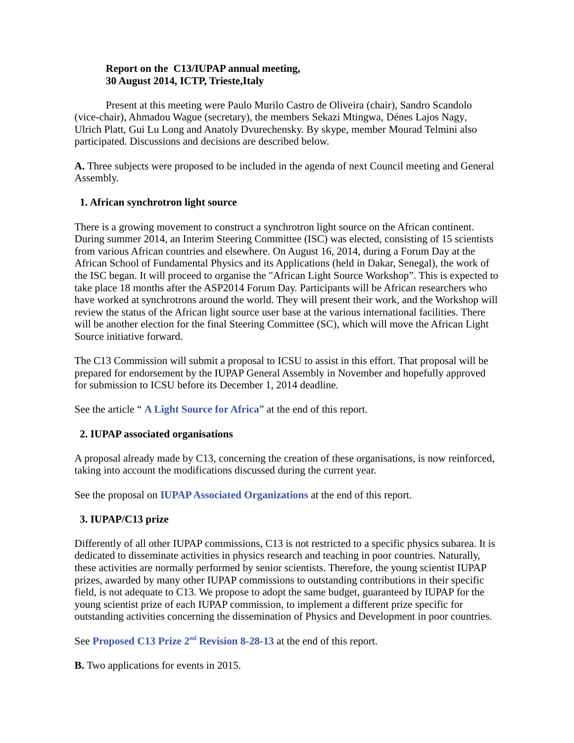**Report on the C13/IUPAP annual meeting,**
**30 August 2014, ICTP, Trieste,Italy**

Present at this meeting were Paulo Murilo Castro de Oliveira (chair), Sandro Scandolo (vice-chair), Ahmadou Wague (secretary), the members Sekazi Mtingwa, Dénes Lajos Nagy, Ulrich Platt, Gui Lu Long and Anatoly Dvurechensky. By skype, member Mourad Telmini also participated. Discussions and decisions are described below.

**A.** Three subjects were proposed to be included in the agenda of next Council meeting and General Assembly.

**1. African synchrotron light source**

There is a growing movement to construct a synchrotron light source on the African continent. During summer 2014, an Interim Steering Committee (ISC) was elected, consisting of 15 scientists from various African countries and elsewhere. On August 16, 2014, during a Forum Day at the African School of Fundamental Physics and its Applications (held in Dakar, Senegal), the work of the ISC began. It will proceed to organise the "African Light Source Workshop". This is expected to take place 18 months after the ASP2014 Forum Day. Participants will be African researchers who have worked at synchrotrons around the world. They will present their work, and the Workshop will review the status of the African light source user base at the various international facilities. There will be another election for the final Steering Committee (SC), which will move the African Light Source initiative forward.

The C13 Commission will submit a proposal to ICSU to assist in this effort. That proposal will be prepared for endorsement by the IUPAP General Assembly in November and hopefully approved for submission to ICSU before its December 1, 2014 deadline.

See the article " **A Light Source for Africa**" at the end of this report.

**2. IUPAP associated organisations**

A proposal already made by C13, concerning the creation of these organisations, is now reinforced, taking into account the modifications discussed during the current year.

See the proposal on **IUPAP Associated Organizations** at the end of this report.

**3. IUPAP/C13 prize**

Differently of all other IUPAP commissions, C13 is not restricted to a specific physics subarea. It is dedicated to disseminate activities in physics research and teaching in poor countries. Naturally, these activities are normally performed by senior scientists. Therefore, the young scientist IUPAP prizes, awarded by many other IUPAP commissions to outstanding contributions in their specific field, is not adequate to C13. We propose to adopt the same budget, guaranteed by IUPAP for the young scientist prize of each IUPAP commission, to implement a different prize specific for outstanding activities concerning the dissemination of Physics and Development in poor countries.

See **Proposed C13 Prize 2nd Revision 8-28-13** at the end of this report.

**B.** Two applications for events in 2015.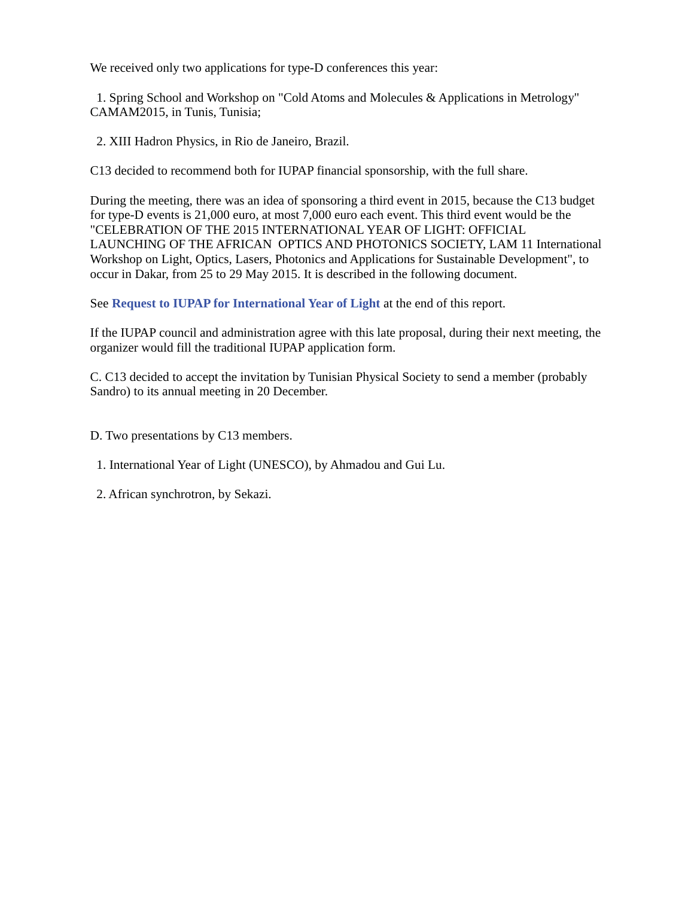We received only two applications for type-D conferences this year:

1. Spring School and Workshop on "Cold Atoms and Molecules & Applications in Metrology" CAMAM2015, in Tunis, Tunisia;

2. XIII Hadron Physics, in Rio de Janeiro, Brazil.

C13 decided to recommend both for IUPAP financial sponsorship, with the full share.

During the meeting, there was an idea of sponsoring a third event in 2015, because the C13 budget for type-D events is 21,000 euro, at most 7,000 euro each event. This third event would be the "CELEBRATION OF THE 2015 INTERNATIONAL YEAR OF LIGHT: OFFICIAL LAUNCHING OF THE AFRICAN OPTICS AND PHOTONICS SOCIETY, LAM 11 International Workshop on Light, Optics, Lasers, Photonics and Applications for Sustainable Development", to occur in Dakar, from 25 to 29 May 2015. It is described in the following document.

See **Request to IUPAP for International Year of Light** at the end of this report.

If the IUPAP council and administration agree with this late proposal, during their next meeting, the organizer would fill the traditional IUPAP application form.

C. C13 decided to accept the invitation by Tunisian Physical Society to send a member (probably Sandro) to its annual meeting in 20 December.

D. Two presentations by C13 members.

1. International Year of Light (UNESCO), by Ahmadou and Gui Lu.

2. African synchrotron, by Sekazi.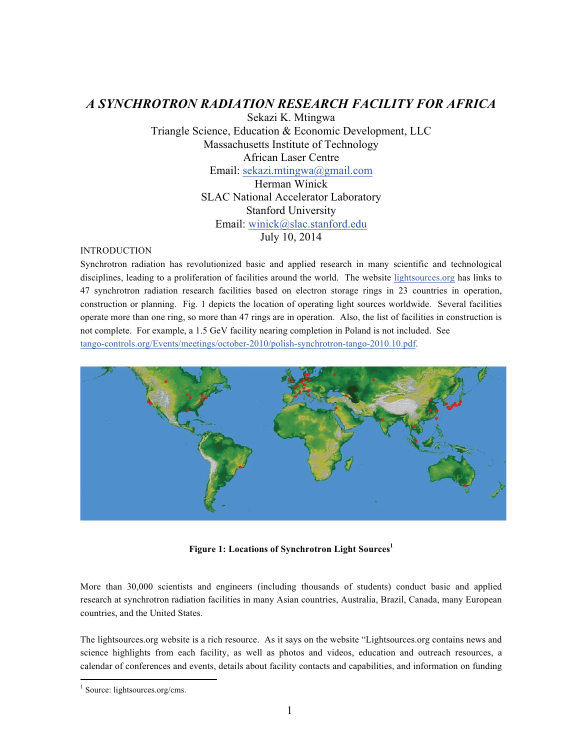# *A SYNCHROTRON RADIATION RESEARCH FACILITY FOR AFRICA*

Sekazi K. Mtingwa
Triangle Science, Education & Economic Development, LLC
Massachusetts Institute of Technology
African Laser Centre
Email: sekazi.mtingwa@gmail.com
Herman Winick
SLAC National Accelerator Laboratory
Stanford University
Email: winick@slac.stanford.edu
July 10, 2014

INTRODUCTION

Synchrotron radiation has revolutionized basic and applied research in many scientific and technological disciplines, leading to a proliferation of facilities around the world. The website lightsources.org has links to 47 synchrotron radiation research facilities based on electron storage rings in 23 countries in operation, construction or planning. Fig. 1 depicts the location of operating light sources worldwide. Several facilities operate more than one ring, so more than 47 rings are in operation. Also, the list of facilities in construction is not complete. For example, a 1.5 GeV facility nearing completion in Poland is not included. See tango-controls.org/Events/meetings/october-2010/polish-synchrotron-tango-2010.10.pdf.

**Figure 1: Locations of Synchrotron Light Sources[1]**

More than 30,000 scientists and engineers (including thousands of students) conduct basic and applied research at synchrotron radiation facilities in many Asian countries, Australia, Brazil, Canada, many European countries, and the United States.

The lightsources.org website is a rich resource. As it says on the website "Lightsources.org contains news and science highlights from each facility, as well as photos and videos, education and outreach resources, a calendar of conferences and events, details about facility contacts and capabilities, and information on funding

[1] Source: lightsources.org/cms.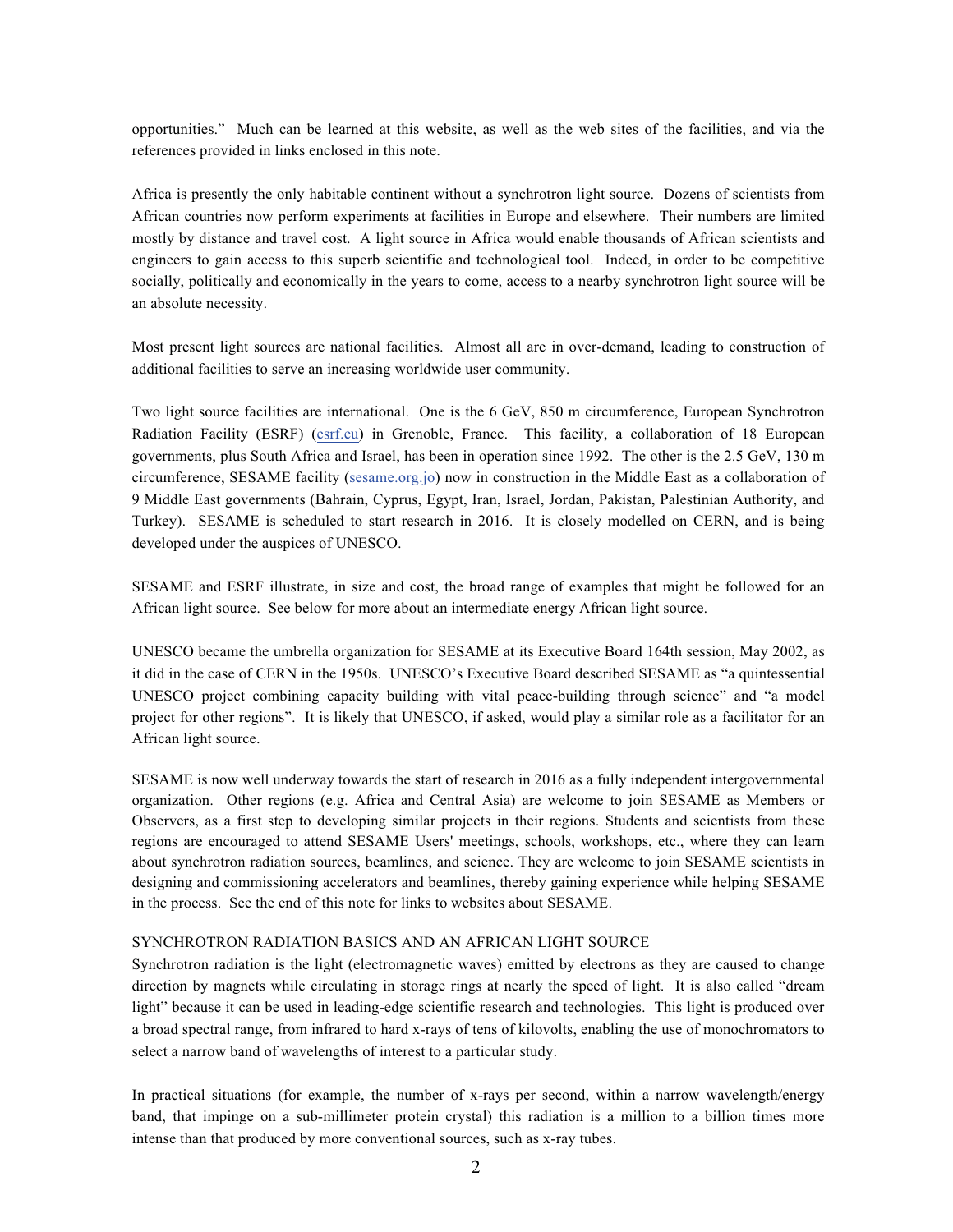opportunities." Much can be learned at this website, as well as the web sites of the facilities, and via the references provided in links enclosed in this note.

Africa is presently the only habitable continent without a synchrotron light source. Dozens of scientists from African countries now perform experiments at facilities in Europe and elsewhere. Their numbers are limited mostly by distance and travel cost. A light source in Africa would enable thousands of African scientists and engineers to gain access to this superb scientific and technological tool. Indeed, in order to be competitive socially, politically and economically in the years to come, access to a nearby synchrotron light source will be an absolute necessity.

Most present light sources are national facilities. Almost all are in over-demand, leading to construction of additional facilities to serve an increasing worldwide user community.

Two light source facilities are international. One is the 6 GeV, 850 m circumference, European Synchrotron Radiation Facility (ESRF) (esrf.eu) in Grenoble, France. This facility, a collaboration of 18 European governments, plus South Africa and Israel, has been in operation since 1992. The other is the 2.5 GeV, 130 m circumference, SESAME facility (sesame.org.jo) now in construction in the Middle East as a collaboration of 9 Middle East governments (Bahrain, Cyprus, Egypt, Iran, Israel, Jordan, Pakistan, Palestinian Authority, and Turkey). SESAME is scheduled to start research in 2016. It is closely modelled on CERN, and is being developed under the auspices of UNESCO.

SESAME and ESRF illustrate, in size and cost, the broad range of examples that might be followed for an African light source. See below for more about an intermediate energy African light source.

UNESCO became the umbrella organization for SESAME at its Executive Board 164th session, May 2002, as it did in the case of CERN in the 1950s. UNESCO's Executive Board described SESAME as "a quintessential UNESCO project combining capacity building with vital peace-building through science" and "a model project for other regions". It is likely that UNESCO, if asked, would play a similar role as a facilitator for an African light source.

SESAME is now well underway towards the start of research in 2016 as a fully independent intergovernmental organization. Other regions (e.g. Africa and Central Asia) are welcome to join SESAME as Members or Observers, as a first step to developing similar projects in their regions. Students and scientists from these regions are encouraged to attend SESAME Users' meetings, schools, workshops, etc., where they can learn about synchrotron radiation sources, beamlines, and science. They are welcome to join SESAME scientists in designing and commissioning accelerators and beamlines, thereby gaining experience while helping SESAME in the process. See the end of this note for links to websites about SESAME.

## SYNCHROTRON RADIATION BASICS AND AN AFRICAN LIGHT SOURCE

Synchrotron radiation is the light (electromagnetic waves) emitted by electrons as they are caused to change direction by magnets while circulating in storage rings at nearly the speed of light. It is also called "dream light" because it can be used in leading-edge scientific research and technologies. This light is produced over a broad spectral range, from infrared to hard x-rays of tens of kilovolts, enabling the use of monochromators to select a narrow band of wavelengths of interest to a particular study.

In practical situations (for example, the number of x-rays per second, within a narrow wavelength/energy band, that impinge on a sub-millimeter protein crystal) this radiation is a million to a billion times more intense than that produced by more conventional sources, such as x-ray tubes.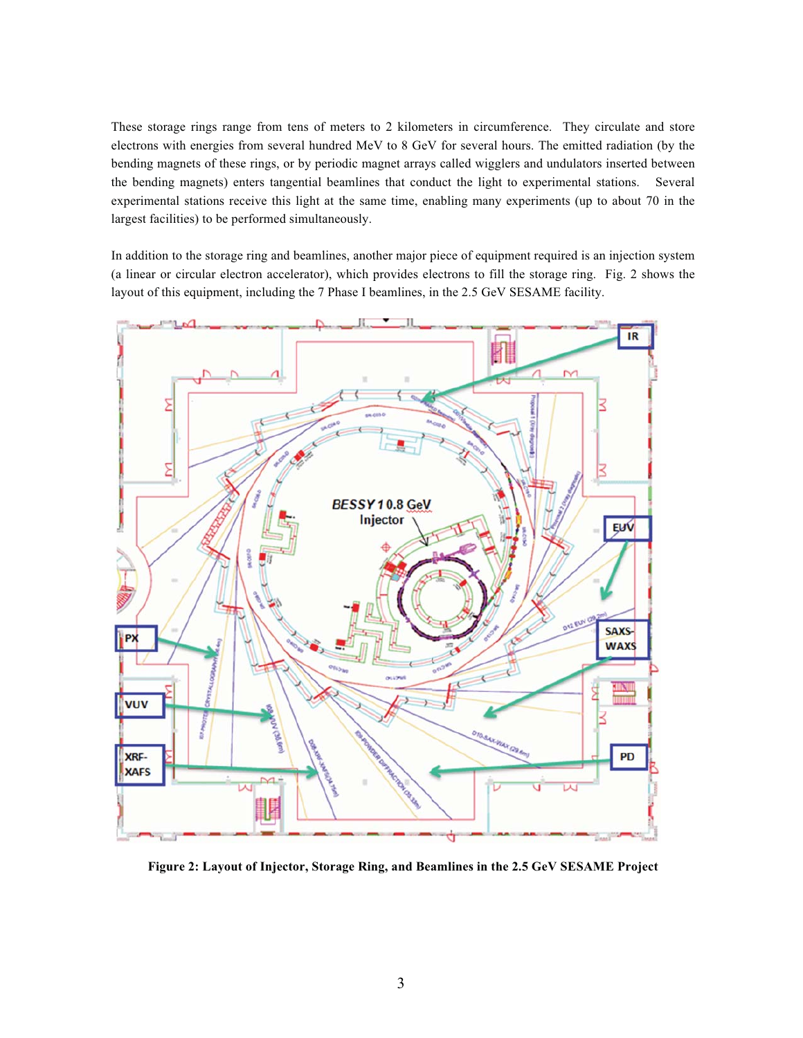These storage rings range from tens of meters to 2 kilometers in circumference. They circulate and store electrons with energies from several hundred MeV to 8 GeV for several hours. The emitted radiation (by the bending magnets of these rings, or by periodic magnet arrays called wigglers and undulators inserted between the bending magnets) enters tangential beamlines that conduct the light to experimental stations. Several experimental stations receive this light at the same time, enabling many experiments (up to about 70 in the largest facilities) to be performed simultaneously.

In addition to the storage ring and beamlines, another major piece of equipment required is an injection system (a linear or circular electron accelerator), which provides electrons to fill the storage ring. Fig. 2 shows the layout of this equipment, including the 7 Phase I beamlines, in the 2.5 GeV SESAME facility.

**Figure 2: Layout of Injector, Storage Ring, and Beamlines in the 2.5 GeV SESAME Project**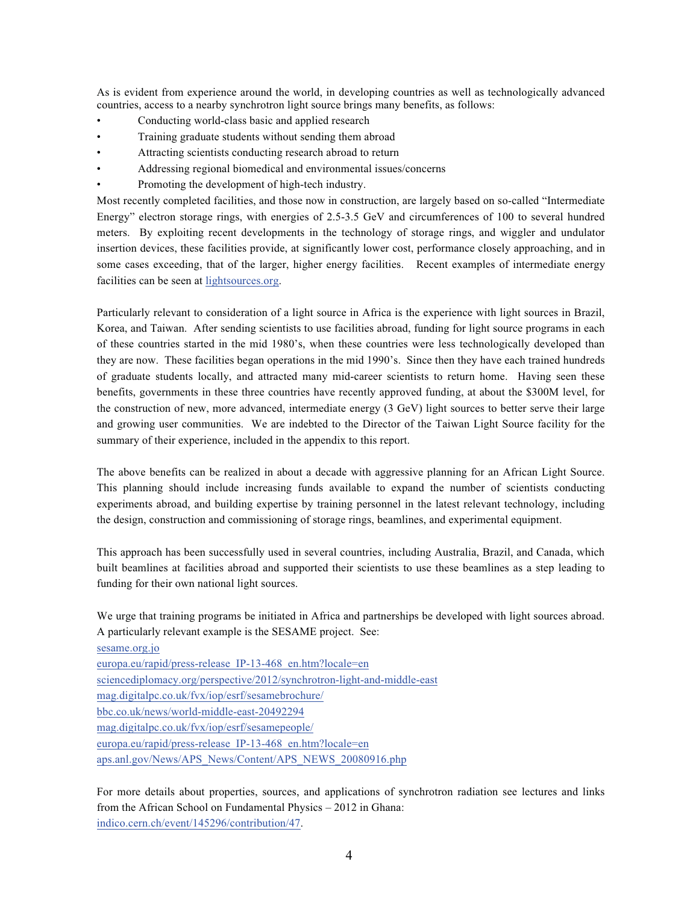As is evident from experience around the world, in developing countries as well as technologically advanced countries, access to a nearby synchrotron light source brings many benefits, as follows:

- Conducting world-class basic and applied research
- Training graduate students without sending them abroad
- Attracting scientists conducting research abroad to return
- Addressing regional biomedical and environmental issues/concerns
- Promoting the development of high-tech industry.

Most recently completed facilities, and those now in construction, are largely based on so-called "Intermediate Energy" electron storage rings, with energies of 2.5-3.5 GeV and circumferences of 100 to several hundred meters. By exploiting recent developments in the technology of storage rings, and wiggler and undulator insertion devices, these facilities provide, at significantly lower cost, performance closely approaching, and in some cases exceeding, that of the larger, higher energy facilities. Recent examples of intermediate energy facilities can be seen at lightsources.org.

Particularly relevant to consideration of a light source in Africa is the experience with light sources in Brazil, Korea, and Taiwan. After sending scientists to use facilities abroad, funding for light source programs in each of these countries started in the mid 1980's, when these countries were less technologically developed than they are now. These facilities began operations in the mid 1990's. Since then they have each trained hundreds of graduate students locally, and attracted many mid-career scientists to return home. Having seen these benefits, governments in these three countries have recently approved funding, at about the $300M level, for the construction of new, more advanced, intermediate energy (3 GeV) light sources to better serve their large and growing user communities. We are indebted to the Director of the Taiwan Light Source facility for the summary of their experience, included in the appendix to this report.

The above benefits can be realized in about a decade with aggressive planning for an African Light Source. This planning should include increasing funds available to expand the number of scientists conducting experiments abroad, and building expertise by training personnel in the latest relevant technology, including the design, construction and commissioning of storage rings, beamlines, and experimental equipment.

This approach has been successfully used in several countries, including Australia, Brazil, and Canada, which built beamlines at facilities abroad and supported their scientists to use these beamlines as a step leading to funding for their own national light sources.

We urge that training programs be initiated in Africa and partnerships be developed with light sources abroad. A particularly relevant example is the SESAME project. See:
sesame.org.jo
europa.eu/rapid/press-release_IP-13-468_en.htm?locale=en
sciencediplomacy.org/perspective/2012/synchrotron-light-and-middle-east
mag.digitalpc.co.uk/fvx/iop/esrf/sesamebrochure/
bbc.co.uk/news/world-middle-east-20492294
mag.digitalpc.co.uk/fvx/iop/esrf/sesamepeople/
europa.eu/rapid/press-release_IP-13-468_en.htm?locale=en
aps.anl.gov/News/APS_News/Content/APS_NEWS_20080916.php

For more details about properties, sources, and applications of synchrotron radiation see lectures and links from the African School on Fundamental Physics – 2012 in Ghana:
indico.cern.ch/event/145296/contribution/47.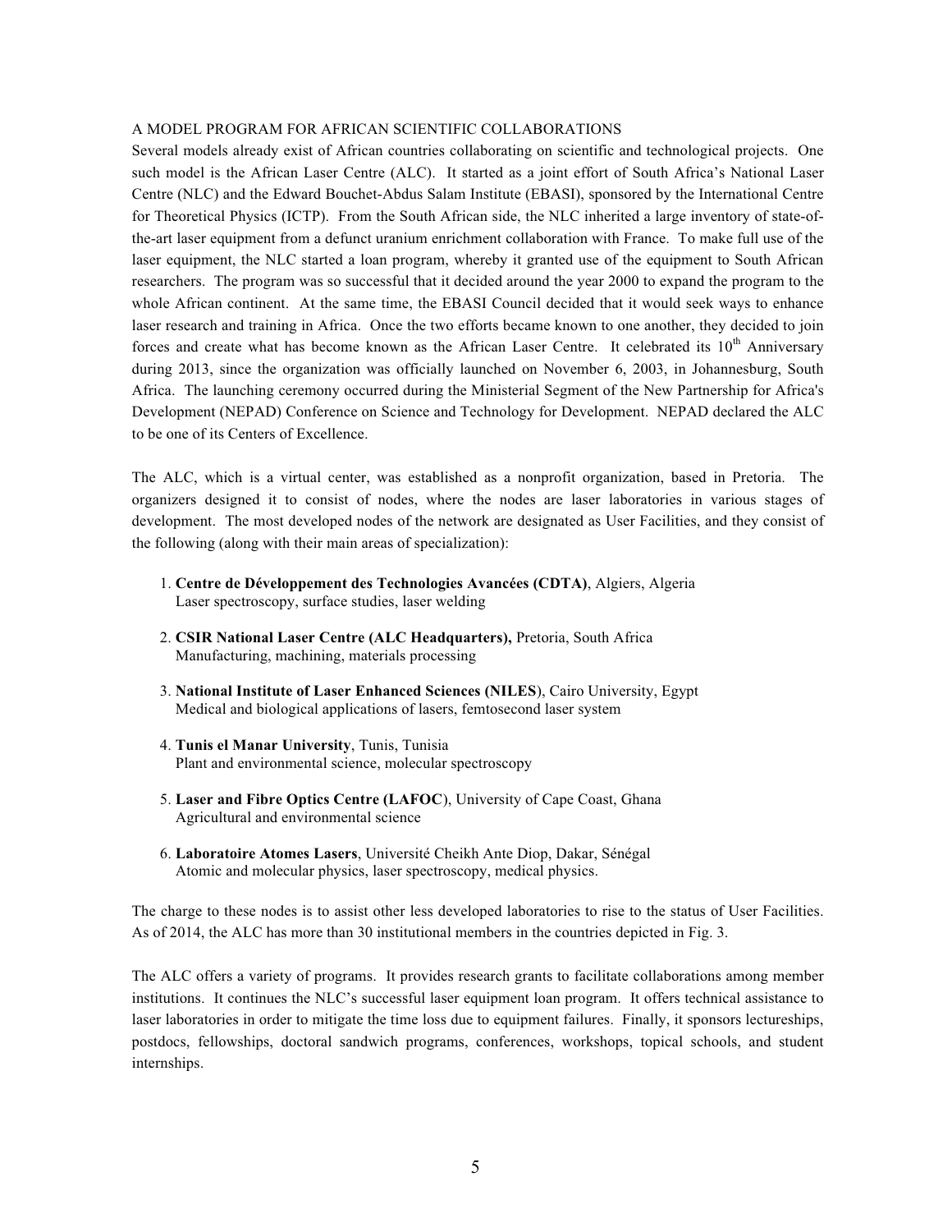## A MODEL PROGRAM FOR AFRICAN SCIENTIFIC COLLABORATIONS

Several models already exist of African countries collaborating on scientific and technological projects. One such model is the African Laser Centre (ALC). It started as a joint effort of South Africa's National Laser Centre (NLC) and the Edward Bouchet-Abdus Salam Institute (EBASI), sponsored by the International Centre for Theoretical Physics (ICTP). From the South African side, the NLC inherited a large inventory of state-of-the-art laser equipment from a defunct uranium enrichment collaboration with France. To make full use of the laser equipment, the NLC started a loan program, whereby it granted use of the equipment to South African researchers. The program was so successful that it decided around the year 2000 to expand the program to the whole African continent. At the same time, the EBASI Council decided that it would seek ways to enhance laser research and training in Africa. Once the two efforts became known to one another, they decided to join forces and create what has become known as the African Laser Centre. It celebrated its 10th Anniversary during 2013, since the organization was officially launched on November 6, 2003, in Johannesburg, South Africa. The launching ceremony occurred during the Ministerial Segment of the New Partnership for Africa's Development (NEPAD) Conference on Science and Technology for Development. NEPAD declared the ALC to be one of its Centers of Excellence.

The ALC, which is a virtual center, was established as a nonprofit organization, based in Pretoria. The organizers designed it to consist of nodes, where the nodes are laser laboratories in various stages of development. The most developed nodes of the network are designated as User Facilities, and they consist of the following (along with their main areas of specialization):

1. **Centre de Développement des Technologies Avancées (CDTA)**, Algiers, Algeria
   Laser spectroscopy, surface studies, laser welding
2. **CSIR National Laser Centre (ALC Headquarters),** Pretoria, South Africa
   Manufacturing, machining, materials processing
3. **National Institute of Laser Enhanced Sciences (NILES)**, Cairo University, Egypt
   Medical and biological applications of lasers, femtosecond laser system
4. **Tunis el Manar University**, Tunis, Tunisia
   Plant and environmental science, molecular spectroscopy
5. **Laser and Fibre Optics Centre (LAFOC)**, University of Cape Coast, Ghana
   Agricultural and environmental science
6. **Laboratoire Atomes Lasers**, Université Cheikh Ante Diop, Dakar, Sénégal
   Atomic and molecular physics, laser spectroscopy, medical physics.

The charge to these nodes is to assist other less developed laboratories to rise to the status of User Facilities. As of 2014, the ALC has more than 30 institutional members in the countries depicted in Fig. 3.

The ALC offers a variety of programs. It provides research grants to facilitate collaborations among member institutions. It continues the NLC's successful laser equipment loan program. It offers technical assistance to laser laboratories in order to mitigate the time loss due to equipment failures. Finally, it sponsors lectureships, postdocs, fellowships, doctoral sandwich programs, conferences, workshops, topical schools, and student internships.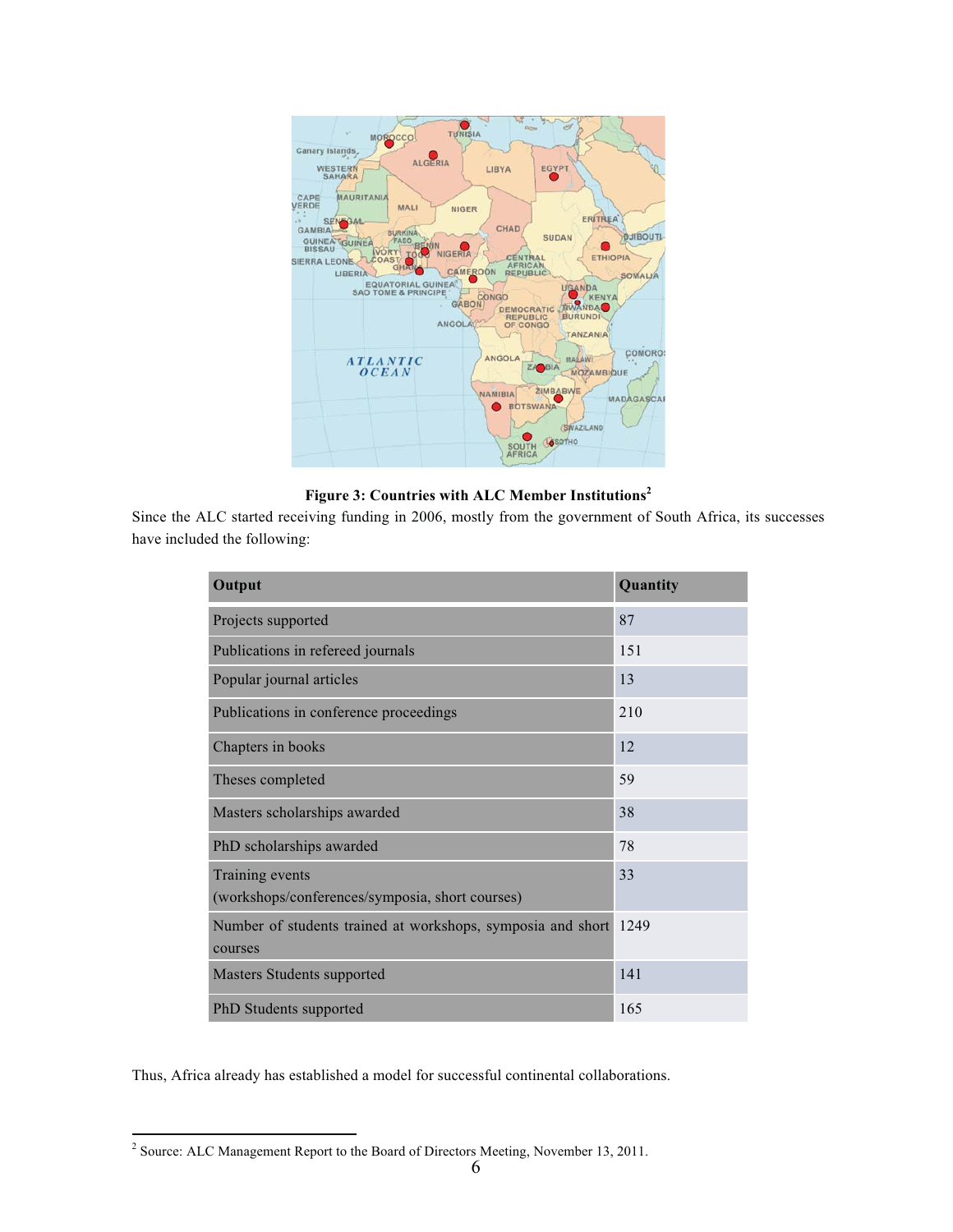**Figure 3: Countries with ALC Member Institutions[2]**

Since the ALC started receiving funding in 2006, mostly from the government of South Africa, its successes have included the following:

| Output | Quantity |
|---|---|
| Projects supported | 87 |
| Publications in refereed journals | 151 |
| Popular journal articles | 13 |
| Publications in conference proceedings | 210 |
| Chapters in books | 12 |
| Theses completed | 59 |
| Masters scholarships awarded | 38 |
| PhD scholarships awarded | 78 |
| Training events (workshops/conferences/symposia, short courses) | 33 |
| Number of students trained at workshops, symposia and short courses | 1249 |
| Masters Students supported | 141 |
| PhD Students supported | 165 |

Thus, Africa already has established a model for successful continental collaborations.

---

[2] Source: ALC Management Report to the Board of Directors Meeting, November 13, 2011.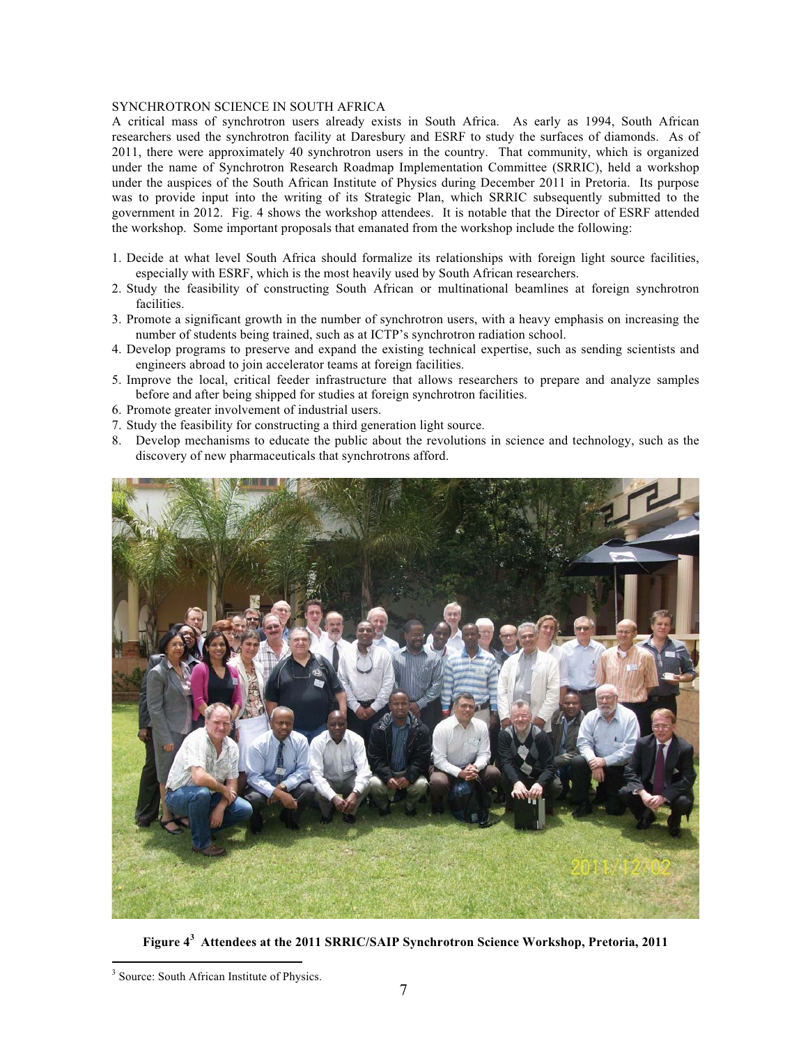## SYNCHROTRON SCIENCE IN SOUTH AFRICA

A critical mass of synchrotron users already exists in South Africa. As early as 1994, South African researchers used the synchrotron facility at Daresbury and ESRF to study the surfaces of diamonds. As of 2011, there were approximately 40 synchrotron users in the country. That community, which is organized under the name of Synchrotron Research Roadmap Implementation Committee (SRRIC), held a workshop under the auspices of the South African Institute of Physics during December 2011 in Pretoria. Its purpose was to provide input into the writing of its Strategic Plan, which SRRIC subsequently submitted to the government in 2012. Fig. 4 shows the workshop attendees. It is notable that the Director of ESRF attended the workshop. Some important proposals that emanated from the workshop include the following:

1. Decide at what level South Africa should formalize its relationships with foreign light source facilities, especially with ESRF, which is the most heavily used by South African researchers.
2. Study the feasibility of constructing South African or multinational beamlines at foreign synchrotron facilities.
3. Promote a significant growth in the number of synchrotron users, with a heavy emphasis on increasing the number of students being trained, such as at ICTP's synchrotron radiation school.
4. Develop programs to preserve and expand the existing technical expertise, such as sending scientists and engineers abroad to join accelerator teams at foreign facilities.
5. Improve the local, critical feeder infrastructure that allows researchers to prepare and analyze samples before and after being shipped for studies at foreign synchrotron facilities.
6. Promote greater involvement of industrial users.
7. Study the feasibility for constructing a third generation light source.
8. Develop mechanisms to educate the public about the revolutions in science and technology, such as the discovery of new pharmaceuticals that synchrotrons afford.

**Figure 4[3] Attendees at the 2011 SRRIC/SAIP Synchrotron Science Workshop, Pretoria, 2011**

[3] Source: South African Institute of Physics.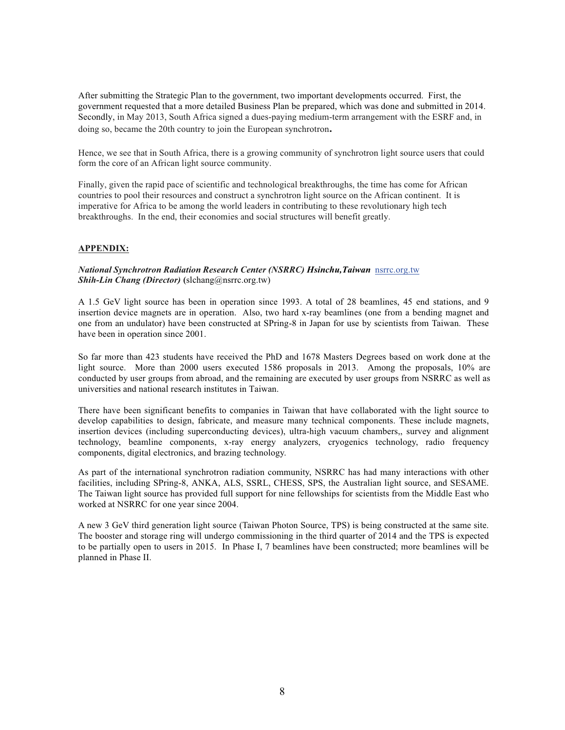After submitting the Strategic Plan to the government, two important developments occurred. First, the government requested that a more detailed Business Plan be prepared, which was done and submitted in 2014. Secondly, in May 2013, South Africa signed a dues-paying medium-term arrangement with the ESRF and, in doing so, became the 20th country to join the European synchrotron**.**

Hence, we see that in South Africa, there is a growing community of synchrotron light source users that could form the core of an African light source community.

Finally, given the rapid pace of scientific and technological breakthroughs, the time has come for African countries to pool their resources and construct a synchrotron light source on the African continent. It is imperative for Africa to be among the world leaders in contributing to these revolutionary high tech breakthroughs. In the end, their economies and social structures will benefit greatly.

**APPENDIX:**

***National Synchrotron Radiation Research Center (NSRRC) Hsinchu,Taiwan*** nsrrc.org.tw
***Shih-Lin Chang (Director)*** **(**slchang@nsrrc.org.tw)

A 1.5 GeV light source has been in operation since 1993. A total of 28 beamlines, 45 end stations, and 9 insertion device magnets are in operation. Also, two hard x-ray beamlines (one from a bending magnet and one from an undulator) have been constructed at SPring-8 in Japan for use by scientists from Taiwan. These have been in operation since 2001.

So far more than 423 students have received the PhD and 1678 Masters Degrees based on work done at the light source. More than 2000 users executed 1586 proposals in 2013. Among the proposals, 10% are conducted by user groups from abroad, and the remaining are executed by user groups from NSRRC as well as universities and national research institutes in Taiwan.

There have been significant benefits to companies in Taiwan that have collaborated with the light source to develop capabilities to design, fabricate, and measure many technical components. These include magnets, insertion devices (including superconducting devices), ultra-high vacuum chambers,, survey and alignment technology, beamline components, x-ray energy analyzers, cryogenics technology, radio frequency components, digital electronics, and brazing technology.

As part of the international synchrotron radiation community, NSRRC has had many interactions with other facilities, including SPring-8, ANKA, ALS, SSRL, CHESS, SPS, the Australian light source, and SESAME. The Taiwan light source has provided full support for nine fellowships for scientists from the Middle East who worked at NSRRC for one year since 2004.

A new 3 GeV third generation light source (Taiwan Photon Source, TPS) is being constructed at the same site. The booster and storage ring will undergo commissioning in the third quarter of 2014 and the TPS is expected to be partially open to users in 2015. In Phase I, 7 beamlines have been constructed; more beamlines will be planned in Phase II.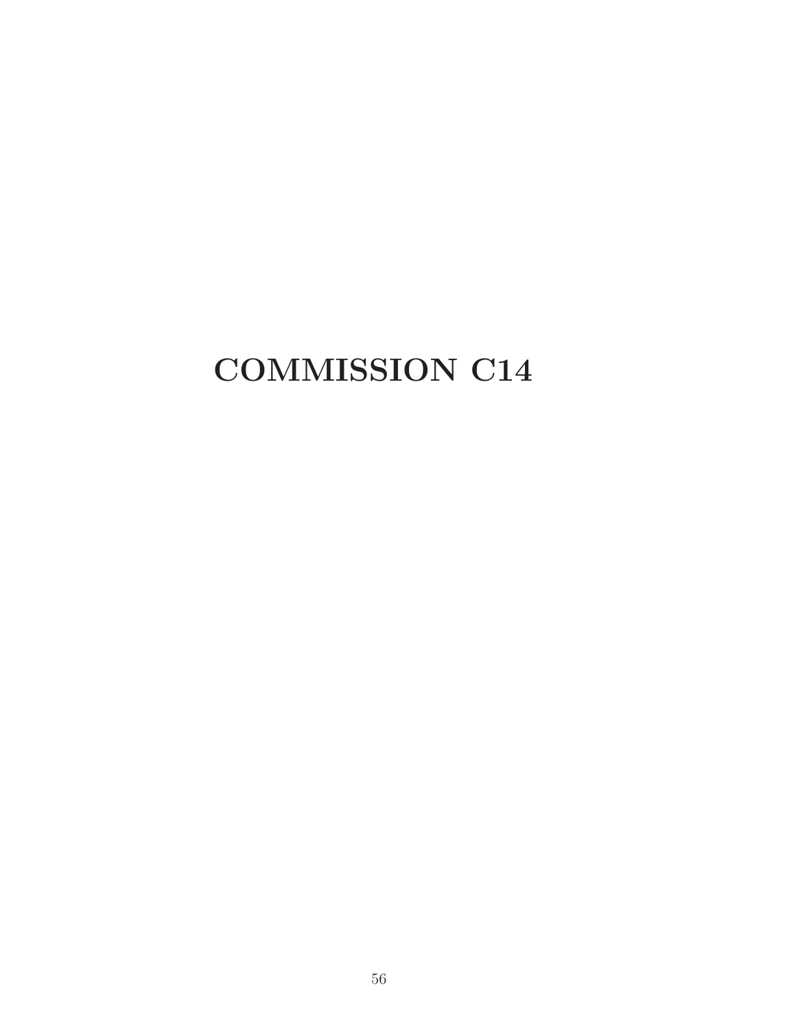# COMMISSION C14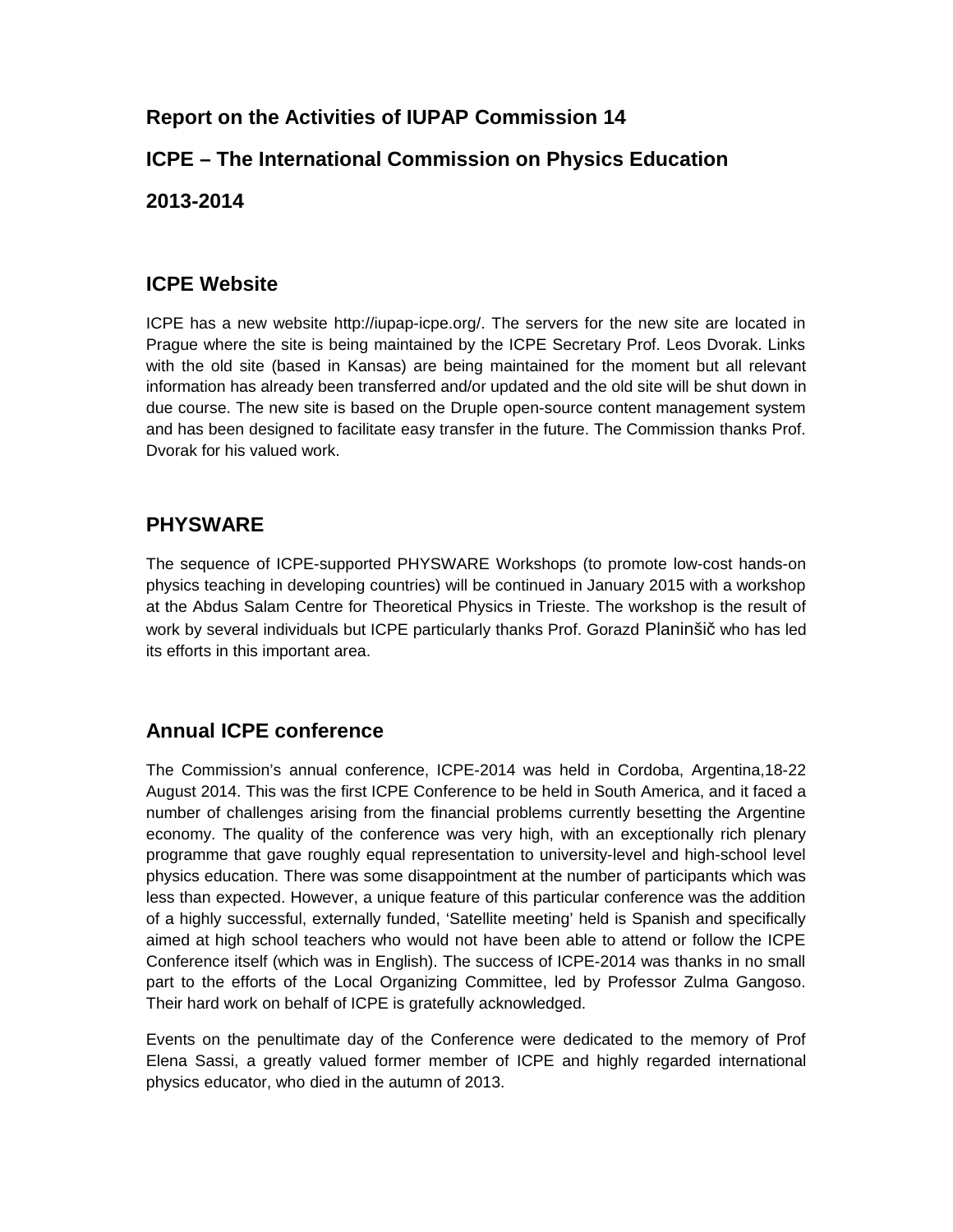## Report on the Activities of IUPAP Commission 14

## ICPE – The International Commission on Physics Education

## 2013-2014

### ICPE Website

ICPE has a new website http://iupap-icpe.org/. The servers for the new site are located in Prague where the site is being maintained by the ICPE Secretary Prof. Leos Dvorak. Links with the old site (based in Kansas) are being maintained for the moment but all relevant information has already been transferred and/or updated and the old site will be shut down in due course. The new site is based on the Druple open-source content management system and has been designed to facilitate easy transfer in the future. The Commission thanks Prof. Dvorak for his valued work.

### PHYSWARE

The sequence of ICPE-supported PHYSWARE Workshops (to promote low-cost hands-on physics teaching in developing countries) will be continued in January 2015 with a workshop at the Abdus Salam Centre for Theoretical Physics in Trieste. The workshop is the result of work by several individuals but ICPE particularly thanks Prof. Gorazd Planinšič who has led its efforts in this important area.

### Annual ICPE conference

The Commission's annual conference, ICPE-2014 was held in Cordoba, Argentina,18-22 August 2014. This was the first ICPE Conference to be held in South America, and it faced a number of challenges arising from the financial problems currently besetting the Argentine economy. The quality of the conference was very high, with an exceptionally rich plenary programme that gave roughly equal representation to university-level and high-school level physics education. There was some disappointment at the number of participants which was less than expected. However, a unique feature of this particular conference was the addition of a highly successful, externally funded, 'Satellite meeting' held is Spanish and specifically aimed at high school teachers who would not have been able to attend or follow the ICPE Conference itself (which was in English). The success of ICPE-2014 was thanks in no small part to the efforts of the Local Organizing Committee, led by Professor Zulma Gangoso. Their hard work on behalf of ICPE is gratefully acknowledged.

Events on the penultimate day of the Conference were dedicated to the memory of Prof Elena Sassi, a greatly valued former member of ICPE and highly regarded international physics educator, who died in the autumn of 2013.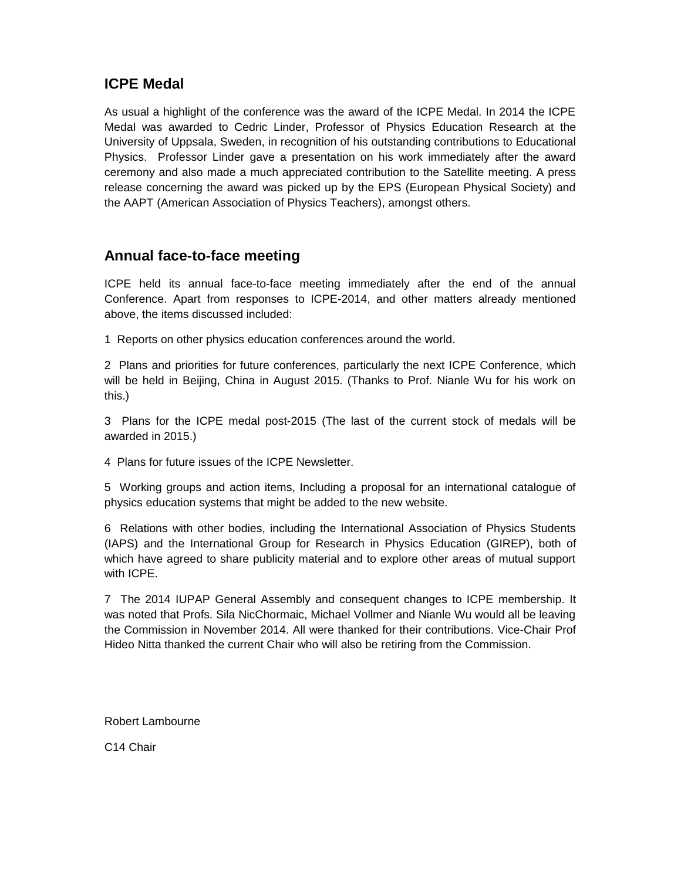## ICPE Medal

As usual a highlight of the conference was the award of the ICPE Medal. In 2014 the ICPE Medal was awarded to Cedric Linder, Professor of Physics Education Research at the University of Uppsala, Sweden, in recognition of his outstanding contributions to Educational Physics. Professor Linder gave a presentation on his work immediately after the award ceremony and also made a much appreciated contribution to the Satellite meeting. A press release concerning the award was picked up by the EPS (European Physical Society) and the AAPT (American Association of Physics Teachers), amongst others.

## Annual face-to-face meeting

ICPE held its annual face-to-face meeting immediately after the end of the annual Conference. Apart from responses to ICPE-2014, and other matters already mentioned above, the items discussed included:

1 Reports on other physics education conferences around the world.

2 Plans and priorities for future conferences, particularly the next ICPE Conference, which will be held in Beijing, China in August 2015. (Thanks to Prof. Nianle Wu for his work on this.)

3 Plans for the ICPE medal post-2015 (The last of the current stock of medals will be awarded in 2015.)

4 Plans for future issues of the ICPE Newsletter.

5 Working groups and action items, Including a proposal for an international catalogue of physics education systems that might be added to the new website.

6 Relations with other bodies, including the International Association of Physics Students (IAPS) and the International Group for Research in Physics Education (GIREP), both of which have agreed to share publicity material and to explore other areas of mutual support with ICPE.

7 The 2014 IUPAP General Assembly and consequent changes to ICPE membership. It was noted that Profs. Sila NicChormaic, Michael Vollmer and Nianle Wu would all be leaving the Commission in November 2014. All were thanked for their contributions. Vice-Chair Prof Hideo Nitta thanked the current Chair who will also be retiring from the Commission.

Robert Lambourne

C14 Chair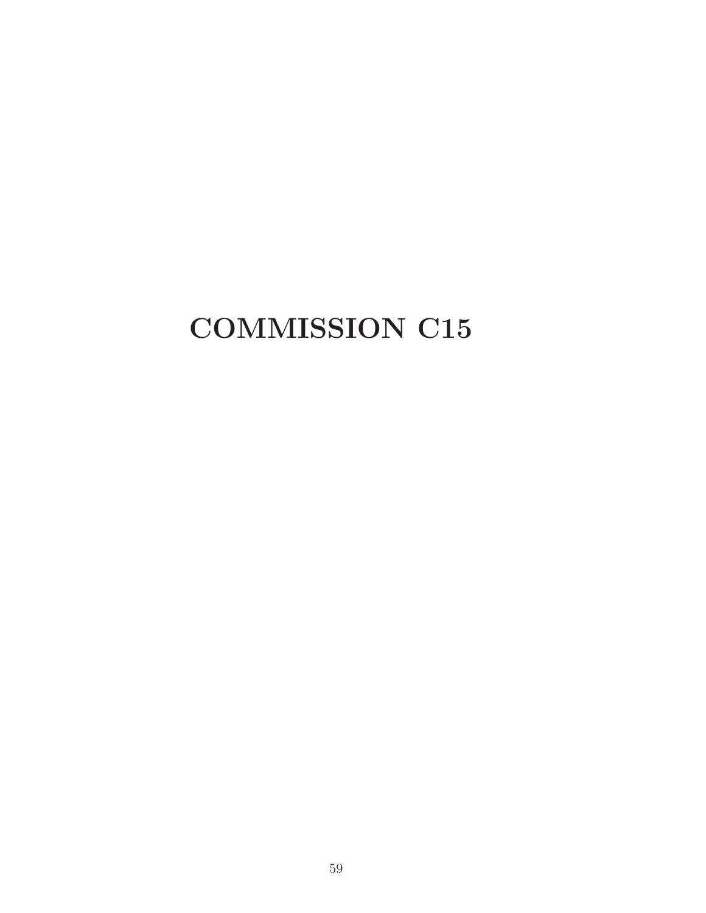# COMMISSION C15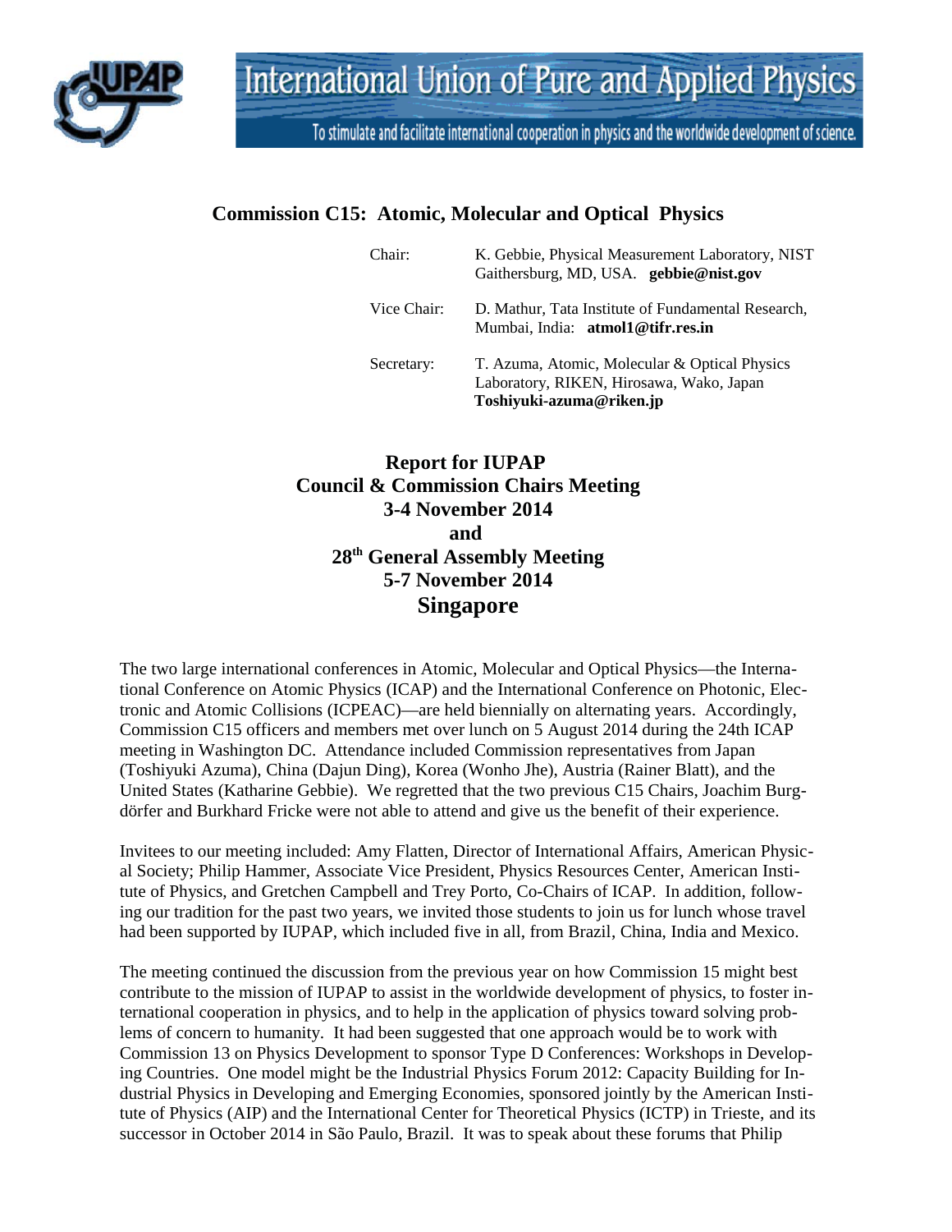# International Union of Pure and Applied Physics

To stimulate and facilitate international cooperation in physics and the worldwide development of science.

## Commission C15: Atomic, Molecular and Optical Physics

| | |
|---|---|
| Chair: | K. Gebbie, Physical Measurement Laboratory, NIST Gaithersburg, MD, USA. **gebbie@nist.gov** |
| Vice Chair: | D. Mathur, Tata Institute of Fundamental Research, Mumbai, India: **atmol1@tifr.res.in** |
| Secretary: | T. Azuma, Atomic, Molecular & Optical Physics Laboratory, RIKEN, Hirosawa, Wako, Japan **Toshiyuki-azuma@riken.jp** |

## Report for IUPAP Council & Commission Chairs Meeting 3-4 November 2014 and 28th General Assembly Meeting 5-7 November 2014 Singapore

The two large international conferences in Atomic, Molecular and Optical Physics—the International Conference on Atomic Physics (ICAP) and the International Conference on Photonic, Electronic and Atomic Collisions (ICPEAC)—are held biennially on alternating years. Accordingly, Commission C15 officers and members met over lunch on 5 August 2014 during the 24th ICAP meeting in Washington DC. Attendance included Commission representatives from Japan (Toshiyuki Azuma), China (Dajun Ding), Korea (Wonho Jhe), Austria (Rainer Blatt), and the United States (Katharine Gebbie). We regretted that the two previous C15 Chairs, Joachim Burgdörfer and Burkhard Fricke were not able to attend and give us the benefit of their experience.

Invitees to our meeting included: Amy Flatten, Director of International Affairs, American Physical Society; Philip Hammer, Associate Vice President, Physics Resources Center, American Institute of Physics, and Gretchen Campbell and Trey Porto, Co-Chairs of ICAP. In addition, following our tradition for the past two years, we invited those students to join us for lunch whose travel had been supported by IUPAP, which included five in all, from Brazil, China, India and Mexico.

The meeting continued the discussion from the previous year on how Commission 15 might best contribute to the mission of IUPAP to assist in the worldwide development of physics, to foster international cooperation in physics, and to help in the application of physics toward solving problems of concern to humanity. It had been suggested that one approach would be to work with Commission 13 on Physics Development to sponsor Type D Conferences: Workshops in Developing Countries. One model might be the Industrial Physics Forum 2012: Capacity Building for Industrial Physics in Developing and Emerging Economies, sponsored jointly by the American Institute of Physics (AIP) and the International Center for Theoretical Physics (ICTP) in Trieste, and its successor in October 2014 in São Paulo, Brazil. It was to speak about these forums that Philip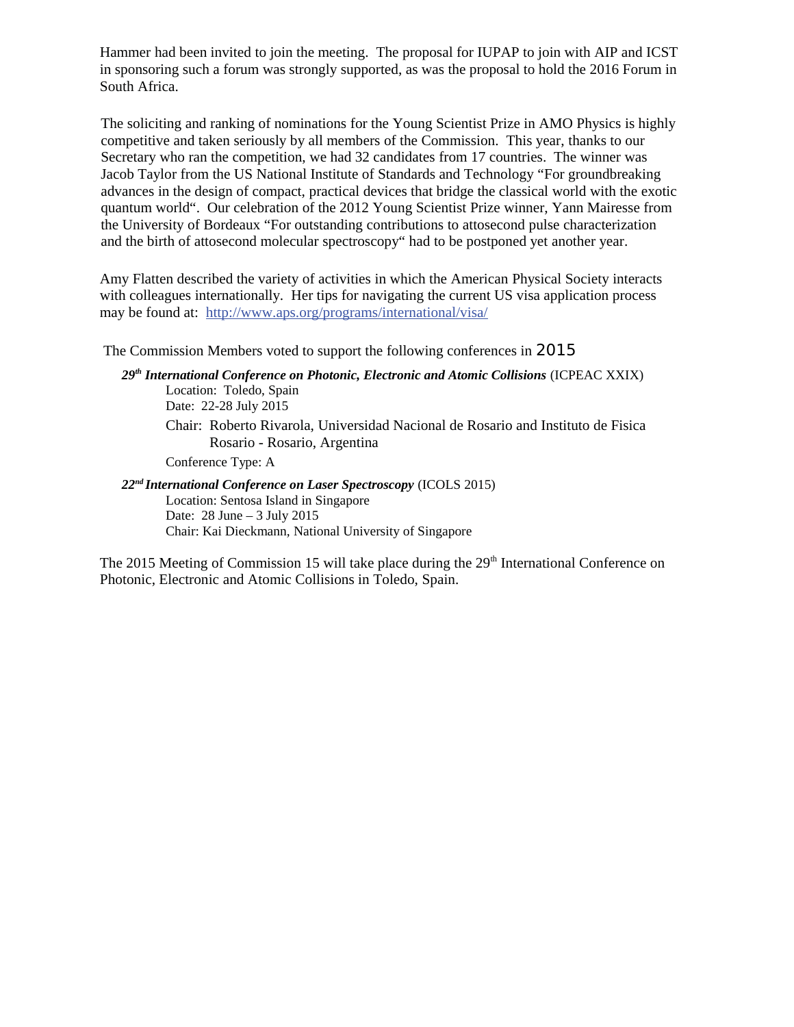Hammer had been invited to join the meeting. The proposal for IUPAP to join with AIP and ICST in sponsoring such a forum was strongly supported, as was the proposal to hold the 2016 Forum in South Africa.

The soliciting and ranking of nominations for the Young Scientist Prize in AMO Physics is highly competitive and taken seriously by all members of the Commission. This year, thanks to our Secretary who ran the competition, we had 32 candidates from 17 countries. The winner was Jacob Taylor from the US National Institute of Standards and Technology "For groundbreaking advances in the design of compact, practical devices that bridge the classical world with the exotic quantum world". Our celebration of the 2012 Young Scientist Prize winner, Yann Mairesse from the University of Bordeaux "For outstanding contributions to attosecond pulse characterization and the birth of attosecond molecular spectroscopy" had to be postponed yet another year.

Amy Flatten described the variety of activities in which the American Physical Society interacts with colleagues internationally. Her tips for navigating the current US visa application process may be found at: http://www.aps.org/programs/international/visa/

The Commission Members voted to support the following conferences in 2015

***29th International Conference on Photonic, Electronic and Atomic Collisions*** (ICPEAC XXIX)
Location: Toledo, Spain
Date: 22-28 July 2015
Chair: Roberto Rivarola, Universidad Nacional de Rosario and Instituto de Fisica Rosario - Rosario, Argentina
Conference Type: A

***22nd International Conference on Laser Spectroscopy*** (ICOLS 2015)
Location: Sentosa Island in Singapore
Date: 28 June – 3 July 2015
Chair: Kai Dieckmann, National University of Singapore

The 2015 Meeting of Commission 15 will take place during the 29th International Conference on Photonic, Electronic and Atomic Collisions in Toledo, Spain.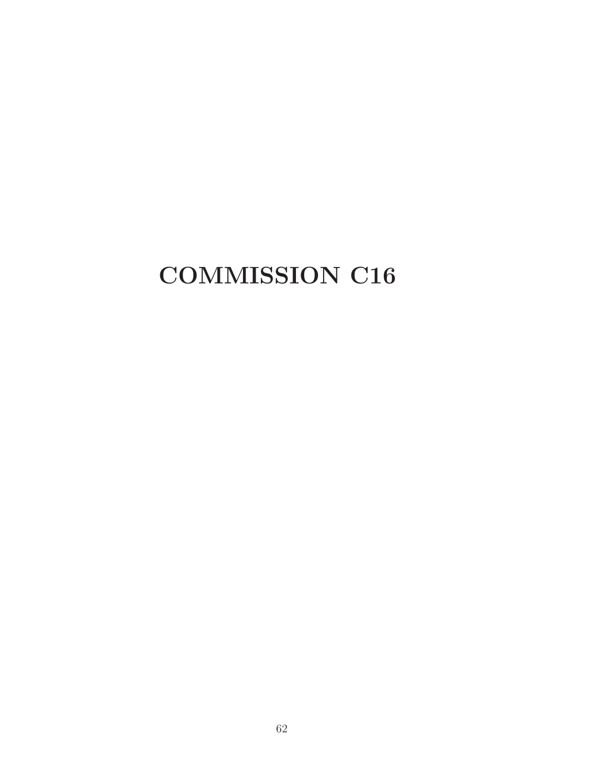# COMMISSION C16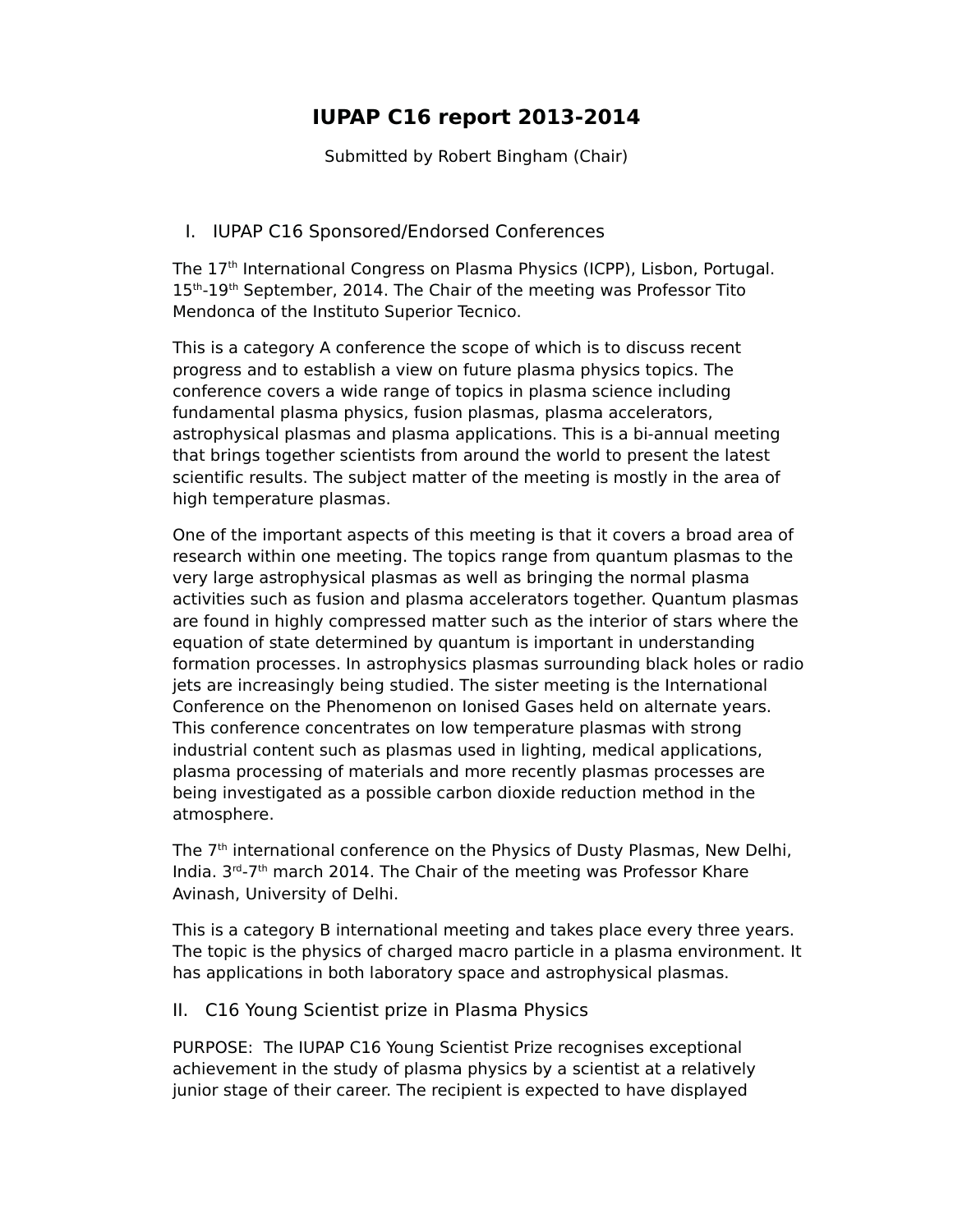# IUPAP C16 report 2013-2014

Submitted by Robert Bingham (Chair)

## I. IUPAP C16 Sponsored/Endorsed Conferences

The 17th International Congress on Plasma Physics (ICPP), Lisbon, Portugal. 15th-19th September, 2014. The Chair of the meeting was Professor Tito Mendonca of the Instituto Superior Tecnico.

This is a category A conference the scope of which is to discuss recent progress and to establish a view on future plasma physics topics. The conference covers a wide range of topics in plasma science including fundamental plasma physics, fusion plasmas, plasma accelerators, astrophysical plasmas and plasma applications. This is a bi-annual meeting that brings together scientists from around the world to present the latest scientific results. The subject matter of the meeting is mostly in the area of high temperature plasmas.

One of the important aspects of this meeting is that it covers a broad area of research within one meeting. The topics range from quantum plasmas to the very large astrophysical plasmas as well as bringing the normal plasma activities such as fusion and plasma accelerators together. Quantum plasmas are found in highly compressed matter such as the interior of stars where the equation of state determined by quantum is important in understanding formation processes. In astrophysics plasmas surrounding black holes or radio jets are increasingly being studied. The sister meeting is the International Conference on the Phenomenon on Ionised Gases held on alternate years. This conference concentrates on low temperature plasmas with strong industrial content such as plasmas used in lighting, medical applications, plasma processing of materials and more recently plasmas processes are being investigated as a possible carbon dioxide reduction method in the atmosphere.

The 7th international conference on the Physics of Dusty Plasmas, New Delhi, India. 3rd-7th march 2014. The Chair of the meeting was Professor Khare Avinash, University of Delhi.

This is a category B international meeting and takes place every three years. The topic is the physics of charged macro particle in a plasma environment. It has applications in both laboratory space and astrophysical plasmas.

## II. C16 Young Scientist prize in Plasma Physics

PURPOSE: The IUPAP C16 Young Scientist Prize recognises exceptional achievement in the study of plasma physics by a scientist at a relatively junior stage of their career. The recipient is expected to have displayed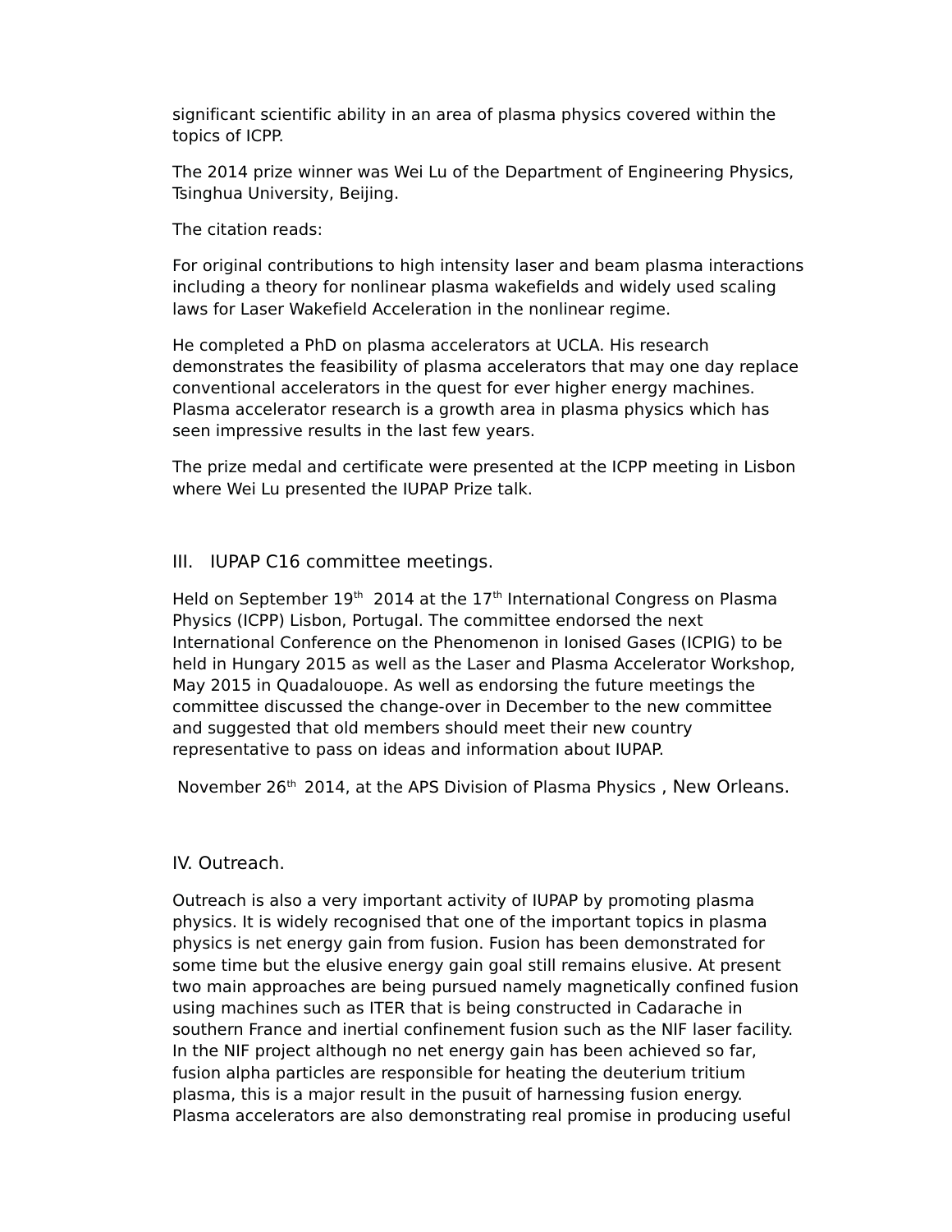significant scientific ability in an area of plasma physics covered within the topics of ICPP.

The 2014 prize winner was Wei Lu of the Department of Engineering Physics, Tsinghua University, Beijing.

The citation reads:

For original contributions to high intensity laser and beam plasma interactions including a theory for nonlinear plasma wakefields and widely used scaling laws for Laser Wakefield Acceleration in the nonlinear regime.

He completed a PhD on plasma accelerators at UCLA. His research demonstrates the feasibility of plasma accelerators that may one day replace conventional accelerators in the quest for ever higher energy machines. Plasma accelerator research is a growth area in plasma physics which has seen impressive results in the last few years.

The prize medal and certificate were presented at the ICPP meeting in Lisbon where Wei Lu presented the IUPAP Prize talk.

## III. IUPAP C16 committee meetings.

Held on September 19th 2014 at the 17th International Congress on Plasma Physics (ICPP) Lisbon, Portugal. The committee endorsed the next International Conference on the Phenomenon in Ionised Gases (ICPIG) to be held in Hungary 2015 as well as the Laser and Plasma Accelerator Workshop, May 2015 in Quadalouope. As well as endorsing the future meetings the committee discussed the change-over in December to the new committee and suggested that old members should meet their new country representative to pass on ideas and information about IUPAP.

November 26th 2014, at the APS Division of Plasma Physics , New Orleans.

## IV. Outreach.

Outreach is also a very important activity of IUPAP by promoting plasma physics. It is widely recognised that one of the important topics in plasma physics is net energy gain from fusion. Fusion has been demonstrated for some time but the elusive energy gain goal still remains elusive. At present two main approaches are being pursued namely magnetically confined fusion using machines such as ITER that is being constructed in Cadarache in southern France and inertial confinement fusion such as the NIF laser facility. In the NIF project although no net energy gain has been achieved so far, fusion alpha particles are responsible for heating the deuterium tritium plasma, this is a major result in the pusuit of harnessing fusion energy. Plasma accelerators are also demonstrating real promise in producing useful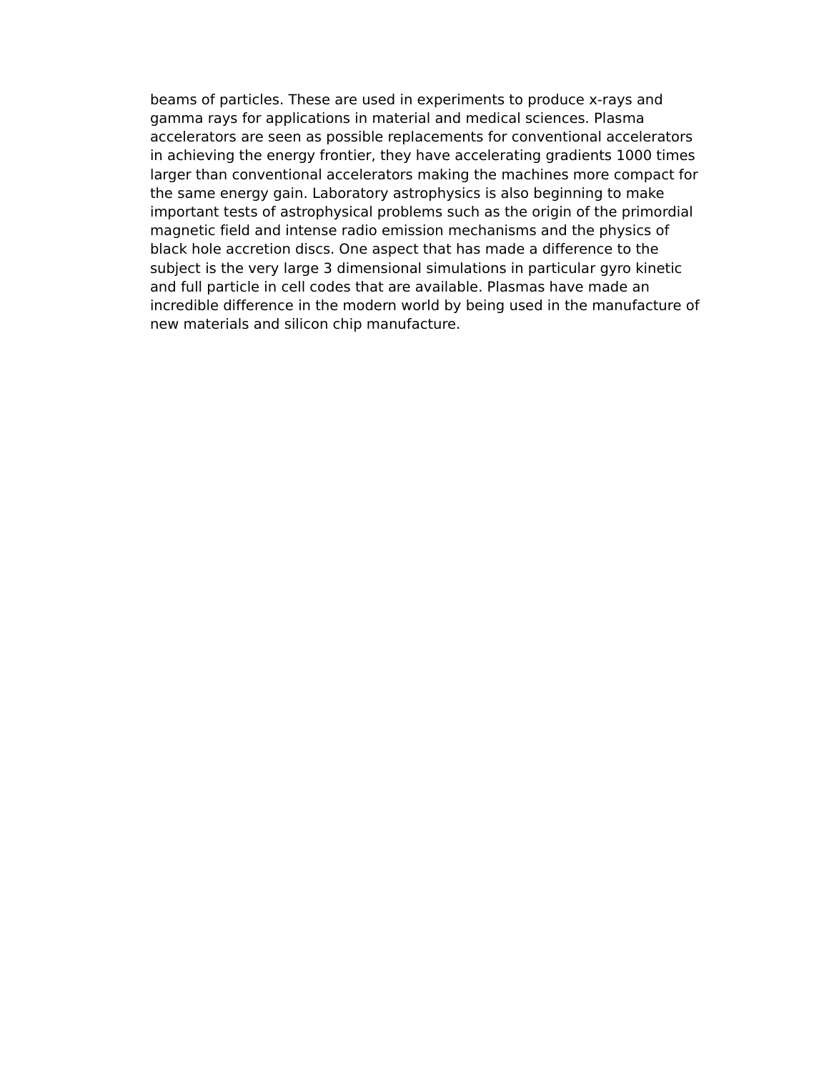beams of particles. These are used in experiments to produce x-rays and gamma rays for applications in material and medical sciences. Plasma accelerators are seen as possible replacements for conventional accelerators in achieving the energy frontier, they have accelerating gradients 1000 times larger than conventional accelerators making the machines more compact for the same energy gain. Laboratory astrophysics is also beginning to make important tests of astrophysical problems such as the origin of the primordial magnetic field and intense radio emission mechanisms and the physics of black hole accretion discs. One aspect that has made a difference to the subject is the very large 3 dimensional simulations in particular gyro kinetic and full particle in cell codes that are available. Plasmas have made an incredible difference in the modern world by being used in the manufacture of new materials and silicon chip manufacture.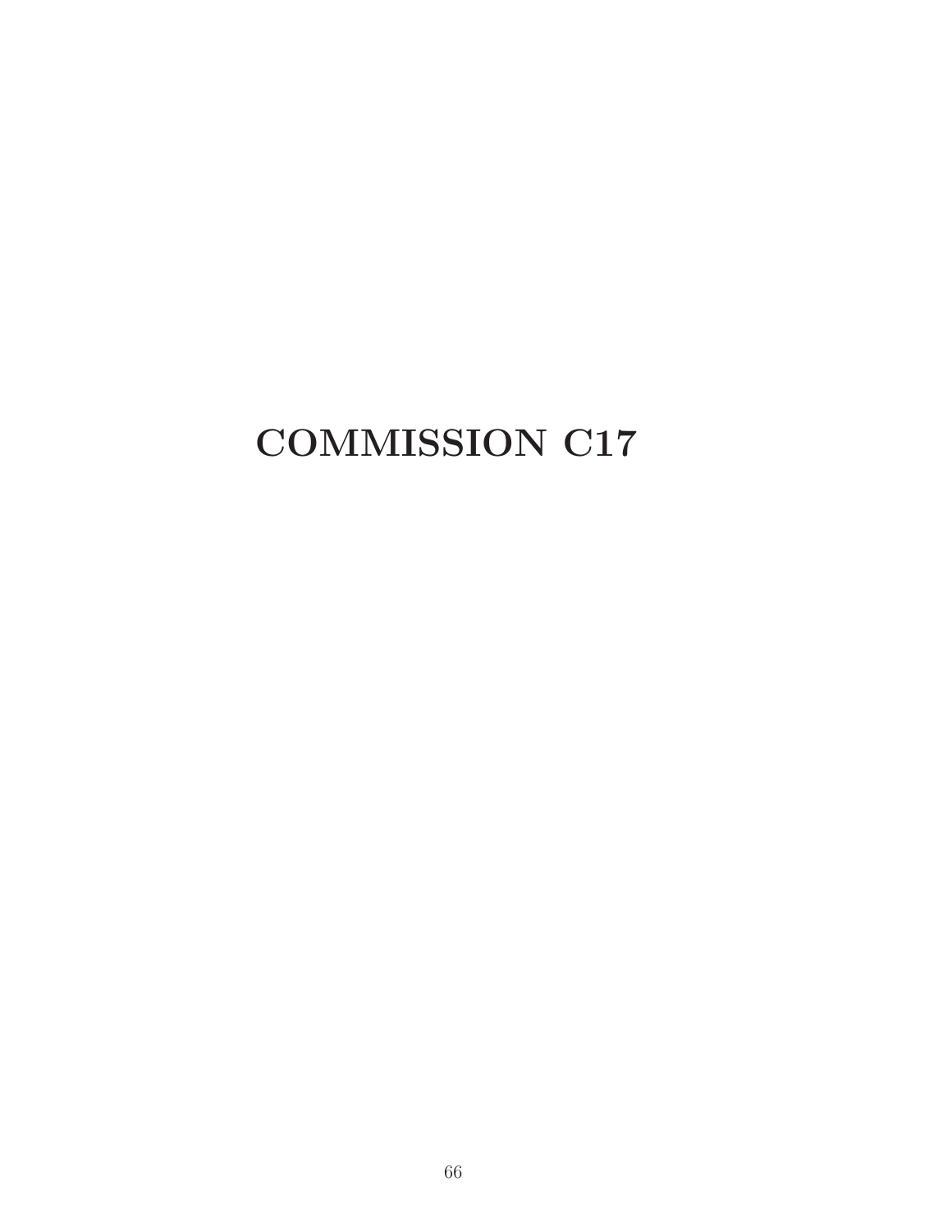# COMMISSION C17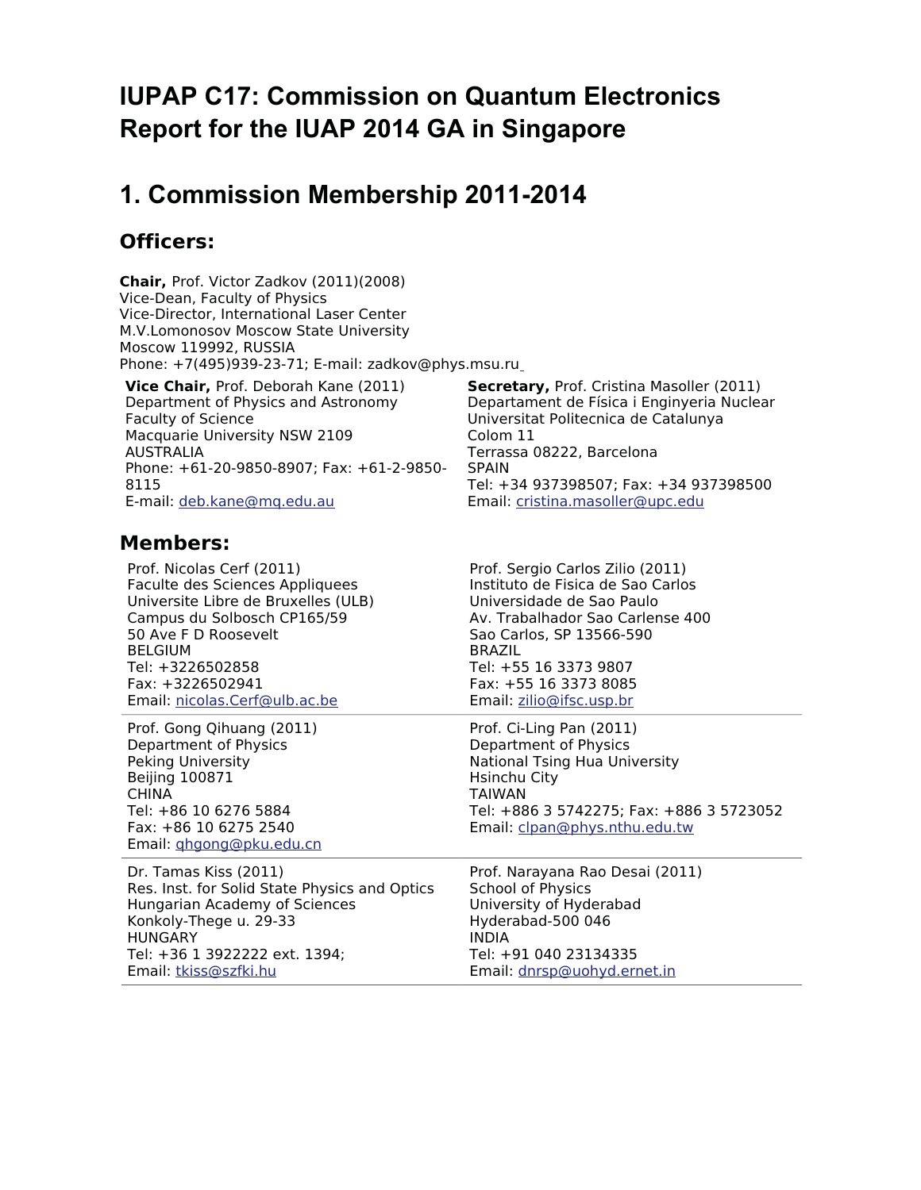# IUPAP C17: Commission on Quantum Electronics Report for the IUAP 2014 GA in Singapore

## 1. Commission Membership 2011-2014

### Officers:

**Chair,** Prof. Victor Zadkov (2011)(2008)
Vice-Dean, Faculty of Physics
Vice-Director, International Laser Center
M.V.Lomonosov Moscow State University
Moscow 119992, RUSSIA
Phone: +7(495)939-23-71; E-mail: zadkov@phys.msu.ru

**Vice Chair,** Prof. Deborah Kane (2011)
Department of Physics and Astronomy
Faculty of Science
Macquarie University NSW 2109
AUSTRALIA
Phone: +61-20-9850-8907; Fax: +61-2-9850-8115
E-mail: deb.kane@mq.edu.au

**Secretary,** Prof. Cristina Masoller (2011)
Departament de Física i Enginyeria Nuclear
Universitat Politecnica de Catalunya
Colom 11
Terrassa 08222, Barcelona
SPAIN
Tel: +34 937398507; Fax: +34 937398500
Email: cristina.masoller@upc.edu

### Members:

Prof. Nicolas Cerf (2011)
Faculte des Sciences Appliquees
Universite Libre de Bruxelles (ULB)
Campus du Solbosch CP165/59
50 Ave F D Roosevelt
BELGIUM
Tel: +3226502858
Fax: +3226502941
Email: nicolas.Cerf@ulb.ac.be

Prof. Sergio Carlos Zilio (2011)
Instituto de Fisica de Sao Carlos
Universidade de Sao Paulo
Av. Trabalhador Sao Carlense 400
Sao Carlos, SP 13566-590
BRAZIL
Tel: +55 16 3373 9807
Fax: +55 16 3373 8085
Email: zilio@ifsc.usp.br

Prof. Gong Qihuang (2011)
Department of Physics
Peking University
Beijing 100871
CHINA
Tel: +86 10 6276 5884
Fax: +86 10 6275 2540
Email: qhgong@pku.edu.cn

Prof. Ci-Ling Pan (2011)
Department of Physics
National Tsing Hua University
Hsinchu City
TAIWAN
Tel: +886 3 5742275; Fax: +886 3 5723052
Email: clpan@phys.nthu.edu.tw

Dr. Tamas Kiss (2011)
Res. Inst. for Solid State Physics and Optics
Hungarian Academy of Sciences
Konkoly-Thege u. 29-33
HUNGARY
Tel: +36 1 3922222 ext. 1394;
Email: tkiss@szfki.hu

Prof. Narayana Rao Desai (2011)
School of Physics
University of Hyderabad
Hyderabad-500 046
INDIA
Tel: +91 040 23134335
Email: dnrsp@uohyd.ernet.in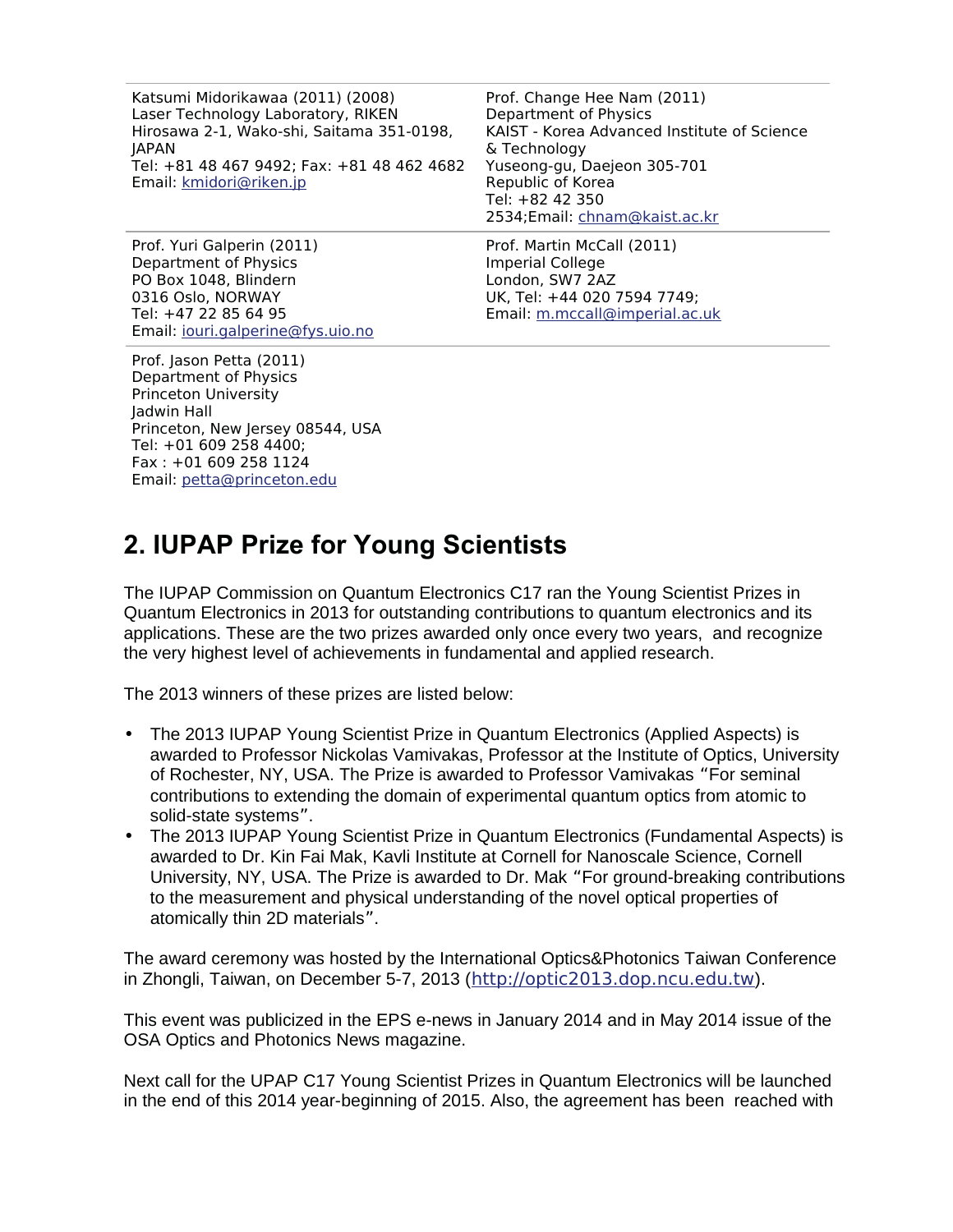| | |
|---|---|
| Katsumi Midorikawaa (2011) (2008)<br>Laser Technology Laboratory, RIKEN<br>Hirosawa 2-1, Wako-shi, Saitama 351-0198, JAPAN<br>Tel: +81 48 467 9492; Fax: +81 48 462 4682<br>Email: kmidori@riken.jp | Prof. Change Hee Nam (2011)<br>Department of Physics<br>KAIST - Korea Advanced Institute of Science & Technology<br>Yuseong-gu, Daejeon 305-701<br>Republic of Korea<br>Tel: +82 42 350 2534;Email: chnam@kaist.ac.kr |
| Prof. Yuri Galperin (2011)<br>Department of Physics<br>PO Box 1048, Blindern<br>0316 Oslo, NORWAY<br>Tel: +47 22 85 64 95<br>Email: iouri.galperine@fys.uio.no | Prof. Martin McCall (2011)<br>Imperial College<br>London, SW7 2AZ<br>UK, Tel: +44 020 7594 7749;<br>Email: m.mccall@imperial.ac.uk |
| Prof. Jason Petta (2011)<br>Department of Physics<br>Princeton University<br>Jadwin Hall<br>Princeton, New Jersey 08544, USA<br>Tel: +01 609 258 4400;<br>Fax : +01 609 258 1124<br>Email: petta@princeton.edu | |

## 2. IUPAP Prize for Young Scientists

The IUPAP Commission on Quantum Electronics C17 ran the Young Scientist Prizes in Quantum Electronics in 2013 for outstanding contributions to quantum electronics and its applications. These are the two prizes awarded only once every two years, and recognize the very highest level of achievements in fundamental and applied research.

The 2013 winners of these prizes are listed below:

- The 2013 IUPAP Young Scientist Prize in Quantum Electronics (Applied Aspects) is awarded to Professor Nickolas Vamivakas, Professor at the Institute of Optics, University of Rochester, NY, USA. The Prize is awarded to Professor Vamivakas "For seminal contributions to extending the domain of experimental quantum optics from atomic to solid-state systems".
- The 2013 IUPAP Young Scientist Prize in Quantum Electronics (Fundamental Aspects) is awarded to Dr. Kin Fai Mak, Kavli Institute at Cornell for Nanoscale Science, Cornell University, NY, USA. The Prize is awarded to Dr. Mak "For ground-breaking contributions to the measurement and physical understanding of the novel optical properties of atomically thin 2D materials".

The award ceremony was hosted by the International Optics&Photonics Taiwan Conference in Zhongli, Taiwan, on December 5-7, 2013 (http://optic2013.dop.ncu.edu.tw).

This event was publicized in the EPS e-news in January 2014 and in May 2014 issue of the OSA Optics and Photonics News magazine.

Next call for the UPAP C17 Young Scientist Prizes in Quantum Electronics will be launched in the end of this 2014 year-beginning of 2015. Also, the agreement has been reached with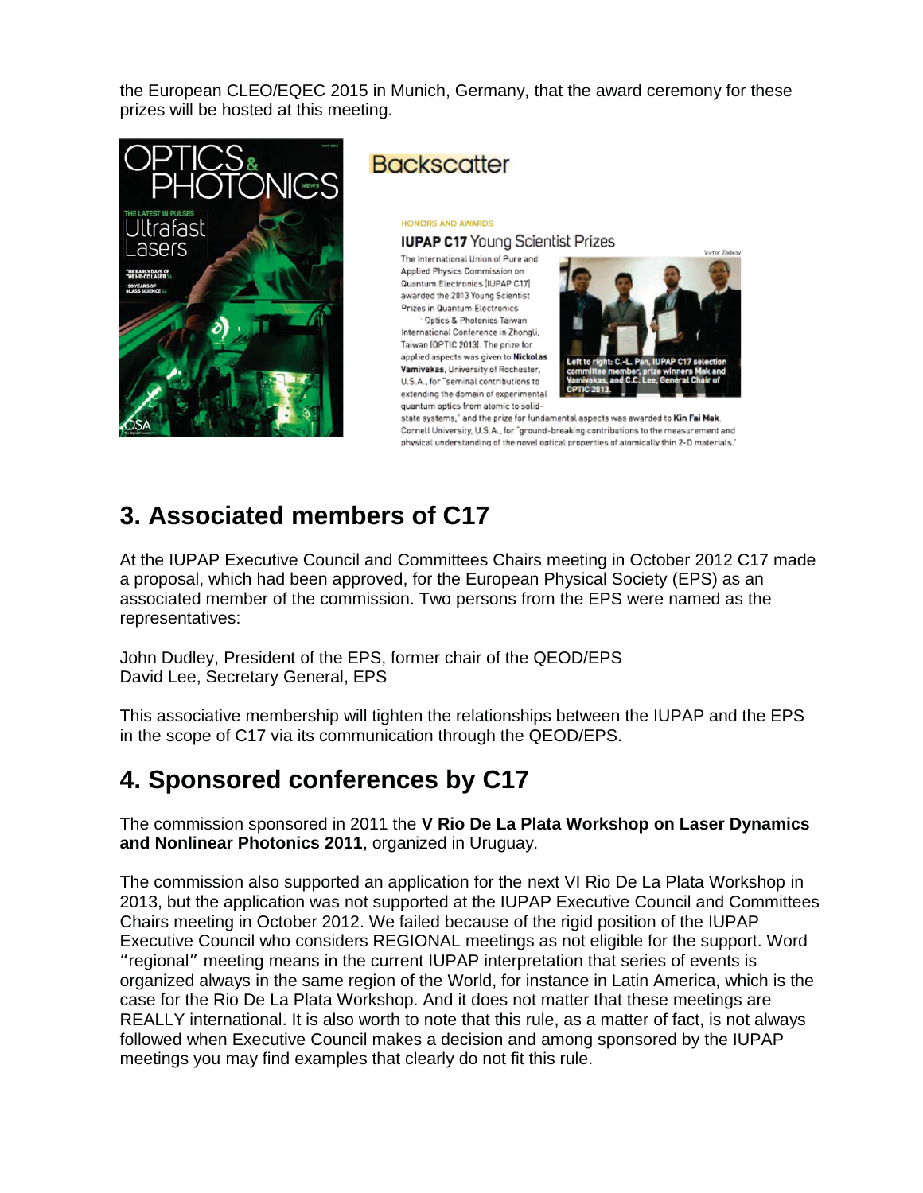the European CLEO/EQEC 2015 in Munich, Germany, that the award ceremony for these prizes will be hosted at this meeting.

Backscatter

HONORS AND AWARDS

**IUPAP C17** Young Scientist Prizes

The International Union of Pure and Applied Physics Commission on Quantum Electronics (IUPAP C17) awarded the 2013 Young Scientist Prizes in Quantum Electronics at Optics & Photonics Taiwan International Conference in Zhongli, Taiwan (OPTIC 2013). The prize for applied aspects was given to **Nickolas Vamivakas**, University of Rochester, U.S.A., for "seminal contributions to extending the domain of experimental quantum optics from atomic to solid-state systems," and the prize for fundamental aspects was awarded to **Kin Fai Mak**, Cornell University, U.S.A., for "ground-breaking contributions to the measurement and physical understanding of the novel optical properties of atomically thin 2-D materials."

Victor Zadkov

Left to right: C.-L. Pan, IUPAP C17 selection committee member, prize winners Mak and Vamivakas, and C.C. Lee, General Chair of OPTIC 2013.

## 3. Associated members of C17

At the IUPAP Executive Council and Committees Chairs meeting in October 2012 C17 made a proposal, which had been approved, for the European Physical Society (EPS) as an associated member of the commission. Two persons from the EPS were named as the representatives:

John Dudley, President of the EPS, former chair of the QEOD/EPS
David Lee, Secretary General, EPS

This associative membership will tighten the relationships between the IUPAP and the EPS in the scope of C17 via its communication through the QEOD/EPS.

## 4. Sponsored conferences by C17

The commission sponsored in 2011 the **V Rio De La Plata Workshop on Laser Dynamics and Nonlinear Photonics 2011**, organized in Uruguay.

The commission also supported an application for the next VI Rio De La Plata Workshop in 2013, but the application was not supported at the IUPAP Executive Council and Committees Chairs meeting in October 2012. We failed because of the rigid position of the IUPAP Executive Council who considers REGIONAL meetings as not eligible for the support. Word "regional" meeting means in the current IUPAP interpretation that series of events is organized always in the same region of the World, for instance in Latin America, which is the case for the Rio De La Plata Workshop. And it does not matter that these meetings are REALLY international. It is also worth to note that this rule, as a matter of fact, is not always followed when Executive Council makes a decision and among sponsored by the IUPAP meetings you may find examples that clearly do not fit this rule.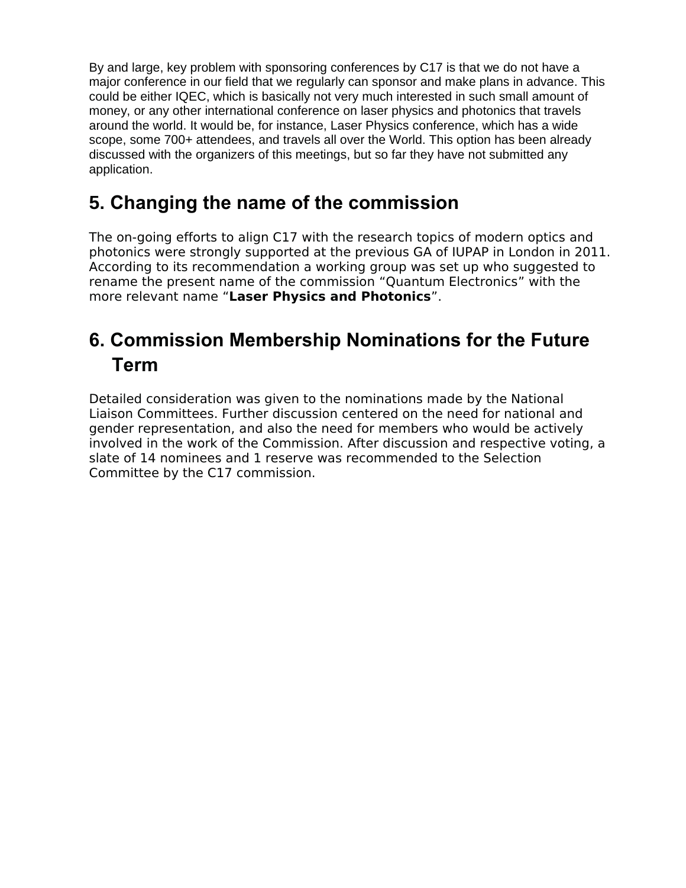By and large, key problem with sponsoring conferences by C17 is that we do not have a major conference in our field that we regularly can sponsor and make plans in advance. This could be either IQEC, which is basically not very much interested in such small amount of money, or any other international conference on laser physics and photonics that travels around the world. It would be, for instance, Laser Physics conference, which has a wide scope, some 700+ attendees, and travels all over the World. This option has been already discussed with the organizers of this meetings, but so far they have not submitted any application.

## 5. Changing the name of the commission

The on-going efforts to align C17 with the research topics of modern optics and photonics were strongly supported at the previous GA of IUPAP in London in 2011. According to its recommendation a working group was set up who suggested to rename the present name of the commission "Quantum Electronics" with the more relevant name "**Laser Physics and Photonics**".

## 6. Commission Membership Nominations for the Future Term

Detailed consideration was given to the nominations made by the National Liaison Committees. Further discussion centered on the need for national and gender representation, and also the need for members who would be actively involved in the work of the Commission. After discussion and respective voting, a slate of 14 nominees and 1 reserve was recommended to the Selection Committee by the C17 commission.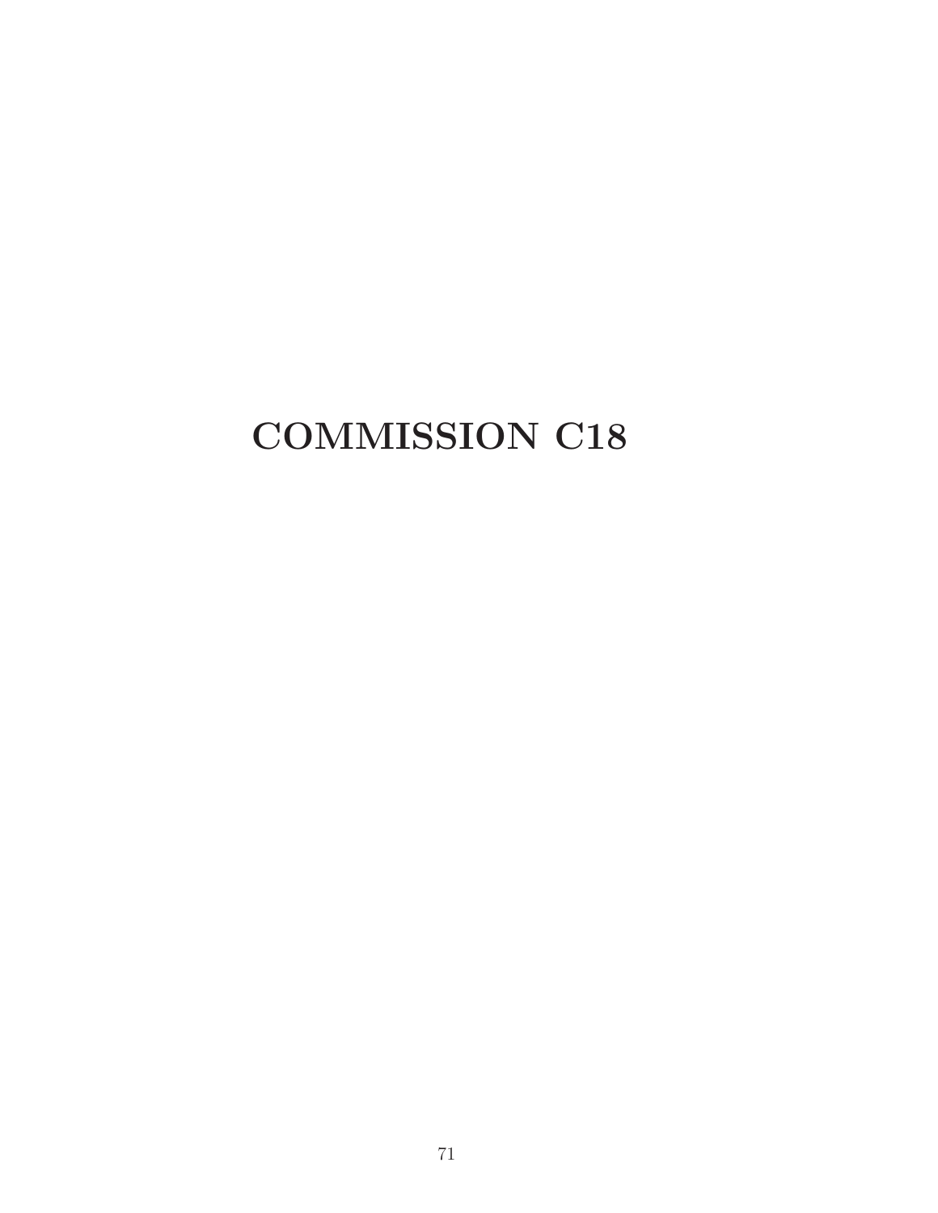# COMMISSION C18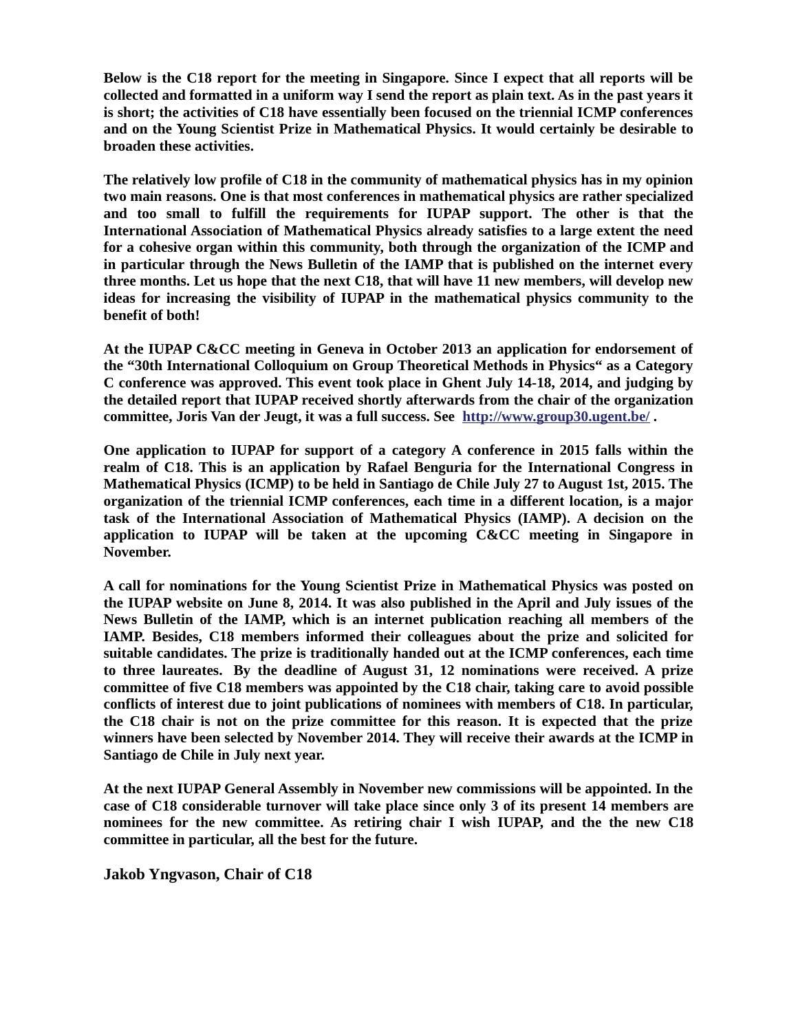Below is the C18 report for the meeting in Singapore. Since I expect that all reports will be collected and formatted in a uniform way I send the report as plain text. As in the past years it is short; the activities of C18 have essentially been focused on the triennial ICMP conferences and on the Young Scientist Prize in Mathematical Physics. It would certainly be desirable to broaden these activities.

The relatively low profile of C18 in the community of mathematical physics has in my opinion two main reasons. One is that most conferences in mathematical physics are rather specialized and too small to fulfill the requirements for IUPAP support. The other is that the International Association of Mathematical Physics already satisfies to a large extent the need for a cohesive organ within this community, both through the organization of the ICMP and in particular through the News Bulletin of the IAMP that is published on the internet every three months. Let us hope that the next C18, that will have 11 new members, will develop new ideas for increasing the visibility of IUPAP in the mathematical physics community to the benefit of both!

At the IUPAP C&CC meeting in Geneva in October 2013 an application for endorsement of the “30th International Colloquium on Group Theoretical Methods in Physics“ as a Category C conference was approved. This event took place in Ghent July 14-18, 2014, and judging by the detailed report that IUPAP received shortly afterwards from the chair of the organization committee, Joris Van der Jeugt, it was a full success. See http://www.group30.ugent.be/ .

One application to IUPAP for support of a category A conference in 2015 falls within the realm of C18. This is an application by Rafael Benguria for the International Congress in Mathematical Physics (ICMP) to be held in Santiago de Chile July 27 to August 1st, 2015. The organization of the triennial ICMP conferences, each time in a different location, is a major task of the International Association of Mathematical Physics (IAMP). A decision on the application to IUPAP will be taken at the upcoming C&CC meeting in Singapore in November.

A call for nominations for the Young Scientist Prize in Mathematical Physics was posted on the IUPAP website on June 8, 2014. It was also published in the April and July issues of the News Bulletin of the IAMP, which is an internet publication reaching all members of the IAMP. Besides, C18 members informed their colleagues about the prize and solicited for suitable candidates. The prize is traditionally handed out at the ICMP conferences, each time to three laureates. By the deadline of August 31, 12 nominations were received. A prize committee of five C18 members was appointed by the C18 chair, taking care to avoid possible conflicts of interest due to joint publications of nominees with members of C18. In particular, the C18 chair is not on the prize committee for this reason. It is expected that the prize winners have been selected by November 2014. They will receive their awards at the ICMP in Santiago de Chile in July next year.

At the next IUPAP General Assembly in November new commissions will be appointed. In the case of C18 considerable turnover will take place since only 3 of its present 14 members are nominees for the new committee. As retiring chair I wish IUPAP, and the the new C18 committee in particular, all the best for the future.

**Jakob Yngvason, Chair of C18**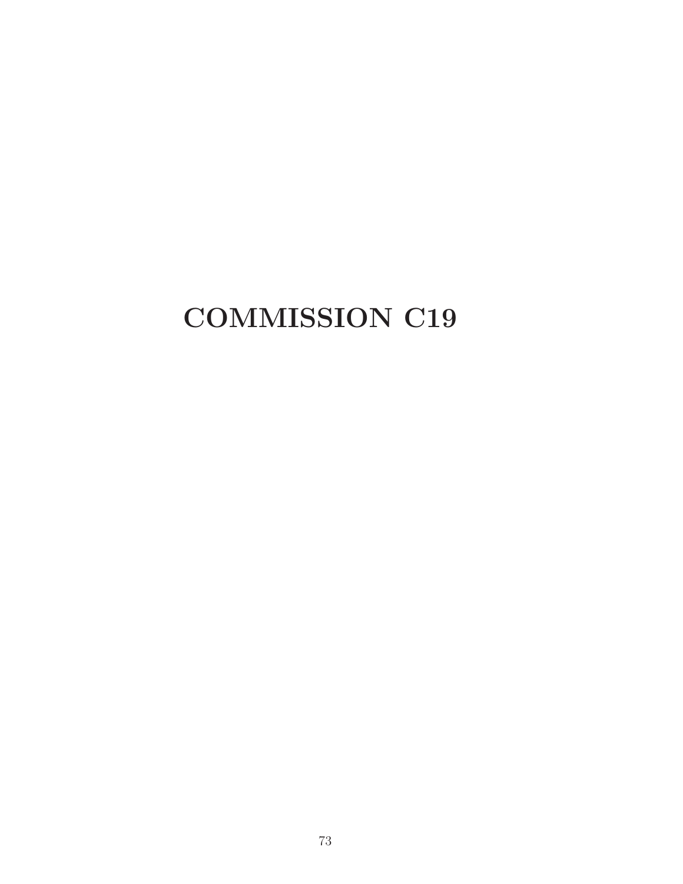# COMMISSION C19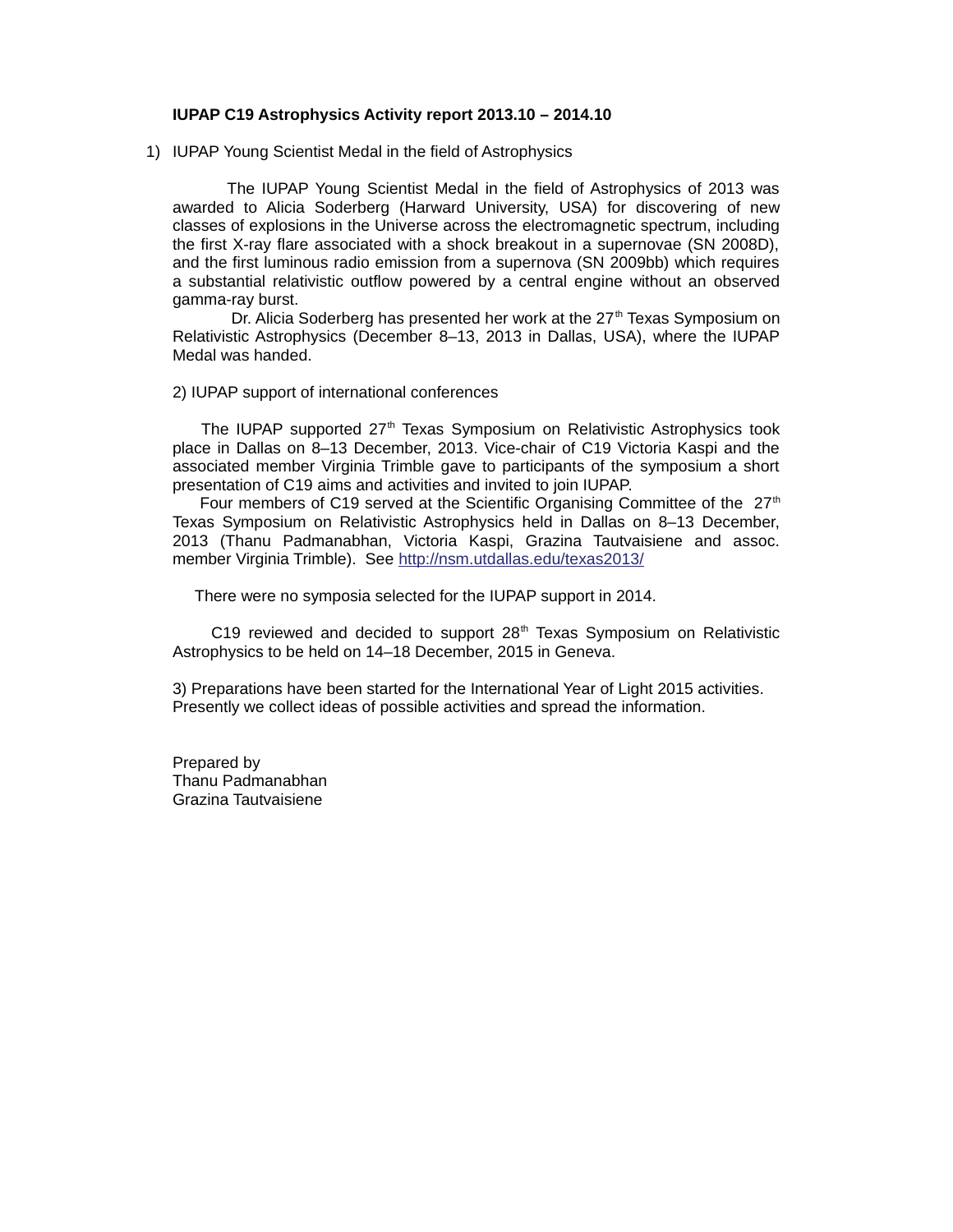**IUPAP C19 Astrophysics Activity report 2013.10 – 2014.10**

1) IUPAP Young Scientist Medal in the field of Astrophysics

The IUPAP Young Scientist Medal in the field of Astrophysics of 2013 was awarded to Alicia Soderberg (Harward University, USA) for discovering of new classes of explosions in the Universe across the electromagnetic spectrum, including the first X-ray flare associated with a shock breakout in a supernovae (SN 2008D), and the first luminous radio emission from a supernova (SN 2009bb) which requires a substantial relativistic outflow powered by a central engine without an observed gamma-ray burst.

Dr. Alicia Soderberg has presented her work at the 27th Texas Symposium on Relativistic Astrophysics (December 8–13, 2013 in Dallas, USA), where the IUPAP Medal was handed.

2) IUPAP support of international conferences

The IUPAP supported 27th Texas Symposium on Relativistic Astrophysics took place in Dallas on 8–13 December, 2013. Vice-chair of C19 Victoria Kaspi and the associated member Virginia Trimble gave to participants of the symposium a short presentation of C19 aims and activities and invited to join IUPAP.

Four members of C19 served at the Scientific Organising Committee of the 27th Texas Symposium on Relativistic Astrophysics held in Dallas on 8–13 December, 2013 (Thanu Padmanabhan, Victoria Kaspi, Grazina Tautvaisiene and assoc. member Virginia Trimble). See http://nsm.utdallas.edu/texas2013/

There were no symposia selected for the IUPAP support in 2014.

C19 reviewed and decided to support 28th Texas Symposium on Relativistic Astrophysics to be held on 14–18 December, 2015 in Geneva.

3) Preparations have been started for the International Year of Light 2015 activities. Presently we collect ideas of possible activities and spread the information.

Prepared by
Thanu Padmanabhan
Grazina Tautvaisiene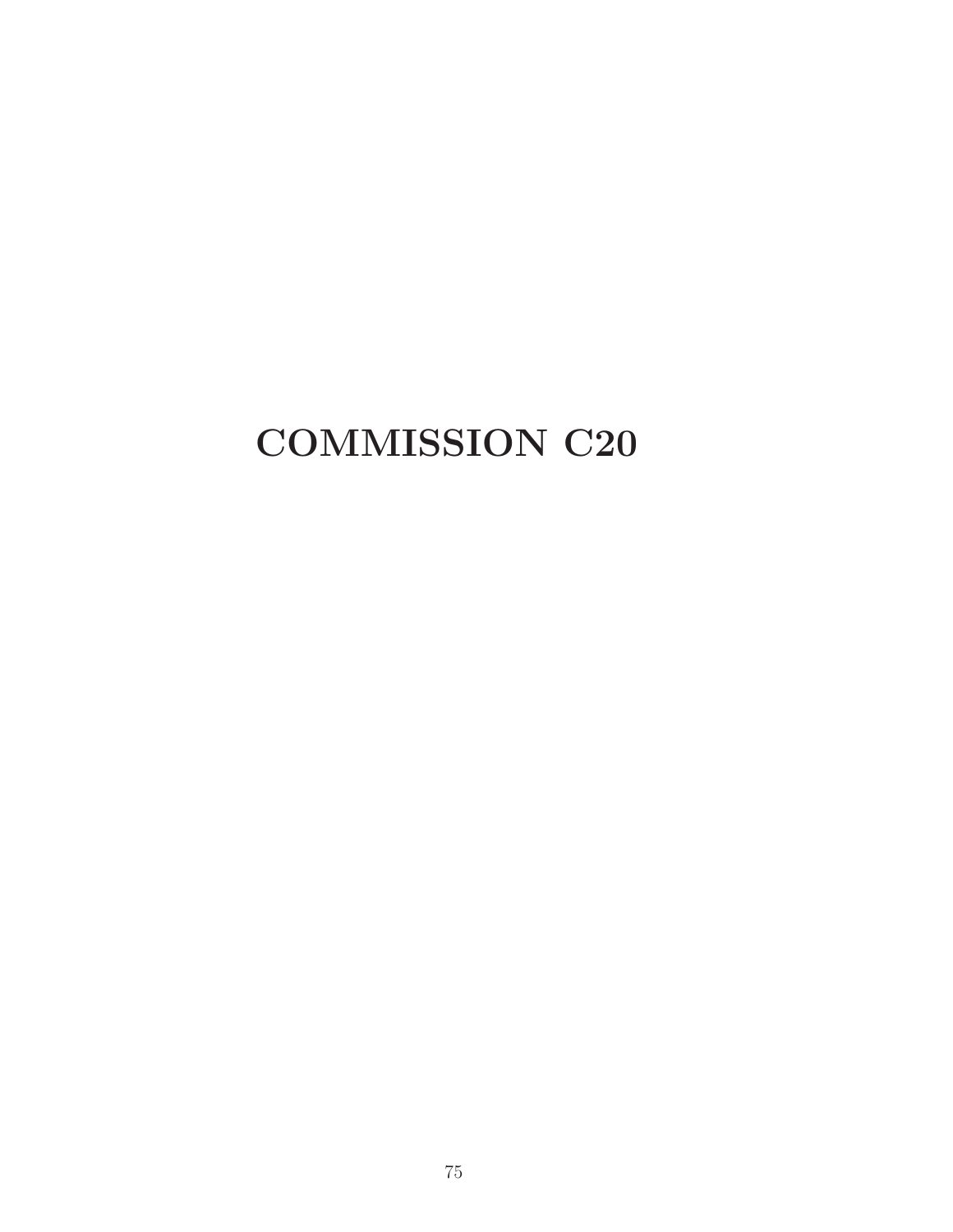# COMMISSION C20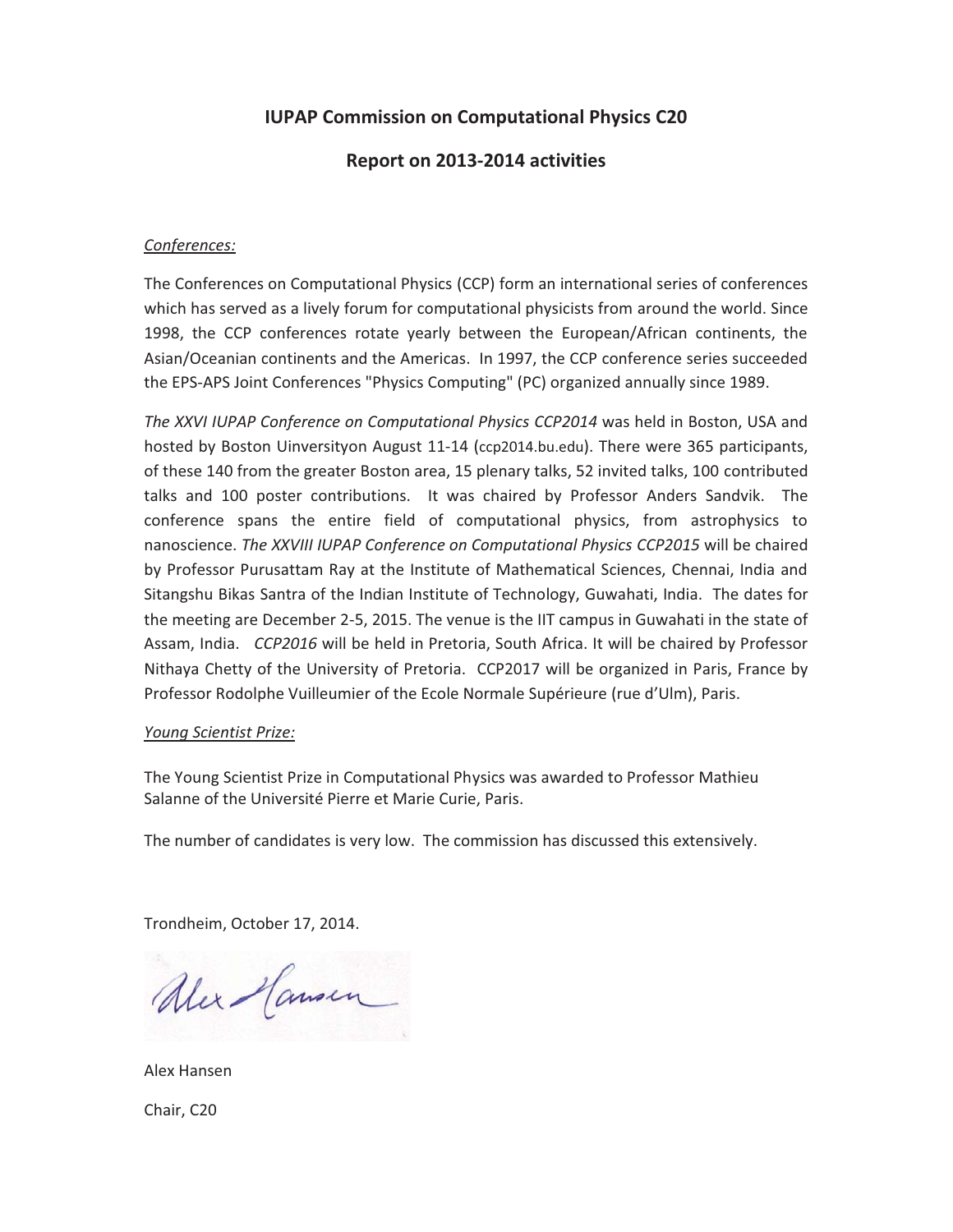## IUPAP Commission on Computational Physics C20

## Report on 2013-2014 activities

*Conferences:*

The Conferences on Computational Physics (CCP) form an international series of conferences which has served as a lively forum for computational physicists from around the world. Since 1998, the CCP conferences rotate yearly between the European/African continents, the Asian/Oceanian continents and the Americas. In 1997, the CCP conference series succeeded the EPS-APS Joint Conferences "Physics Computing" (PC) organized annually since 1989.

*The XXVI IUPAP Conference on Computational Physics CCP2014* was held in Boston, USA and hosted by Boston Uinversityon August 11-14 (ccp2014.bu.edu). There were 365 participants, of these 140 from the greater Boston area, 15 plenary talks, 52 invited talks, 100 contributed talks and 100 poster contributions. It was chaired by Professor Anders Sandvik. The conference spans the entire field of computational physics, from astrophysics to nanoscience. *The XXVIII IUPAP Conference on Computational Physics CCP2015* will be chaired by Professor Purusattam Ray at the Institute of Mathematical Sciences, Chennai, India and Sitangshu Bikas Santra of the Indian Institute of Technology, Guwahati, India. The dates for the meeting are December 2-5, 2015. The venue is the IIT campus in Guwahati in the state of Assam, India. *CCP2016* will be held in Pretoria, South Africa. It will be chaired by Professor Nithaya Chetty of the University of Pretoria. CCP2017 will be organized in Paris, France by Professor Rodolphe Vuilleumier of the Ecole Normale Supérieure (rue d'Ulm), Paris.

*Young Scientist Prize:*

The Young Scientist Prize in Computational Physics was awarded to Professor Mathieu Salanne of the Université Pierre et Marie Curie, Paris.

The number of candidates is very low. The commission has discussed this extensively.

Trondheim, October 17, 2014.

Alex Hansen

Alex Hansen

Chair, C20